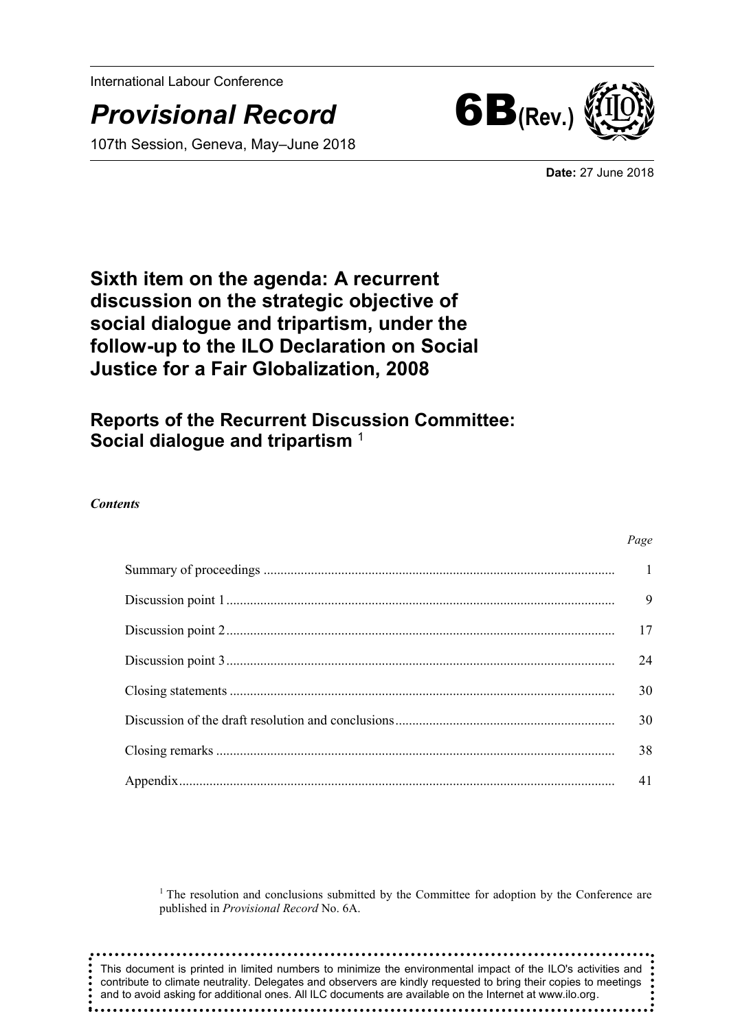International Labour Conference

# *Provisional Record* 6B(Rev.)

107th Session, Geneva, May–June 2018

**Date:** 27 June 2018

## Sixth item on the agenda: A recurrent discussion on the strategic objective of social dialogue and tripartism, under the follow-up to the ILO Declaration on Social Justice for a Fair Globalization, 2008

## Reports of the Recurrent Discussion Committee: Social dialogue and tripartism [1]

***Contents***

| | *Page* |
|---|---|
| Summary of proceedings | 1 |
| Discussion point 1 | 9 |
| Discussion point 2 | 17 |
| Discussion point 3 | 24 |
| Closing statements | 30 |
| Discussion of the draft resolution and conclusions | 30 |
| Closing remarks | 38 |
| Appendix | 41 |

[1] The resolution and conclusions submitted by the Committee for adoption by the Conference are published in *Provisional Record* No. 6A.

This document is printed in limited numbers to minimize the environmental impact of the ILO's activities and contribute to climate neutrality. Delegates and observers are kindly requested to bring their copies to meetings and to avoid asking for additional ones. All ILC documents are available on the Internet at www.ilo.org.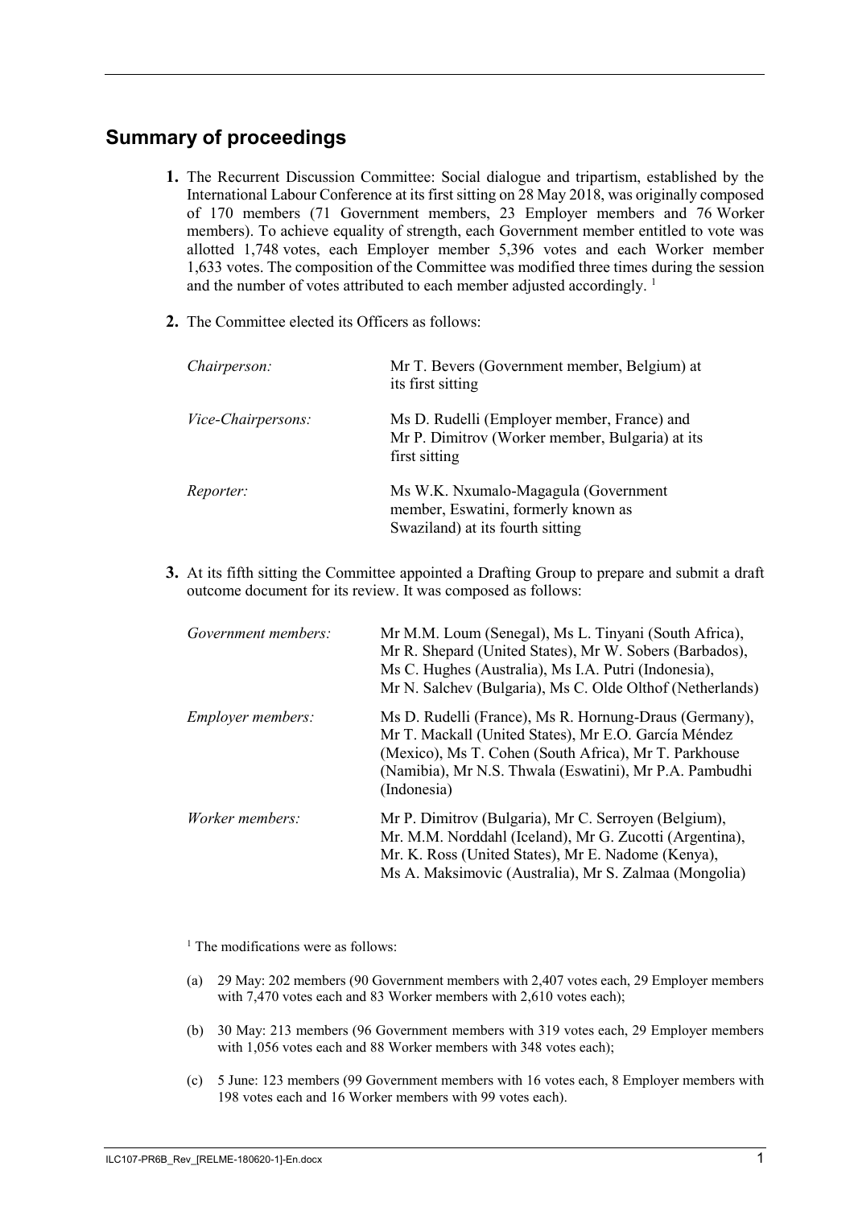## Summary of proceedings

**1.** The Recurrent Discussion Committee: Social dialogue and tripartism, established by the International Labour Conference at its first sitting on 28 May 2018, was originally composed of 170 members (71 Government members, 23 Employer members and 76 Worker members). To achieve equality of strength, each Government member entitled to vote was allotted 1,748 votes, each Employer member 5,396 votes and each Worker member 1,633 votes. The composition of the Committee was modified three times during the session and the number of votes attributed to each member adjusted accordingly. [1]

**2.** The Committee elected its Officers as follows:

| | |
|---|---|
| *Chairperson:* | Mr T. Bevers (Government member, Belgium) at its first sitting |
| *Vice-Chairpersons:* | Ms D. Rudelli (Employer member, France) and Mr P. Dimitrov (Worker member, Bulgaria) at its first sitting |
| *Reporter:* | Ms W.K. Nxumalo-Magagula (Government member, Eswatini, formerly known as Swaziland) at its fourth sitting |

**3.** At its fifth sitting the Committee appointed a Drafting Group to prepare and submit a draft outcome document for its review. It was composed as follows:

| | |
|---|---|
| *Government members:* | Mr M.M. Loum (Senegal), Ms L. Tinyani (South Africa), Mr R. Shepard (United States), Mr W. Sobers (Barbados), Ms C. Hughes (Australia), Ms I.A. Putri (Indonesia), Mr N. Salchev (Bulgaria), Ms C. Olde Olthof (Netherlands) |
| *Employer members:* | Ms D. Rudelli (France), Ms R. Hornung-Draus (Germany), Mr T. Mackall (United States), Mr E.O. García Méndez (Mexico), Ms T. Cohen (South Africa), Mr T. Parkhouse (Namibia), Mr N.S. Thwala (Eswatini), Mr P.A. Pambudhi (Indonesia) |
| *Worker members:* | Mr P. Dimitrov (Bulgaria), Mr C. Serroyen (Belgium), Mr. M.M. Norddahl (Iceland), Mr G. Zucotti (Argentina), Mr. K. Ross (United States), Mr E. Nadome (Kenya), Ms A. Maksimovic (Australia), Mr S. Zalmaa (Mongolia) |

[1] The modifications were as follows:

(a) 29 May: 202 members (90 Government members with 2,407 votes each, 29 Employer members with 7,470 votes each and 83 Worker members with 2,610 votes each);

(b) 30 May: 213 members (96 Government members with 319 votes each, 29 Employer members with 1,056 votes each and 88 Worker members with 348 votes each);

(c) 5 June: 123 members (99 Government members with 16 votes each, 8 Employer members with 198 votes each and 16 Worker members with 99 votes each).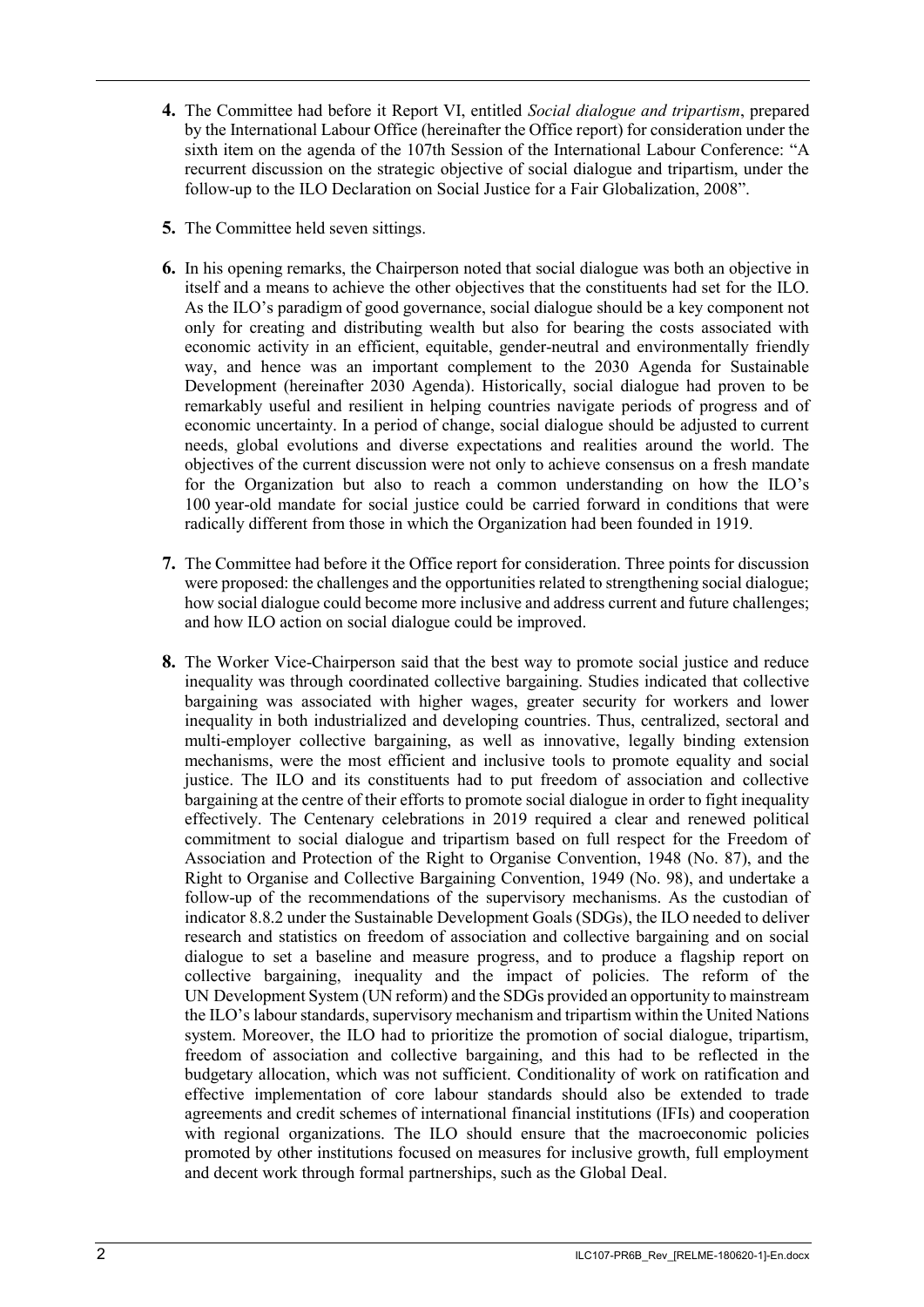**4.** The Committee had before it Report VI, entitled *Social dialogue and tripartism*, prepared by the International Labour Office (hereinafter the Office report) for consideration under the sixth item on the agenda of the 107th Session of the International Labour Conference: "A recurrent discussion on the strategic objective of social dialogue and tripartism, under the follow-up to the ILO Declaration on Social Justice for a Fair Globalization, 2008".

**5.** The Committee held seven sittings.

**6.** In his opening remarks, the Chairperson noted that social dialogue was both an objective in itself and a means to achieve the other objectives that the constituents had set for the ILO. As the ILO's paradigm of good governance, social dialogue should be a key component not only for creating and distributing wealth but also for bearing the costs associated with economic activity in an efficient, equitable, gender-neutral and environmentally friendly way, and hence was an important complement to the 2030 Agenda for Sustainable Development (hereinafter 2030 Agenda). Historically, social dialogue had proven to be remarkably useful and resilient in helping countries navigate periods of progress and of economic uncertainty. In a period of change, social dialogue should be adjusted to current needs, global evolutions and diverse expectations and realities around the world. The objectives of the current discussion were not only to achieve consensus on a fresh mandate for the Organization but also to reach a common understanding on how the ILO's 100 year-old mandate for social justice could be carried forward in conditions that were radically different from those in which the Organization had been founded in 1919.

**7.** The Committee had before it the Office report for consideration. Three points for discussion were proposed: the challenges and the opportunities related to strengthening social dialogue; how social dialogue could become more inclusive and address current and future challenges; and how ILO action on social dialogue could be improved.

**8.** The Worker Vice-Chairperson said that the best way to promote social justice and reduce inequality was through coordinated collective bargaining. Studies indicated that collective bargaining was associated with higher wages, greater security for workers and lower inequality in both industrialized and developing countries. Thus, centralized, sectoral and multi-employer collective bargaining, as well as innovative, legally binding extension mechanisms, were the most efficient and inclusive tools to promote equality and social justice. The ILO and its constituents had to put freedom of association and collective bargaining at the centre of their efforts to promote social dialogue in order to fight inequality effectively. The Centenary celebrations in 2019 required a clear and renewed political commitment to social dialogue and tripartism based on full respect for the Freedom of Association and Protection of the Right to Organise Convention, 1948 (No. 87), and the Right to Organise and Collective Bargaining Convention, 1949 (No. 98), and undertake a follow-up of the recommendations of the supervisory mechanisms. As the custodian of indicator 8.8.2 under the Sustainable Development Goals (SDGs), the ILO needed to deliver research and statistics on freedom of association and collective bargaining and on social dialogue to set a baseline and measure progress, and to produce a flagship report on collective bargaining, inequality and the impact of policies. The reform of the UN Development System (UN reform) and the SDGs provided an opportunity to mainstream the ILO's labour standards, supervisory mechanism and tripartism within the United Nations system. Moreover, the ILO had to prioritize the promotion of social dialogue, tripartism, freedom of association and collective bargaining, and this had to be reflected in the budgetary allocation, which was not sufficient. Conditionality of work on ratification and effective implementation of core labour standards should also be extended to trade agreements and credit schemes of international financial institutions (IFIs) and cooperation with regional organizations. The ILO should ensure that the macroeconomic policies promoted by other institutions focused on measures for inclusive growth, full employment and decent work through formal partnerships, such as the Global Deal.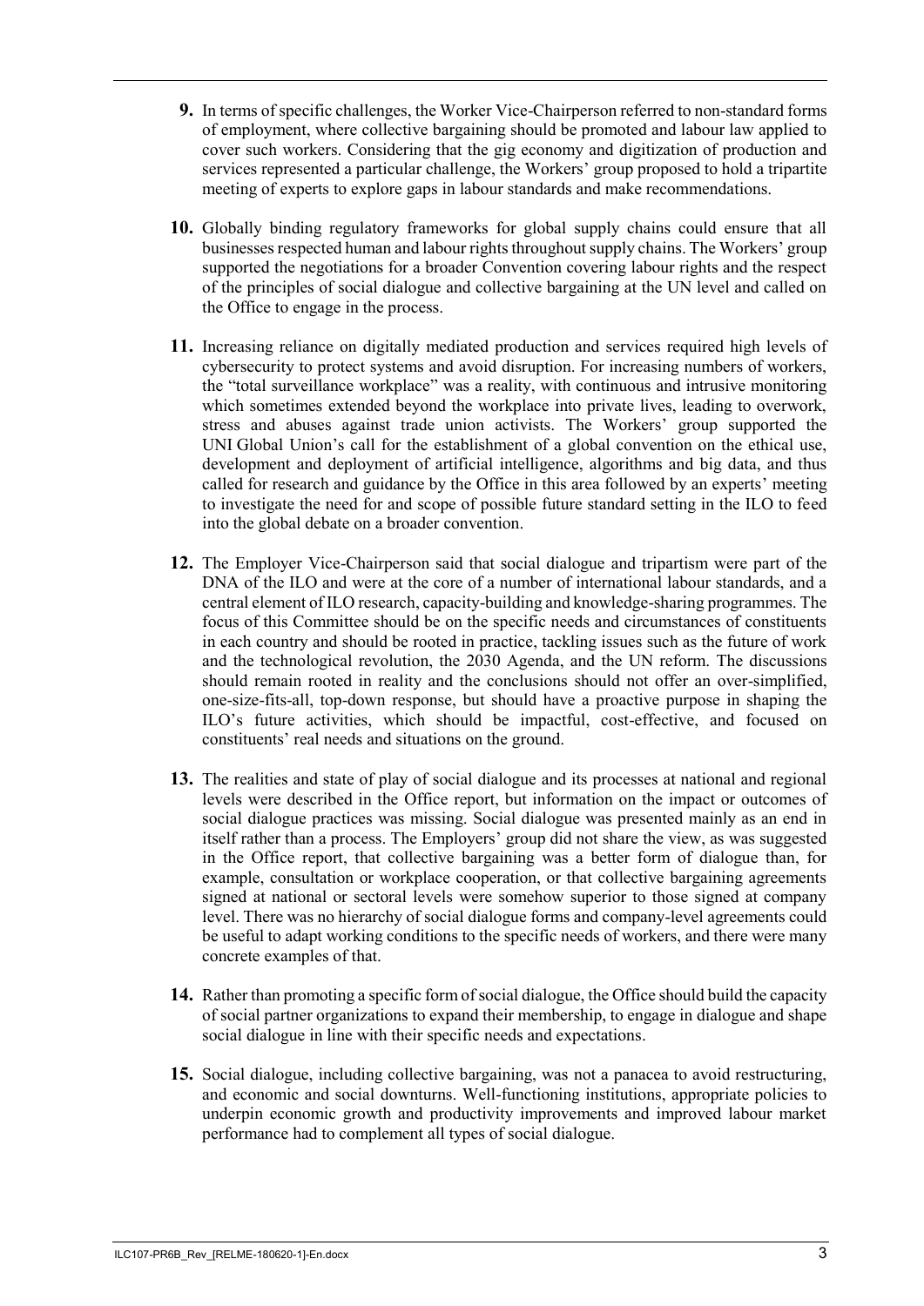**9.** In terms of specific challenges, the Worker Vice-Chairperson referred to non-standard forms of employment, where collective bargaining should be promoted and labour law applied to cover such workers. Considering that the gig economy and digitization of production and services represented a particular challenge, the Workers' group proposed to hold a tripartite meeting of experts to explore gaps in labour standards and make recommendations.

**10.** Globally binding regulatory frameworks for global supply chains could ensure that all businesses respected human and labour rights throughout supply chains. The Workers' group supported the negotiations for a broader Convention covering labour rights and the respect of the principles of social dialogue and collective bargaining at the UN level and called on the Office to engage in the process.

**11.** Increasing reliance on digitally mediated production and services required high levels of cybersecurity to protect systems and avoid disruption. For increasing numbers of workers, the "total surveillance workplace" was a reality, with continuous and intrusive monitoring which sometimes extended beyond the workplace into private lives, leading to overwork, stress and abuses against trade union activists. The Workers' group supported the UNI Global Union's call for the establishment of a global convention on the ethical use, development and deployment of artificial intelligence, algorithms and big data, and thus called for research and guidance by the Office in this area followed by an experts' meeting to investigate the need for and scope of possible future standard setting in the ILO to feed into the global debate on a broader convention.

**12.** The Employer Vice-Chairperson said that social dialogue and tripartism were part of the DNA of the ILO and were at the core of a number of international labour standards, and a central element of ILO research, capacity-building and knowledge-sharing programmes. The focus of this Committee should be on the specific needs and circumstances of constituents in each country and should be rooted in practice, tackling issues such as the future of work and the technological revolution, the 2030 Agenda, and the UN reform. The discussions should remain rooted in reality and the conclusions should not offer an over-simplified, one-size-fits-all, top-down response, but should have a proactive purpose in shaping the ILO's future activities, which should be impactful, cost-effective, and focused on constituents' real needs and situations on the ground.

**13.** The realities and state of play of social dialogue and its processes at national and regional levels were described in the Office report, but information on the impact or outcomes of social dialogue practices was missing. Social dialogue was presented mainly as an end in itself rather than a process. The Employers' group did not share the view, as was suggested in the Office report, that collective bargaining was a better form of dialogue than, for example, consultation or workplace cooperation, or that collective bargaining agreements signed at national or sectoral levels were somehow superior to those signed at company level. There was no hierarchy of social dialogue forms and company-level agreements could be useful to adapt working conditions to the specific needs of workers, and there were many concrete examples of that.

**14.** Rather than promoting a specific form of social dialogue, the Office should build the capacity of social partner organizations to expand their membership, to engage in dialogue and shape social dialogue in line with their specific needs and expectations.

**15.** Social dialogue, including collective bargaining, was not a panacea to avoid restructuring, and economic and social downturns. Well-functioning institutions, appropriate policies to underpin economic growth and productivity improvements and improved labour market performance had to complement all types of social dialogue.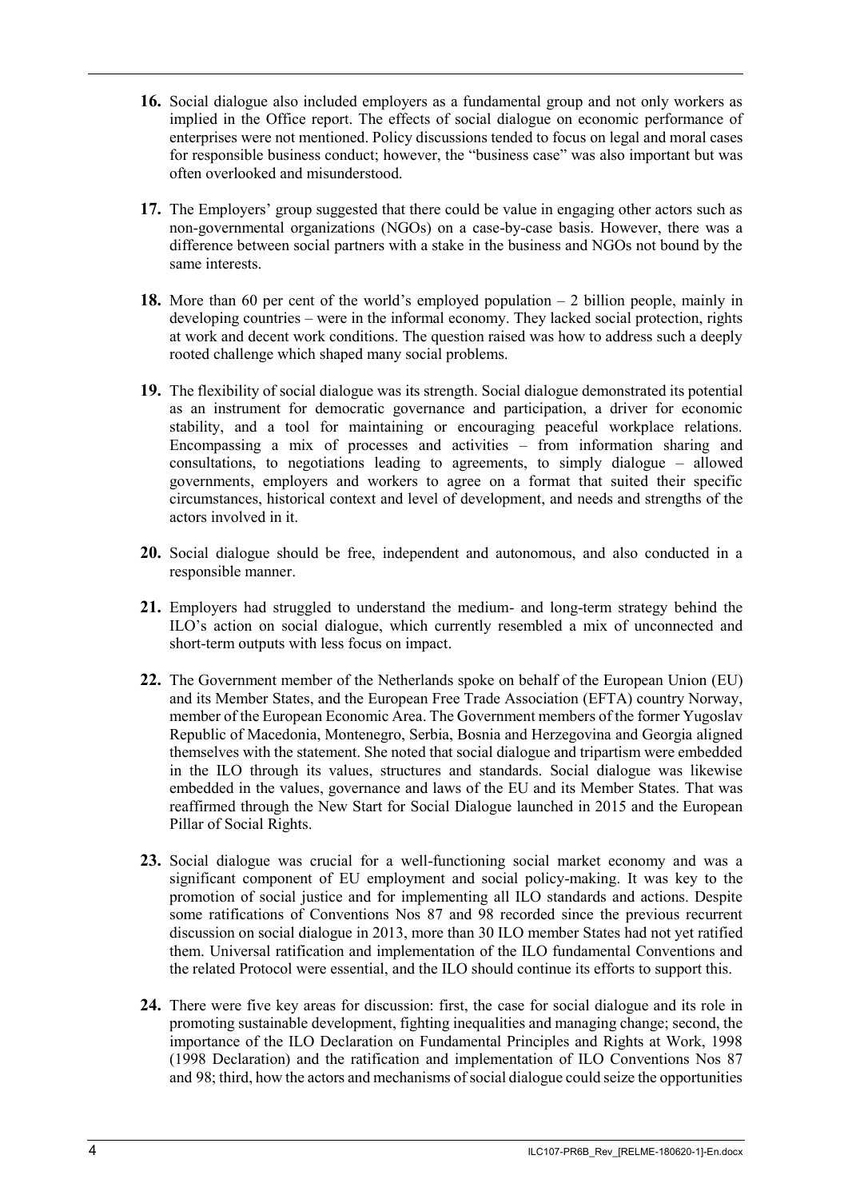**16.** Social dialogue also included employers as a fundamental group and not only workers as implied in the Office report. The effects of social dialogue on economic performance of enterprises were not mentioned. Policy discussions tended to focus on legal and moral cases for responsible business conduct; however, the "business case" was also important but was often overlooked and misunderstood.

**17.** The Employers' group suggested that there could be value in engaging other actors such as non-governmental organizations (NGOs) on a case-by-case basis. However, there was a difference between social partners with a stake in the business and NGOs not bound by the same interests.

**18.** More than 60 per cent of the world's employed population – 2 billion people, mainly in developing countries – were in the informal economy. They lacked social protection, rights at work and decent work conditions. The question raised was how to address such a deeply rooted challenge which shaped many social problems.

**19.** The flexibility of social dialogue was its strength. Social dialogue demonstrated its potential as an instrument for democratic governance and participation, a driver for economic stability, and a tool for maintaining or encouraging peaceful workplace relations. Encompassing a mix of processes and activities – from information sharing and consultations, to negotiations leading to agreements, to simply dialogue – allowed governments, employers and workers to agree on a format that suited their specific circumstances, historical context and level of development, and needs and strengths of the actors involved in it.

**20.** Social dialogue should be free, independent and autonomous, and also conducted in a responsible manner.

**21.** Employers had struggled to understand the medium- and long-term strategy behind the ILO's action on social dialogue, which currently resembled a mix of unconnected and short-term outputs with less focus on impact.

**22.** The Government member of the Netherlands spoke on behalf of the European Union (EU) and its Member States, and the European Free Trade Association (EFTA) country Norway, member of the European Economic Area. The Government members of the former Yugoslav Republic of Macedonia, Montenegro, Serbia, Bosnia and Herzegovina and Georgia aligned themselves with the statement. She noted that social dialogue and tripartism were embedded in the ILO through its values, structures and standards. Social dialogue was likewise embedded in the values, governance and laws of the EU and its Member States. That was reaffirmed through the New Start for Social Dialogue launched in 2015 and the European Pillar of Social Rights.

**23.** Social dialogue was crucial for a well-functioning social market economy and was a significant component of EU employment and social policy-making. It was key to the promotion of social justice and for implementing all ILO standards and actions. Despite some ratifications of Conventions Nos 87 and 98 recorded since the previous recurrent discussion on social dialogue in 2013, more than 30 ILO member States had not yet ratified them. Universal ratification and implementation of the ILO fundamental Conventions and the related Protocol were essential, and the ILO should continue its efforts to support this.

**24.** There were five key areas for discussion: first, the case for social dialogue and its role in promoting sustainable development, fighting inequalities and managing change; second, the importance of the ILO Declaration on Fundamental Principles and Rights at Work, 1998 (1998 Declaration) and the ratification and implementation of ILO Conventions Nos 87 and 98; third, how the actors and mechanisms of social dialogue could seize the opportunities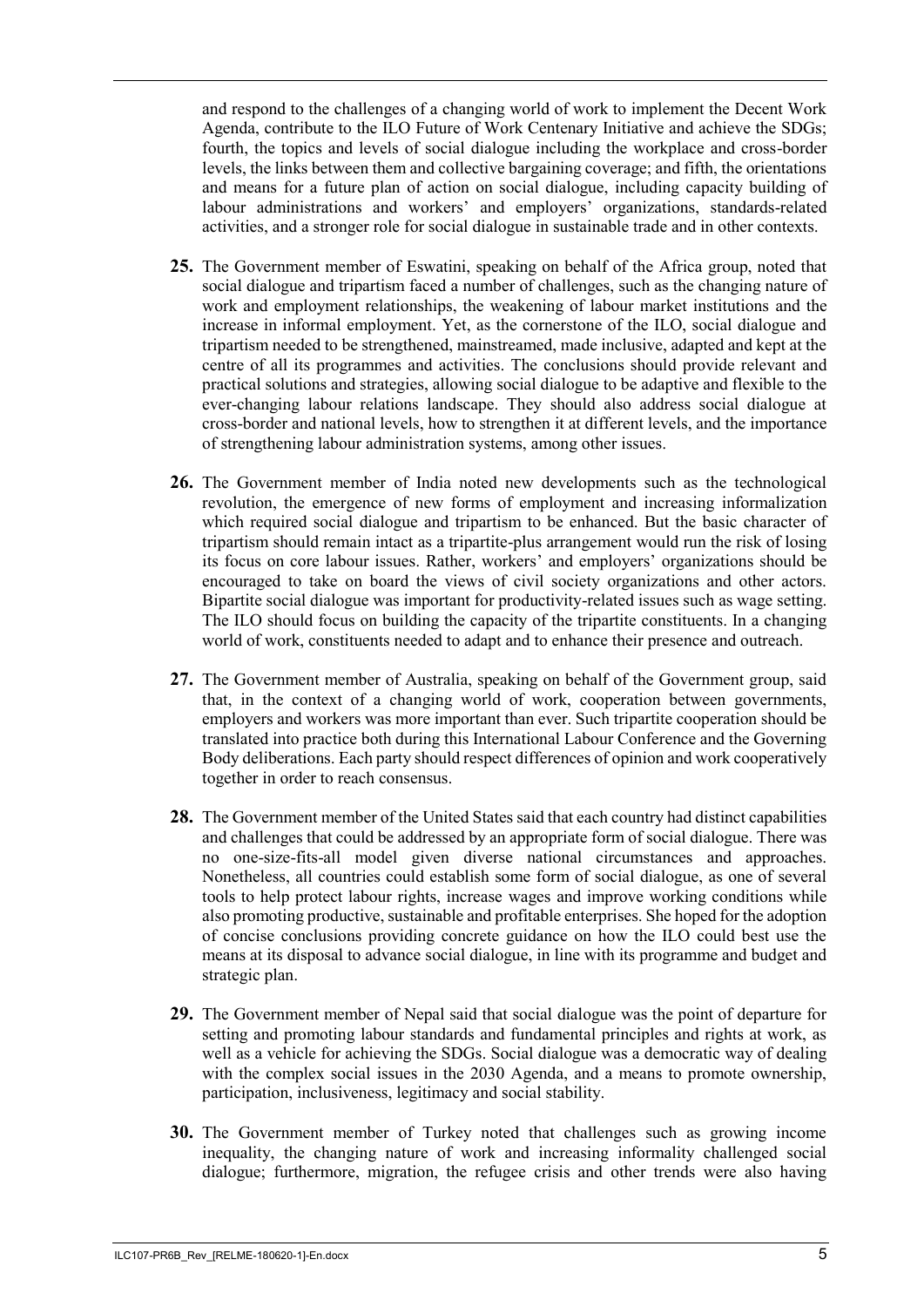and respond to the challenges of a changing world of work to implement the Decent Work Agenda, contribute to the ILO Future of Work Centenary Initiative and achieve the SDGs; fourth, the topics and levels of social dialogue including the workplace and cross-border levels, the links between them and collective bargaining coverage; and fifth, the orientations and means for a future plan of action on social dialogue, including capacity building of labour administrations and workers' and employers' organizations, standards-related activities, and a stronger role for social dialogue in sustainable trade and in other contexts.

**25.** The Government member of Eswatini, speaking on behalf of the Africa group, noted that social dialogue and tripartism faced a number of challenges, such as the changing nature of work and employment relationships, the weakening of labour market institutions and the increase in informal employment. Yet, as the cornerstone of the ILO, social dialogue and tripartism needed to be strengthened, mainstreamed, made inclusive, adapted and kept at the centre of all its programmes and activities. The conclusions should provide relevant and practical solutions and strategies, allowing social dialogue to be adaptive and flexible to the ever-changing labour relations landscape. They should also address social dialogue at cross-border and national levels, how to strengthen it at different levels, and the importance of strengthening labour administration systems, among other issues.

**26.** The Government member of India noted new developments such as the technological revolution, the emergence of new forms of employment and increasing informalization which required social dialogue and tripartism to be enhanced. But the basic character of tripartism should remain intact as a tripartite-plus arrangement would run the risk of losing its focus on core labour issues. Rather, workers' and employers' organizations should be encouraged to take on board the views of civil society organizations and other actors. Bipartite social dialogue was important for productivity-related issues such as wage setting. The ILO should focus on building the capacity of the tripartite constituents. In a changing world of work, constituents needed to adapt and to enhance their presence and outreach.

**27.** The Government member of Australia, speaking on behalf of the Government group, said that, in the context of a changing world of work, cooperation between governments, employers and workers was more important than ever. Such tripartite cooperation should be translated into practice both during this International Labour Conference and the Governing Body deliberations. Each party should respect differences of opinion and work cooperatively together in order to reach consensus.

**28.** The Government member of the United States said that each country had distinct capabilities and challenges that could be addressed by an appropriate form of social dialogue. There was no one-size-fits-all model given diverse national circumstances and approaches. Nonetheless, all countries could establish some form of social dialogue, as one of several tools to help protect labour rights, increase wages and improve working conditions while also promoting productive, sustainable and profitable enterprises. She hoped for the adoption of concise conclusions providing concrete guidance on how the ILO could best use the means at its disposal to advance social dialogue, in line with its programme and budget and strategic plan.

**29.** The Government member of Nepal said that social dialogue was the point of departure for setting and promoting labour standards and fundamental principles and rights at work, as well as a vehicle for achieving the SDGs. Social dialogue was a democratic way of dealing with the complex social issues in the 2030 Agenda, and a means to promote ownership, participation, inclusiveness, legitimacy and social stability.

**30.** The Government member of Turkey noted that challenges such as growing income inequality, the changing nature of work and increasing informality challenged social dialogue; furthermore, migration, the refugee crisis and other trends were also having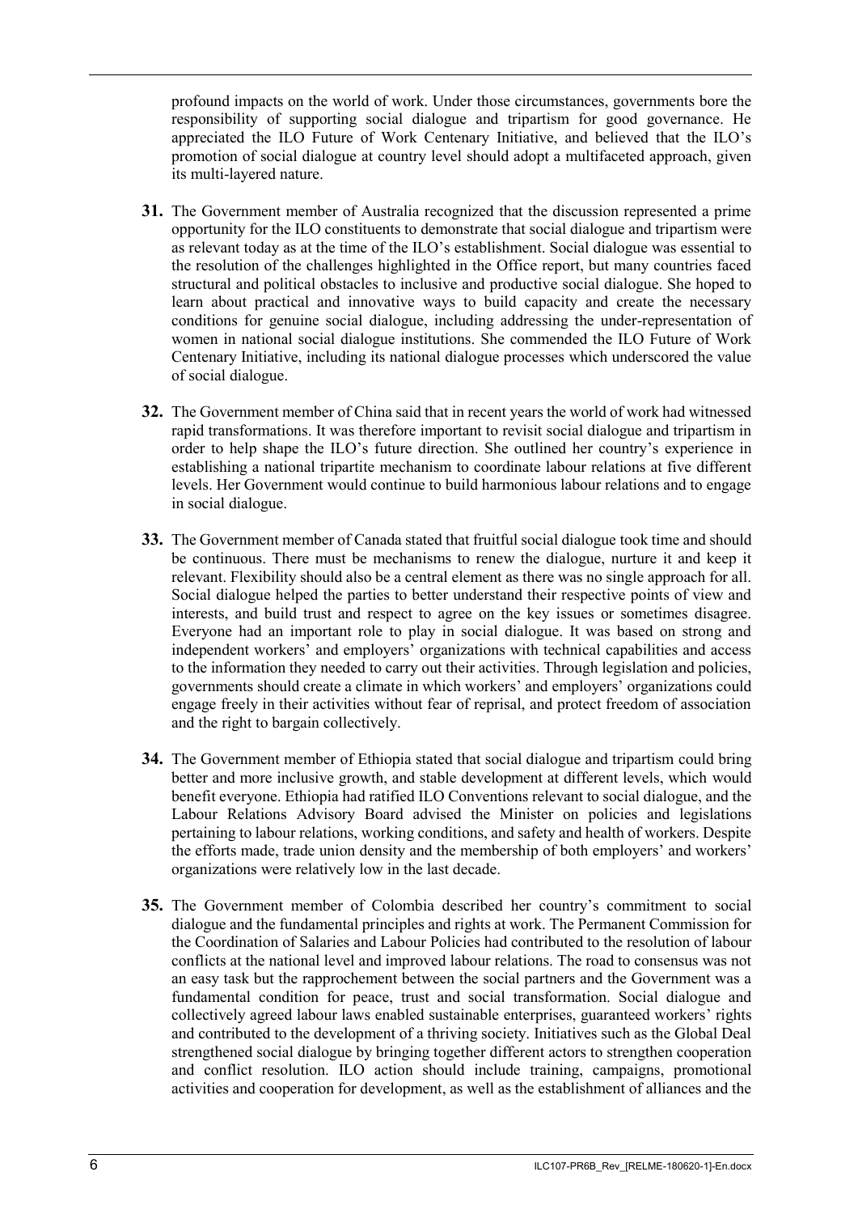profound impacts on the world of work. Under those circumstances, governments bore the responsibility of supporting social dialogue and tripartism for good governance. He appreciated the ILO Future of Work Centenary Initiative, and believed that the ILO's promotion of social dialogue at country level should adopt a multifaceted approach, given its multi-layered nature.

**31.** The Government member of Australia recognized that the discussion represented a prime opportunity for the ILO constituents to demonstrate that social dialogue and tripartism were as relevant today as at the time of the ILO's establishment. Social dialogue was essential to the resolution of the challenges highlighted in the Office report, but many countries faced structural and political obstacles to inclusive and productive social dialogue. She hoped to learn about practical and innovative ways to build capacity and create the necessary conditions for genuine social dialogue, including addressing the under-representation of women in national social dialogue institutions. She commended the ILO Future of Work Centenary Initiative, including its national dialogue processes which underscored the value of social dialogue.

**32.** The Government member of China said that in recent years the world of work had witnessed rapid transformations. It was therefore important to revisit social dialogue and tripartism in order to help shape the ILO's future direction. She outlined her country's experience in establishing a national tripartite mechanism to coordinate labour relations at five different levels. Her Government would continue to build harmonious labour relations and to engage in social dialogue.

**33.** The Government member of Canada stated that fruitful social dialogue took time and should be continuous. There must be mechanisms to renew the dialogue, nurture it and keep it relevant. Flexibility should also be a central element as there was no single approach for all. Social dialogue helped the parties to better understand their respective points of view and interests, and build trust and respect to agree on the key issues or sometimes disagree. Everyone had an important role to play in social dialogue. It was based on strong and independent workers' and employers' organizations with technical capabilities and access to the information they needed to carry out their activities. Through legislation and policies, governments should create a climate in which workers' and employers' organizations could engage freely in their activities without fear of reprisal, and protect freedom of association and the right to bargain collectively.

**34.** The Government member of Ethiopia stated that social dialogue and tripartism could bring better and more inclusive growth, and stable development at different levels, which would benefit everyone. Ethiopia had ratified ILO Conventions relevant to social dialogue, and the Labour Relations Advisory Board advised the Minister on policies and legislations pertaining to labour relations, working conditions, and safety and health of workers. Despite the efforts made, trade union density and the membership of both employers' and workers' organizations were relatively low in the last decade.

**35.** The Government member of Colombia described her country's commitment to social dialogue and the fundamental principles and rights at work. The Permanent Commission for the Coordination of Salaries and Labour Policies had contributed to the resolution of labour conflicts at the national level and improved labour relations. The road to consensus was not an easy task but the rapprochement between the social partners and the Government was a fundamental condition for peace, trust and social transformation. Social dialogue and collectively agreed labour laws enabled sustainable enterprises, guaranteed workers' rights and contributed to the development of a thriving society. Initiatives such as the Global Deal strengthened social dialogue by bringing together different actors to strengthen cooperation and conflict resolution. ILO action should include training, campaigns, promotional activities and cooperation for development, as well as the establishment of alliances and the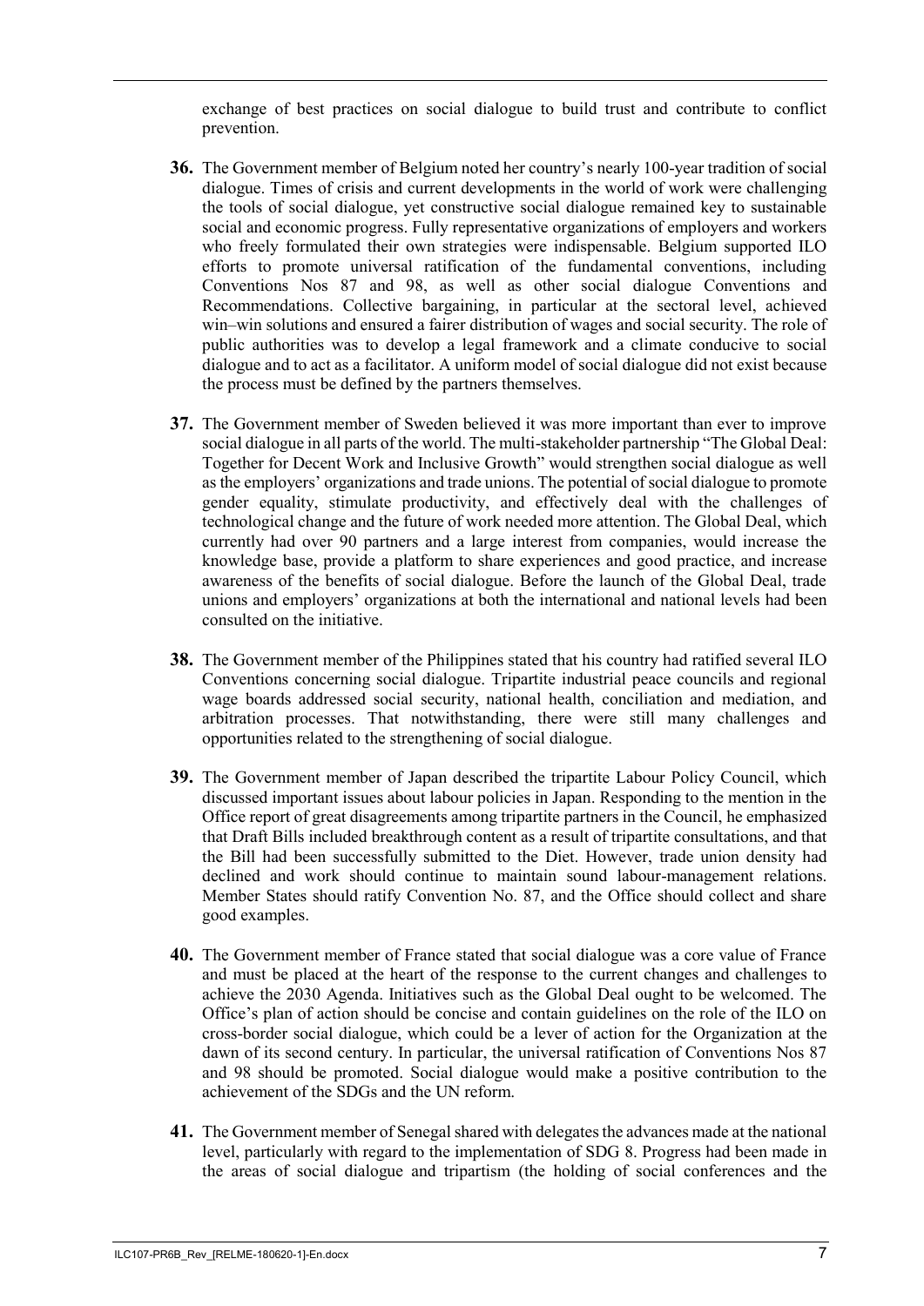exchange of best practices on social dialogue to build trust and contribute to conflict prevention.

**36.** The Government member of Belgium noted her country's nearly 100-year tradition of social dialogue. Times of crisis and current developments in the world of work were challenging the tools of social dialogue, yet constructive social dialogue remained key to sustainable social and economic progress. Fully representative organizations of employers and workers who freely formulated their own strategies were indispensable. Belgium supported ILO efforts to promote universal ratification of the fundamental conventions, including Conventions Nos 87 and 98, as well as other social dialogue Conventions and Recommendations. Collective bargaining, in particular at the sectoral level, achieved win–win solutions and ensured a fairer distribution of wages and social security. The role of public authorities was to develop a legal framework and a climate conducive to social dialogue and to act as a facilitator. A uniform model of social dialogue did not exist because the process must be defined by the partners themselves.

**37.** The Government member of Sweden believed it was more important than ever to improve social dialogue in all parts of the world. The multi-stakeholder partnership "The Global Deal: Together for Decent Work and Inclusive Growth" would strengthen social dialogue as well as the employers' organizations and trade unions. The potential of social dialogue to promote gender equality, stimulate productivity, and effectively deal with the challenges of technological change and the future of work needed more attention. The Global Deal, which currently had over 90 partners and a large interest from companies, would increase the knowledge base, provide a platform to share experiences and good practice, and increase awareness of the benefits of social dialogue. Before the launch of the Global Deal, trade unions and employers' organizations at both the international and national levels had been consulted on the initiative.

**38.** The Government member of the Philippines stated that his country had ratified several ILO Conventions concerning social dialogue. Tripartite industrial peace councils and regional wage boards addressed social security, national health, conciliation and mediation, and arbitration processes. That notwithstanding, there were still many challenges and opportunities related to the strengthening of social dialogue.

**39.** The Government member of Japan described the tripartite Labour Policy Council, which discussed important issues about labour policies in Japan. Responding to the mention in the Office report of great disagreements among tripartite partners in the Council, he emphasized that Draft Bills included breakthrough content as a result of tripartite consultations, and that the Bill had been successfully submitted to the Diet. However, trade union density had declined and work should continue to maintain sound labour-management relations. Member States should ratify Convention No. 87, and the Office should collect and share good examples.

**40.** The Government member of France stated that social dialogue was a core value of France and must be placed at the heart of the response to the current changes and challenges to achieve the 2030 Agenda. Initiatives such as the Global Deal ought to be welcomed. The Office's plan of action should be concise and contain guidelines on the role of the ILO on cross-border social dialogue, which could be a lever of action for the Organization at the dawn of its second century. In particular, the universal ratification of Conventions Nos 87 and 98 should be promoted. Social dialogue would make a positive contribution to the achievement of the SDGs and the UN reform.

**41.** The Government member of Senegal shared with delegates the advances made at the national level, particularly with regard to the implementation of SDG 8. Progress had been made in the areas of social dialogue and tripartism (the holding of social conferences and the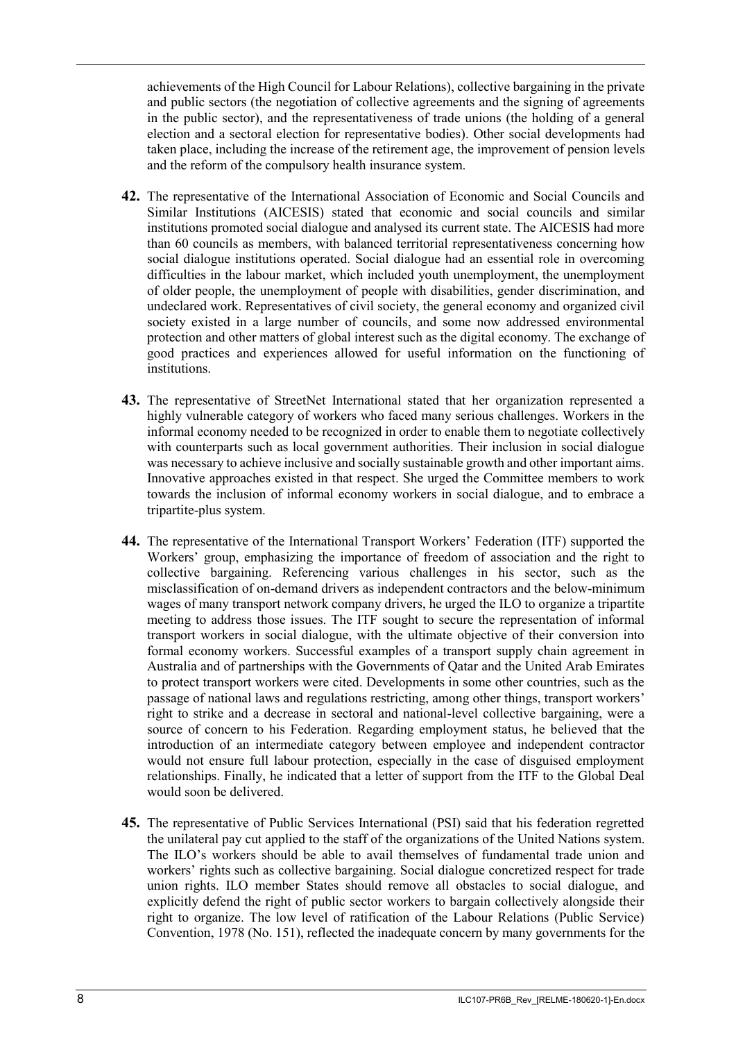achievements of the High Council for Labour Relations), collective bargaining in the private and public sectors (the negotiation of collective agreements and the signing of agreements in the public sector), and the representativeness of trade unions (the holding of a general election and a sectoral election for representative bodies). Other social developments had taken place, including the increase of the retirement age, the improvement of pension levels and the reform of the compulsory health insurance system.

**42.** The representative of the International Association of Economic and Social Councils and Similar Institutions (AICESIS) stated that economic and social councils and similar institutions promoted social dialogue and analysed its current state. The AICESIS had more than 60 councils as members, with balanced territorial representativeness concerning how social dialogue institutions operated. Social dialogue had an essential role in overcoming difficulties in the labour market, which included youth unemployment, the unemployment of older people, the unemployment of people with disabilities, gender discrimination, and undeclared work. Representatives of civil society, the general economy and organized civil society existed in a large number of councils, and some now addressed environmental protection and other matters of global interest such as the digital economy. The exchange of good practices and experiences allowed for useful information on the functioning of institutions.

**43.** The representative of StreetNet International stated that her organization represented a highly vulnerable category of workers who faced many serious challenges. Workers in the informal economy needed to be recognized in order to enable them to negotiate collectively with counterparts such as local government authorities. Their inclusion in social dialogue was necessary to achieve inclusive and socially sustainable growth and other important aims. Innovative approaches existed in that respect. She urged the Committee members to work towards the inclusion of informal economy workers in social dialogue, and to embrace a tripartite-plus system.

**44.** The representative of the International Transport Workers' Federation (ITF) supported the Workers' group, emphasizing the importance of freedom of association and the right to collective bargaining. Referencing various challenges in his sector, such as the misclassification of on-demand drivers as independent contractors and the below-minimum wages of many transport network company drivers, he urged the ILO to organize a tripartite meeting to address those issues. The ITF sought to secure the representation of informal transport workers in social dialogue, with the ultimate objective of their conversion into formal economy workers. Successful examples of a transport supply chain agreement in Australia and of partnerships with the Governments of Qatar and the United Arab Emirates to protect transport workers were cited. Developments in some other countries, such as the passage of national laws and regulations restricting, among other things, transport workers' right to strike and a decrease in sectoral and national-level collective bargaining, were a source of concern to his Federation. Regarding employment status, he believed that the introduction of an intermediate category between employee and independent contractor would not ensure full labour protection, especially in the case of disguised employment relationships. Finally, he indicated that a letter of support from the ITF to the Global Deal would soon be delivered.

**45.** The representative of Public Services International (PSI) said that his federation regretted the unilateral pay cut applied to the staff of the organizations of the United Nations system. The ILO's workers should be able to avail themselves of fundamental trade union and workers' rights such as collective bargaining. Social dialogue concretized respect for trade union rights. ILO member States should remove all obstacles to social dialogue, and explicitly defend the right of public sector workers to bargain collectively alongside their right to organize. The low level of ratification of the Labour Relations (Public Service) Convention, 1978 (No. 151), reflected the inadequate concern by many governments for the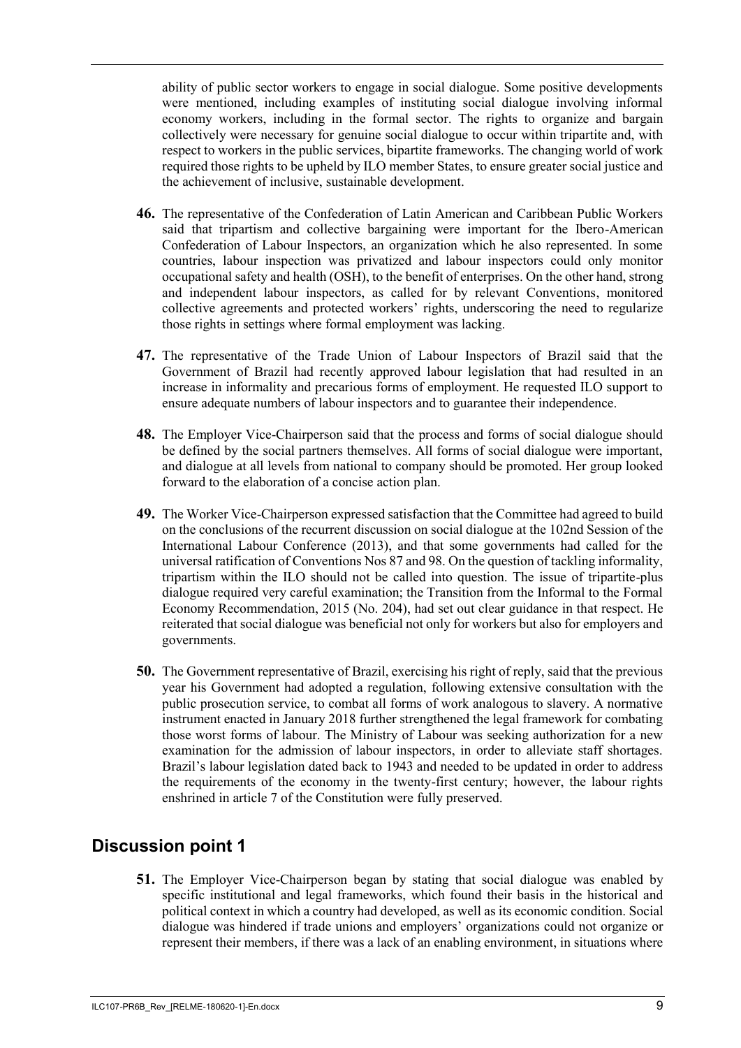ability of public sector workers to engage in social dialogue. Some positive developments were mentioned, including examples of instituting social dialogue involving informal economy workers, including in the formal sector. The rights to organize and bargain collectively were necessary for genuine social dialogue to occur within tripartite and, with respect to workers in the public services, bipartite frameworks. The changing world of work required those rights to be upheld by ILO member States, to ensure greater social justice and the achievement of inclusive, sustainable development.

**46.** The representative of the Confederation of Latin American and Caribbean Public Workers said that tripartism and collective bargaining were important for the Ibero-American Confederation of Labour Inspectors, an organization which he also represented. In some countries, labour inspection was privatized and labour inspectors could only monitor occupational safety and health (OSH), to the benefit of enterprises. On the other hand, strong and independent labour inspectors, as called for by relevant Conventions, monitored collective agreements and protected workers' rights, underscoring the need to regularize those rights in settings where formal employment was lacking.

**47.** The representative of the Trade Union of Labour Inspectors of Brazil said that the Government of Brazil had recently approved labour legislation that had resulted in an increase in informality and precarious forms of employment. He requested ILO support to ensure adequate numbers of labour inspectors and to guarantee their independence.

**48.** The Employer Vice-Chairperson said that the process and forms of social dialogue should be defined by the social partners themselves. All forms of social dialogue were important, and dialogue at all levels from national to company should be promoted. Her group looked forward to the elaboration of a concise action plan.

**49.** The Worker Vice-Chairperson expressed satisfaction that the Committee had agreed to build on the conclusions of the recurrent discussion on social dialogue at the 102nd Session of the International Labour Conference (2013), and that some governments had called for the universal ratification of Conventions Nos 87 and 98. On the question of tackling informality, tripartism within the ILO should not be called into question. The issue of tripartite-plus dialogue required very careful examination; the Transition from the Informal to the Formal Economy Recommendation, 2015 (No. 204), had set out clear guidance in that respect. He reiterated that social dialogue was beneficial not only for workers but also for employers and governments.

**50.** The Government representative of Brazil, exercising his right of reply, said that the previous year his Government had adopted a regulation, following extensive consultation with the public prosecution service, to combat all forms of work analogous to slavery. A normative instrument enacted in January 2018 further strengthened the legal framework for combating those worst forms of labour. The Ministry of Labour was seeking authorization for a new examination for the admission of labour inspectors, in order to alleviate staff shortages. Brazil's labour legislation dated back to 1943 and needed to be updated in order to address the requirements of the economy in the twenty-first century; however, the labour rights enshrined in article 7 of the Constitution were fully preserved.

## Discussion point 1

**51.** The Employer Vice-Chairperson began by stating that social dialogue was enabled by specific institutional and legal frameworks, which found their basis in the historical and political context in which a country had developed, as well as its economic condition. Social dialogue was hindered if trade unions and employers' organizations could not organize or represent their members, if there was a lack of an enabling environment, in situations where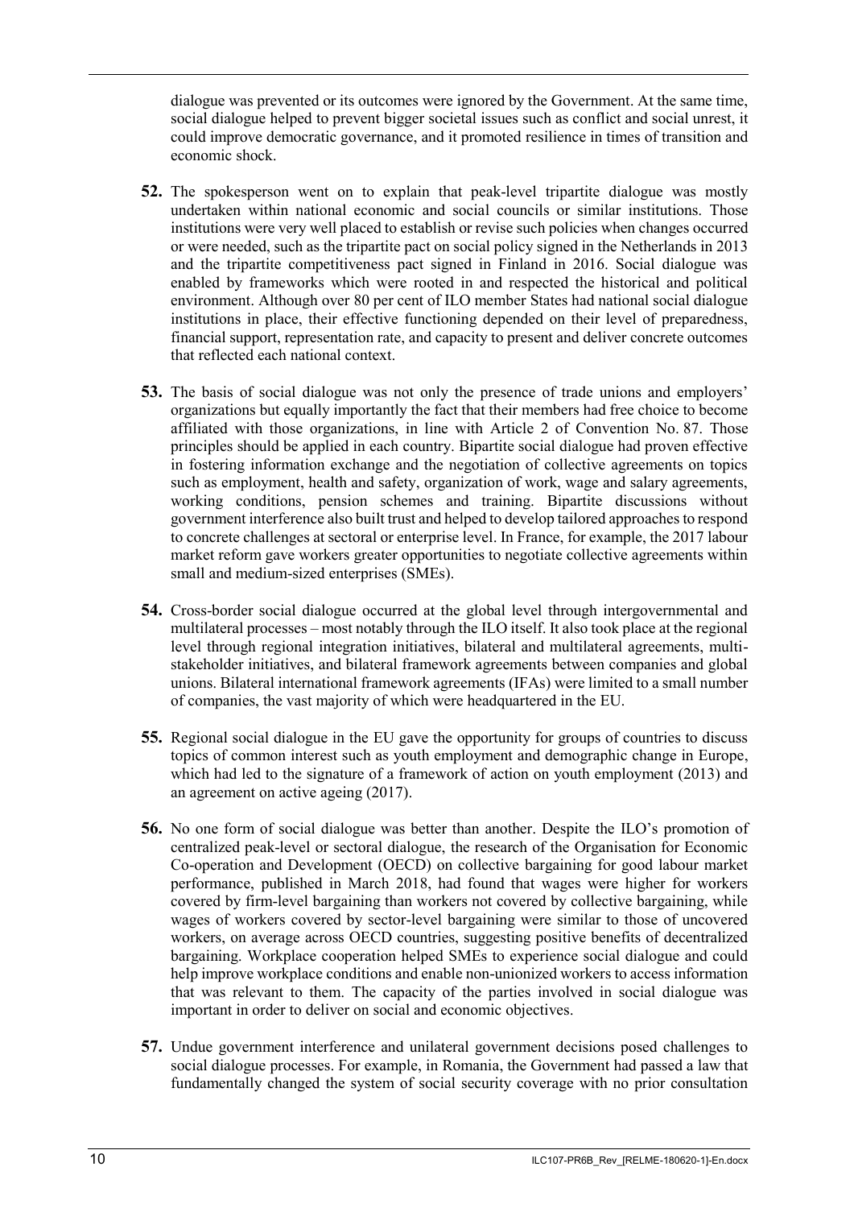dialogue was prevented or its outcomes were ignored by the Government. At the same time, social dialogue helped to prevent bigger societal issues such as conflict and social unrest, it could improve democratic governance, and it promoted resilience in times of transition and economic shock.

**52.** The spokesperson went on to explain that peak-level tripartite dialogue was mostly undertaken within national economic and social councils or similar institutions. Those institutions were very well placed to establish or revise such policies when changes occurred or were needed, such as the tripartite pact on social policy signed in the Netherlands in 2013 and the tripartite competitiveness pact signed in Finland in 2016. Social dialogue was enabled by frameworks which were rooted in and respected the historical and political environment. Although over 80 per cent of ILO member States had national social dialogue institutions in place, their effective functioning depended on their level of preparedness, financial support, representation rate, and capacity to present and deliver concrete outcomes that reflected each national context.

**53.** The basis of social dialogue was not only the presence of trade unions and employers' organizations but equally importantly the fact that their members had free choice to become affiliated with those organizations, in line with Article 2 of Convention No. 87. Those principles should be applied in each country. Bipartite social dialogue had proven effective in fostering information exchange and the negotiation of collective agreements on topics such as employment, health and safety, organization of work, wage and salary agreements, working conditions, pension schemes and training. Bipartite discussions without government interference also built trust and helped to develop tailored approaches to respond to concrete challenges at sectoral or enterprise level. In France, for example, the 2017 labour market reform gave workers greater opportunities to negotiate collective agreements within small and medium-sized enterprises (SMEs).

**54.** Cross-border social dialogue occurred at the global level through intergovernmental and multilateral processes – most notably through the ILO itself. It also took place at the regional level through regional integration initiatives, bilateral and multilateral agreements, multi-stakeholder initiatives, and bilateral framework agreements between companies and global unions. Bilateral international framework agreements (IFAs) were limited to a small number of companies, the vast majority of which were headquartered in the EU.

**55.** Regional social dialogue in the EU gave the opportunity for groups of countries to discuss topics of common interest such as youth employment and demographic change in Europe, which had led to the signature of a framework of action on youth employment (2013) and an agreement on active ageing (2017).

**56.** No one form of social dialogue was better than another. Despite the ILO's promotion of centralized peak-level or sectoral dialogue, the research of the Organisation for Economic Co-operation and Development (OECD) on collective bargaining for good labour market performance, published in March 2018, had found that wages were higher for workers covered by firm-level bargaining than workers not covered by collective bargaining, while wages of workers covered by sector-level bargaining were similar to those of uncovered workers, on average across OECD countries, suggesting positive benefits of decentralized bargaining. Workplace cooperation helped SMEs to experience social dialogue and could help improve workplace conditions and enable non-unionized workers to access information that was relevant to them. The capacity of the parties involved in social dialogue was important in order to deliver on social and economic objectives.

**57.** Undue government interference and unilateral government decisions posed challenges to social dialogue processes. For example, in Romania, the Government had passed a law that fundamentally changed the system of social security coverage with no prior consultation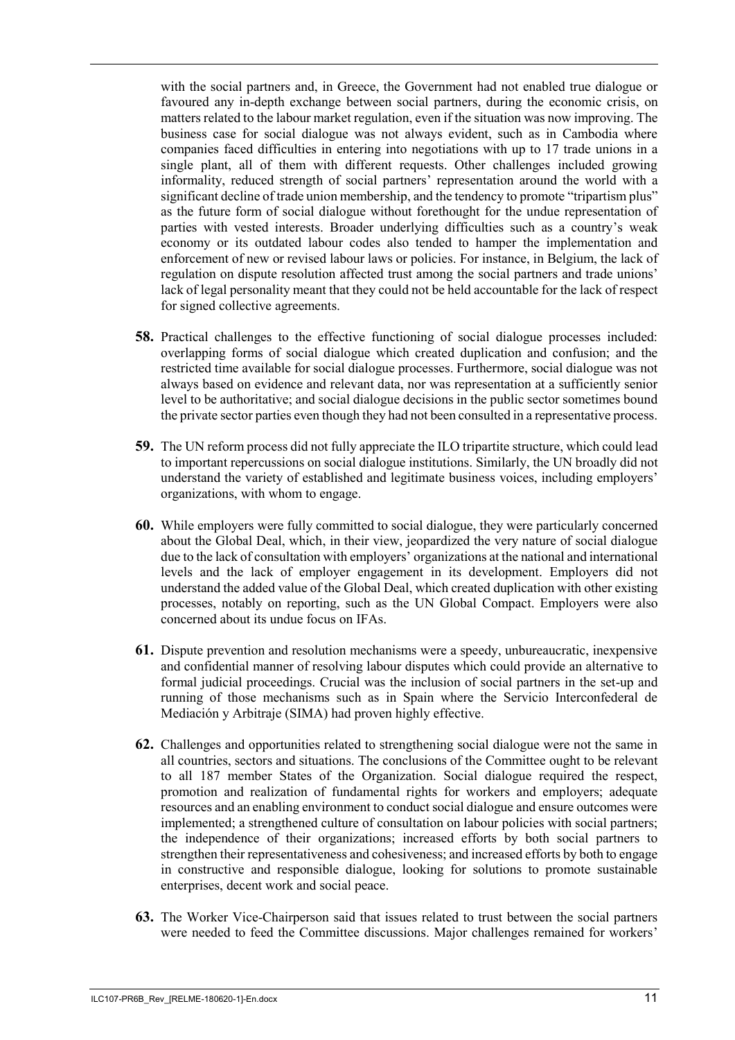with the social partners and, in Greece, the Government had not enabled true dialogue or favoured any in-depth exchange between social partners, during the economic crisis, on matters related to the labour market regulation, even if the situation was now improving. The business case for social dialogue was not always evident, such as in Cambodia where companies faced difficulties in entering into negotiations with up to 17 trade unions in a single plant, all of them with different requests. Other challenges included growing informality, reduced strength of social partners' representation around the world with a significant decline of trade union membership, and the tendency to promote "tripartism plus" as the future form of social dialogue without forethought for the undue representation of parties with vested interests. Broader underlying difficulties such as a country's weak economy or its outdated labour codes also tended to hamper the implementation and enforcement of new or revised labour laws or policies. For instance, in Belgium, the lack of regulation on dispute resolution affected trust among the social partners and trade unions' lack of legal personality meant that they could not be held accountable for the lack of respect for signed collective agreements.

**58.** Practical challenges to the effective functioning of social dialogue processes included: overlapping forms of social dialogue which created duplication and confusion; and the restricted time available for social dialogue processes. Furthermore, social dialogue was not always based on evidence and relevant data, nor was representation at a sufficiently senior level to be authoritative; and social dialogue decisions in the public sector sometimes bound the private sector parties even though they had not been consulted in a representative process.

**59.** The UN reform process did not fully appreciate the ILO tripartite structure, which could lead to important repercussions on social dialogue institutions. Similarly, the UN broadly did not understand the variety of established and legitimate business voices, including employers' organizations, with whom to engage.

**60.** While employers were fully committed to social dialogue, they were particularly concerned about the Global Deal, which, in their view, jeopardized the very nature of social dialogue due to the lack of consultation with employers' organizations at the national and international levels and the lack of employer engagement in its development. Employers did not understand the added value of the Global Deal, which created duplication with other existing processes, notably on reporting, such as the UN Global Compact. Employers were also concerned about its undue focus on IFAs.

**61.** Dispute prevention and resolution mechanisms were a speedy, unbureaucratic, inexpensive and confidential manner of resolving labour disputes which could provide an alternative to formal judicial proceedings. Crucial was the inclusion of social partners in the set-up and running of those mechanisms such as in Spain where the Servicio Interconfederal de Mediación y Arbitraje (SIMA) had proven highly effective.

**62.** Challenges and opportunities related to strengthening social dialogue were not the same in all countries, sectors and situations. The conclusions of the Committee ought to be relevant to all 187 member States of the Organization. Social dialogue required the respect, promotion and realization of fundamental rights for workers and employers; adequate resources and an enabling environment to conduct social dialogue and ensure outcomes were implemented; a strengthened culture of consultation on labour policies with social partners; the independence of their organizations; increased efforts by both social partners to strengthen their representativeness and cohesiveness; and increased efforts by both to engage in constructive and responsible dialogue, looking for solutions to promote sustainable enterprises, decent work and social peace.

**63.** The Worker Vice-Chairperson said that issues related to trust between the social partners were needed to feed the Committee discussions. Major challenges remained for workers'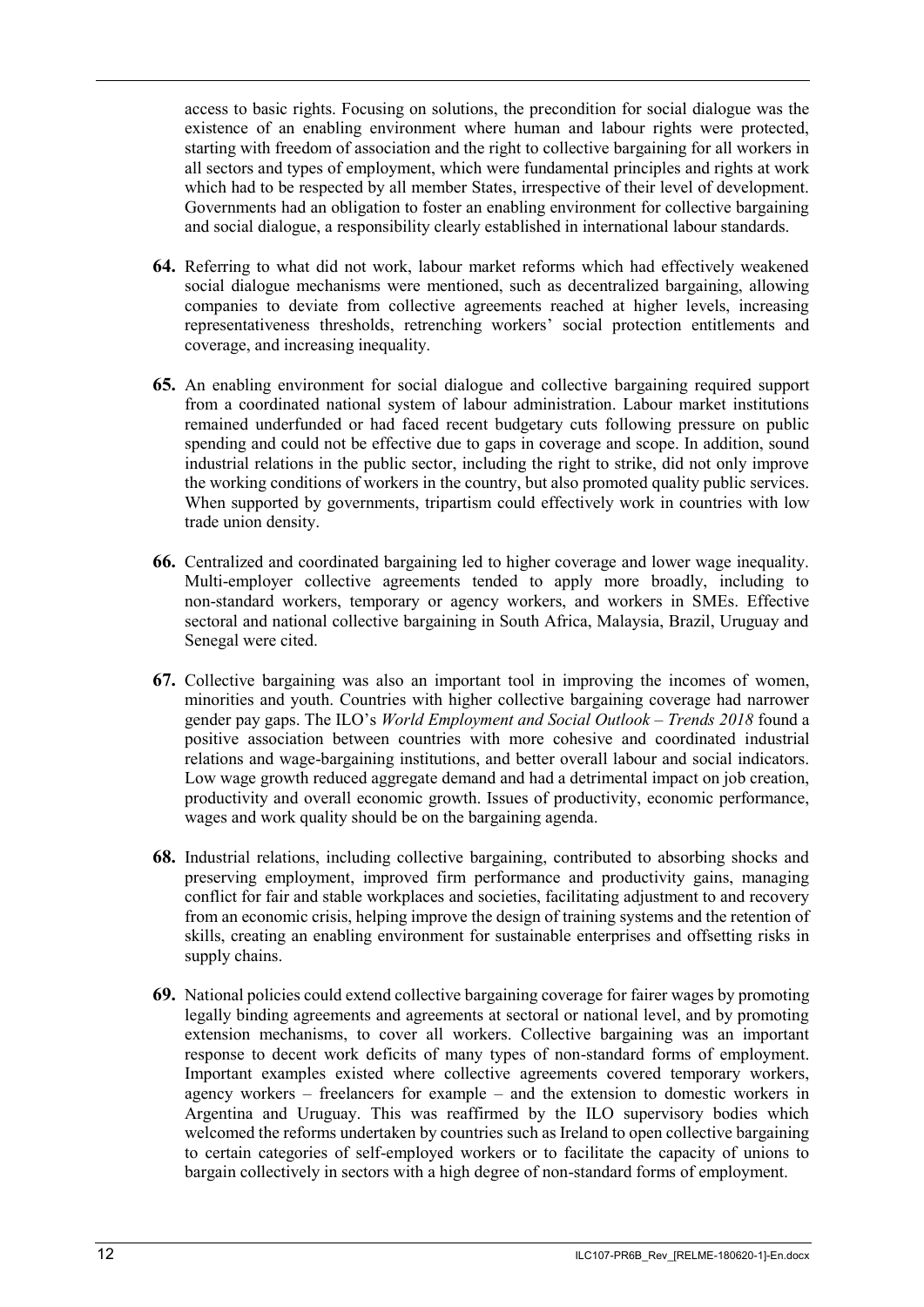access to basic rights. Focusing on solutions, the precondition for social dialogue was the existence of an enabling environment where human and labour rights were protected, starting with freedom of association and the right to collective bargaining for all workers in all sectors and types of employment, which were fundamental principles and rights at work which had to be respected by all member States, irrespective of their level of development. Governments had an obligation to foster an enabling environment for collective bargaining and social dialogue, a responsibility clearly established in international labour standards.

**64.** Referring to what did not work, labour market reforms which had effectively weakened social dialogue mechanisms were mentioned, such as decentralized bargaining, allowing companies to deviate from collective agreements reached at higher levels, increasing representativeness thresholds, retrenching workers' social protection entitlements and coverage, and increasing inequality.

**65.** An enabling environment for social dialogue and collective bargaining required support from a coordinated national system of labour administration. Labour market institutions remained underfunded or had faced recent budgetary cuts following pressure on public spending and could not be effective due to gaps in coverage and scope. In addition, sound industrial relations in the public sector, including the right to strike, did not only improve the working conditions of workers in the country, but also promoted quality public services. When supported by governments, tripartism could effectively work in countries with low trade union density.

**66.** Centralized and coordinated bargaining led to higher coverage and lower wage inequality. Multi-employer collective agreements tended to apply more broadly, including to non-standard workers, temporary or agency workers, and workers in SMEs. Effective sectoral and national collective bargaining in South Africa, Malaysia, Brazil, Uruguay and Senegal were cited.

**67.** Collective bargaining was also an important tool in improving the incomes of women, minorities and youth. Countries with higher collective bargaining coverage had narrower gender pay gaps. The ILO's *World Employment and Social Outlook – Trends 2018* found a positive association between countries with more cohesive and coordinated industrial relations and wage-bargaining institutions, and better overall labour and social indicators. Low wage growth reduced aggregate demand and had a detrimental impact on job creation, productivity and overall economic growth. Issues of productivity, economic performance, wages and work quality should be on the bargaining agenda.

**68.** Industrial relations, including collective bargaining, contributed to absorbing shocks and preserving employment, improved firm performance and productivity gains, managing conflict for fair and stable workplaces and societies, facilitating adjustment to and recovery from an economic crisis, helping improve the design of training systems and the retention of skills, creating an enabling environment for sustainable enterprises and offsetting risks in supply chains.

**69.** National policies could extend collective bargaining coverage for fairer wages by promoting legally binding agreements and agreements at sectoral or national level, and by promoting extension mechanisms, to cover all workers. Collective bargaining was an important response to decent work deficits of many types of non-standard forms of employment. Important examples existed where collective agreements covered temporary workers, agency workers – freelancers for example – and the extension to domestic workers in Argentina and Uruguay. This was reaffirmed by the ILO supervisory bodies which welcomed the reforms undertaken by countries such as Ireland to open collective bargaining to certain categories of self-employed workers or to facilitate the capacity of unions to bargain collectively in sectors with a high degree of non-standard forms of employment.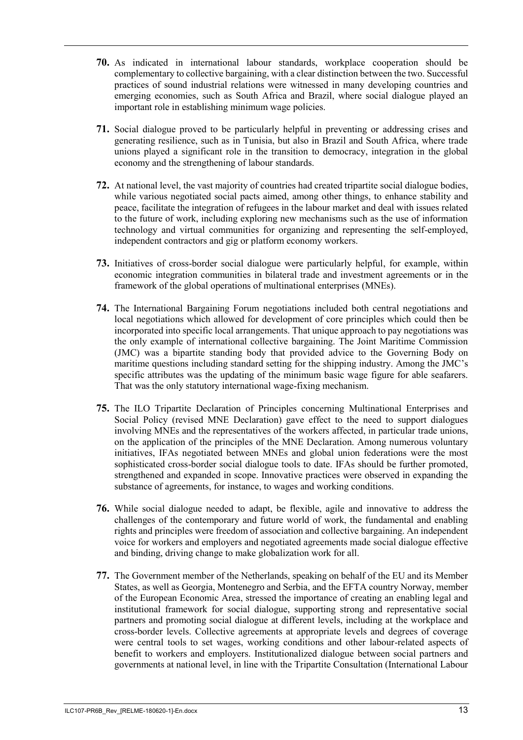**70.** As indicated in international labour standards, workplace cooperation should be complementary to collective bargaining, with a clear distinction between the two. Successful practices of sound industrial relations were witnessed in many developing countries and emerging economies, such as South Africa and Brazil, where social dialogue played an important role in establishing minimum wage policies.

**71.** Social dialogue proved to be particularly helpful in preventing or addressing crises and generating resilience, such as in Tunisia, but also in Brazil and South Africa, where trade unions played a significant role in the transition to democracy, integration in the global economy and the strengthening of labour standards.

**72.** At national level, the vast majority of countries had created tripartite social dialogue bodies, while various negotiated social pacts aimed, among other things, to enhance stability and peace, facilitate the integration of refugees in the labour market and deal with issues related to the future of work, including exploring new mechanisms such as the use of information technology and virtual communities for organizing and representing the self-employed, independent contractors and gig or platform economy workers.

**73.** Initiatives of cross-border social dialogue were particularly helpful, for example, within economic integration communities in bilateral trade and investment agreements or in the framework of the global operations of multinational enterprises (MNEs).

**74.** The International Bargaining Forum negotiations included both central negotiations and local negotiations which allowed for development of core principles which could then be incorporated into specific local arrangements. That unique approach to pay negotiations was the only example of international collective bargaining. The Joint Maritime Commission (JMC) was a bipartite standing body that provided advice to the Governing Body on maritime questions including standard setting for the shipping industry. Among the JMC's specific attributes was the updating of the minimum basic wage figure for able seafarers. That was the only statutory international wage-fixing mechanism.

**75.** The ILO Tripartite Declaration of Principles concerning Multinational Enterprises and Social Policy (revised MNE Declaration) gave effect to the need to support dialogues involving MNEs and the representatives of the workers affected, in particular trade unions, on the application of the principles of the MNE Declaration. Among numerous voluntary initiatives, IFAs negotiated between MNEs and global union federations were the most sophisticated cross-border social dialogue tools to date. IFAs should be further promoted, strengthened and expanded in scope. Innovative practices were observed in expanding the substance of agreements, for instance, to wages and working conditions.

**76.** While social dialogue needed to adapt, be flexible, agile and innovative to address the challenges of the contemporary and future world of work, the fundamental and enabling rights and principles were freedom of association and collective bargaining. An independent voice for workers and employers and negotiated agreements made social dialogue effective and binding, driving change to make globalization work for all.

**77.** The Government member of the Netherlands, speaking on behalf of the EU and its Member States, as well as Georgia, Montenegro and Serbia, and the EFTA country Norway, member of the European Economic Area, stressed the importance of creating an enabling legal and institutional framework for social dialogue, supporting strong and representative social partners and promoting social dialogue at different levels, including at the workplace and cross-border levels. Collective agreements at appropriate levels and degrees of coverage were central tools to set wages, working conditions and other labour-related aspects of benefit to workers and employers. Institutionalized dialogue between social partners and governments at national level, in line with the Tripartite Consultation (International Labour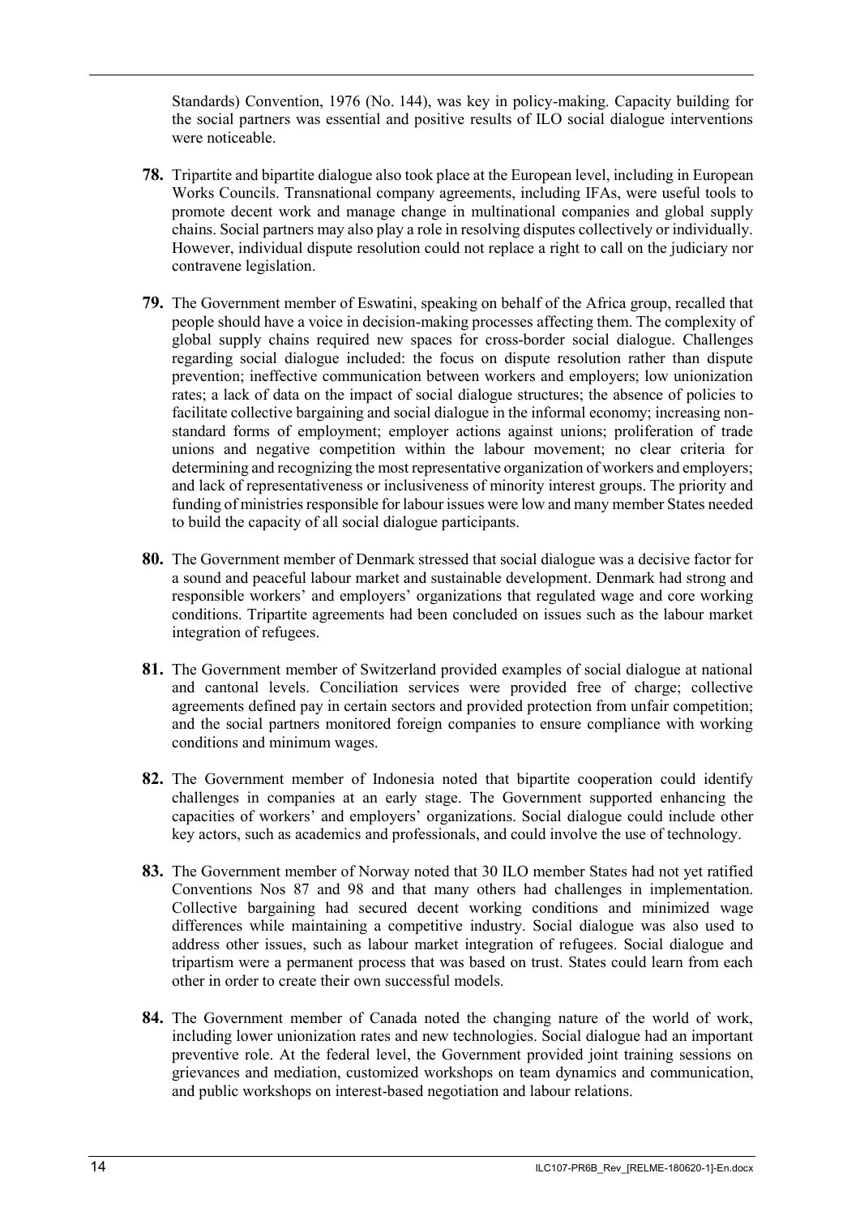Standards) Convention, 1976 (No. 144), was key in policy-making. Capacity building for the social partners was essential and positive results of ILO social dialogue interventions were noticeable.

**78.** Tripartite and bipartite dialogue also took place at the European level, including in European Works Councils. Transnational company agreements, including IFAs, were useful tools to promote decent work and manage change in multinational companies and global supply chains. Social partners may also play a role in resolving disputes collectively or individually. However, individual dispute resolution could not replace a right to call on the judiciary nor contravene legislation.

**79.** The Government member of Eswatini, speaking on behalf of the Africa group, recalled that people should have a voice in decision-making processes affecting them. The complexity of global supply chains required new spaces for cross-border social dialogue. Challenges regarding social dialogue included: the focus on dispute resolution rather than dispute prevention; ineffective communication between workers and employers; low unionization rates; a lack of data on the impact of social dialogue structures; the absence of policies to facilitate collective bargaining and social dialogue in the informal economy; increasing non-standard forms of employment; employer actions against unions; proliferation of trade unions and negative competition within the labour movement; no clear criteria for determining and recognizing the most representative organization of workers and employers; and lack of representativeness or inclusiveness of minority interest groups. The priority and funding of ministries responsible for labour issues were low and many member States needed to build the capacity of all social dialogue participants.

**80.** The Government member of Denmark stressed that social dialogue was a decisive factor for a sound and peaceful labour market and sustainable development. Denmark had strong and responsible workers' and employers' organizations that regulated wage and core working conditions. Tripartite agreements had been concluded on issues such as the labour market integration of refugees.

**81.** The Government member of Switzerland provided examples of social dialogue at national and cantonal levels. Conciliation services were provided free of charge; collective agreements defined pay in certain sectors and provided protection from unfair competition; and the social partners monitored foreign companies to ensure compliance with working conditions and minimum wages.

**82.** The Government member of Indonesia noted that bipartite cooperation could identify challenges in companies at an early stage. The Government supported enhancing the capacities of workers' and employers' organizations. Social dialogue could include other key actors, such as academics and professionals, and could involve the use of technology.

**83.** The Government member of Norway noted that 30 ILO member States had not yet ratified Conventions Nos 87 and 98 and that many others had challenges in implementation. Collective bargaining had secured decent working conditions and minimized wage differences while maintaining a competitive industry. Social dialogue was also used to address other issues, such as labour market integration of refugees. Social dialogue and tripartism were a permanent process that was based on trust. States could learn from each other in order to create their own successful models.

**84.** The Government member of Canada noted the changing nature of the world of work, including lower unionization rates and new technologies. Social dialogue had an important preventive role. At the federal level, the Government provided joint training sessions on grievances and mediation, customized workshops on team dynamics and communication, and public workshops on interest-based negotiation and labour relations.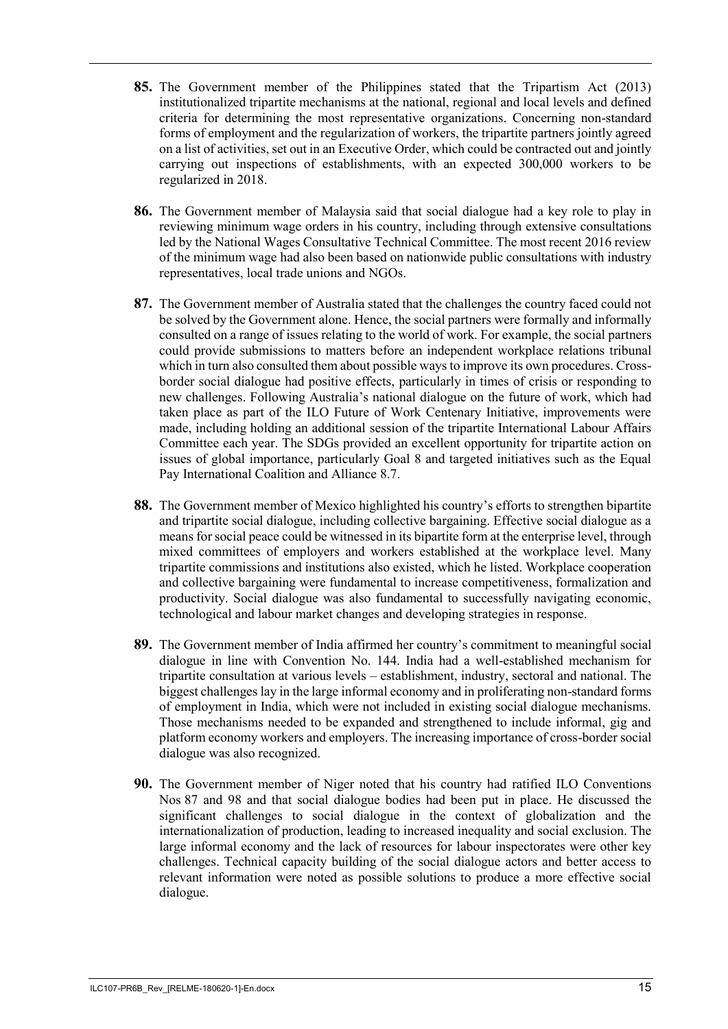**85.** The Government member of the Philippines stated that the Tripartism Act (2013) institutionalized tripartite mechanisms at the national, regional and local levels and defined criteria for determining the most representative organizations. Concerning non-standard forms of employment and the regularization of workers, the tripartite partners jointly agreed on a list of activities, set out in an Executive Order, which could be contracted out and jointly carrying out inspections of establishments, with an expected 300,000 workers to be regularized in 2018.

**86.** The Government member of Malaysia said that social dialogue had a key role to play in reviewing minimum wage orders in his country, including through extensive consultations led by the National Wages Consultative Technical Committee. The most recent 2016 review of the minimum wage had also been based on nationwide public consultations with industry representatives, local trade unions and NGOs.

**87.** The Government member of Australia stated that the challenges the country faced could not be solved by the Government alone. Hence, the social partners were formally and informally consulted on a range of issues relating to the world of work. For example, the social partners could provide submissions to matters before an independent workplace relations tribunal which in turn also consulted them about possible ways to improve its own procedures. Cross-border social dialogue had positive effects, particularly in times of crisis or responding to new challenges. Following Australia's national dialogue on the future of work, which had taken place as part of the ILO Future of Work Centenary Initiative, improvements were made, including holding an additional session of the tripartite International Labour Affairs Committee each year. The SDGs provided an excellent opportunity for tripartite action on issues of global importance, particularly Goal 8 and targeted initiatives such as the Equal Pay International Coalition and Alliance 8.7.

**88.** The Government member of Mexico highlighted his country's efforts to strengthen bipartite and tripartite social dialogue, including collective bargaining. Effective social dialogue as a means for social peace could be witnessed in its bipartite form at the enterprise level, through mixed committees of employers and workers established at the workplace level. Many tripartite commissions and institutions also existed, which he listed. Workplace cooperation and collective bargaining were fundamental to increase competitiveness, formalization and productivity. Social dialogue was also fundamental to successfully navigating economic, technological and labour market changes and developing strategies in response.

**89.** The Government member of India affirmed her country's commitment to meaningful social dialogue in line with Convention No. 144. India had a well-established mechanism for tripartite consultation at various levels – establishment, industry, sectoral and national. The biggest challenges lay in the large informal economy and in proliferating non-standard forms of employment in India, which were not included in existing social dialogue mechanisms. Those mechanisms needed to be expanded and strengthened to include informal, gig and platform economy workers and employers. The increasing importance of cross-border social dialogue was also recognized.

**90.** The Government member of Niger noted that his country had ratified ILO Conventions Nos 87 and 98 and that social dialogue bodies had been put in place. He discussed the significant challenges to social dialogue in the context of globalization and the internationalization of production, leading to increased inequality and social exclusion. The large informal economy and the lack of resources for labour inspectorates were other key challenges. Technical capacity building of the social dialogue actors and better access to relevant information were noted as possible solutions to produce a more effective social dialogue.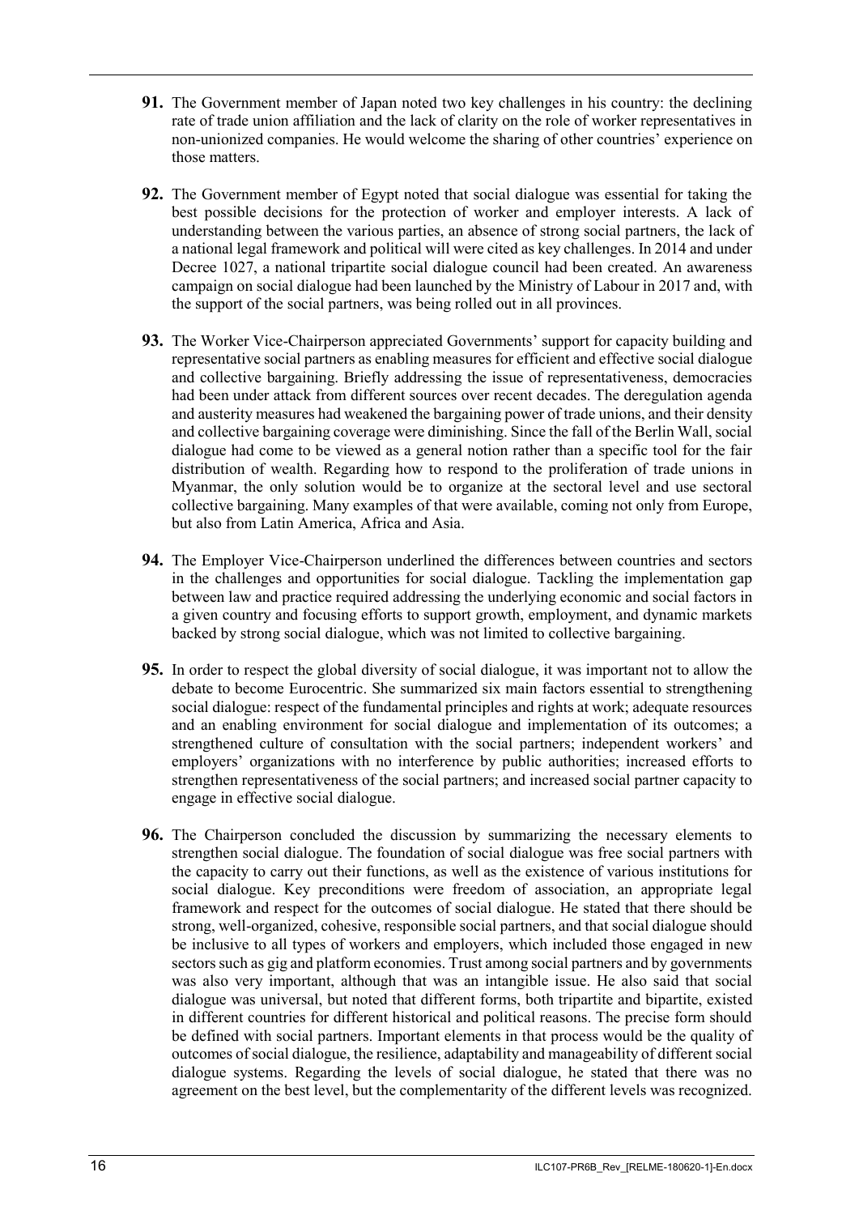**91.** The Government member of Japan noted two key challenges in his country: the declining rate of trade union affiliation and the lack of clarity on the role of worker representatives in non-unionized companies. He would welcome the sharing of other countries' experience on those matters.

**92.** The Government member of Egypt noted that social dialogue was essential for taking the best possible decisions for the protection of worker and employer interests. A lack of understanding between the various parties, an absence of strong social partners, the lack of a national legal framework and political will were cited as key challenges. In 2014 and under Decree 1027, a national tripartite social dialogue council had been created. An awareness campaign on social dialogue had been launched by the Ministry of Labour in 2017 and, with the support of the social partners, was being rolled out in all provinces.

**93.** The Worker Vice-Chairperson appreciated Governments' support for capacity building and representative social partners as enabling measures for efficient and effective social dialogue and collective bargaining. Briefly addressing the issue of representativeness, democracies had been under attack from different sources over recent decades. The deregulation agenda and austerity measures had weakened the bargaining power of trade unions, and their density and collective bargaining coverage were diminishing. Since the fall of the Berlin Wall, social dialogue had come to be viewed as a general notion rather than a specific tool for the fair distribution of wealth. Regarding how to respond to the proliferation of trade unions in Myanmar, the only solution would be to organize at the sectoral level and use sectoral collective bargaining. Many examples of that were available, coming not only from Europe, but also from Latin America, Africa and Asia.

**94.** The Employer Vice-Chairperson underlined the differences between countries and sectors in the challenges and opportunities for social dialogue. Tackling the implementation gap between law and practice required addressing the underlying economic and social factors in a given country and focusing efforts to support growth, employment, and dynamic markets backed by strong social dialogue, which was not limited to collective bargaining.

**95.** In order to respect the global diversity of social dialogue, it was important not to allow the debate to become Eurocentric. She summarized six main factors essential to strengthening social dialogue: respect of the fundamental principles and rights at work; adequate resources and an enabling environment for social dialogue and implementation of its outcomes; a strengthened culture of consultation with the social partners; independent workers' and employers' organizations with no interference by public authorities; increased efforts to strengthen representativeness of the social partners; and increased social partner capacity to engage in effective social dialogue.

**96.** The Chairperson concluded the discussion by summarizing the necessary elements to strengthen social dialogue. The foundation of social dialogue was free social partners with the capacity to carry out their functions, as well as the existence of various institutions for social dialogue. Key preconditions were freedom of association, an appropriate legal framework and respect for the outcomes of social dialogue. He stated that there should be strong, well-organized, cohesive, responsible social partners, and that social dialogue should be inclusive to all types of workers and employers, which included those engaged in new sectors such as gig and platform economies. Trust among social partners and by governments was also very important, although that was an intangible issue. He also said that social dialogue was universal, but noted that different forms, both tripartite and bipartite, existed in different countries for different historical and political reasons. The precise form should be defined with social partners. Important elements in that process would be the quality of outcomes of social dialogue, the resilience, adaptability and manageability of different social dialogue systems. Regarding the levels of social dialogue, he stated that there was no agreement on the best level, but the complementarity of the different levels was recognized.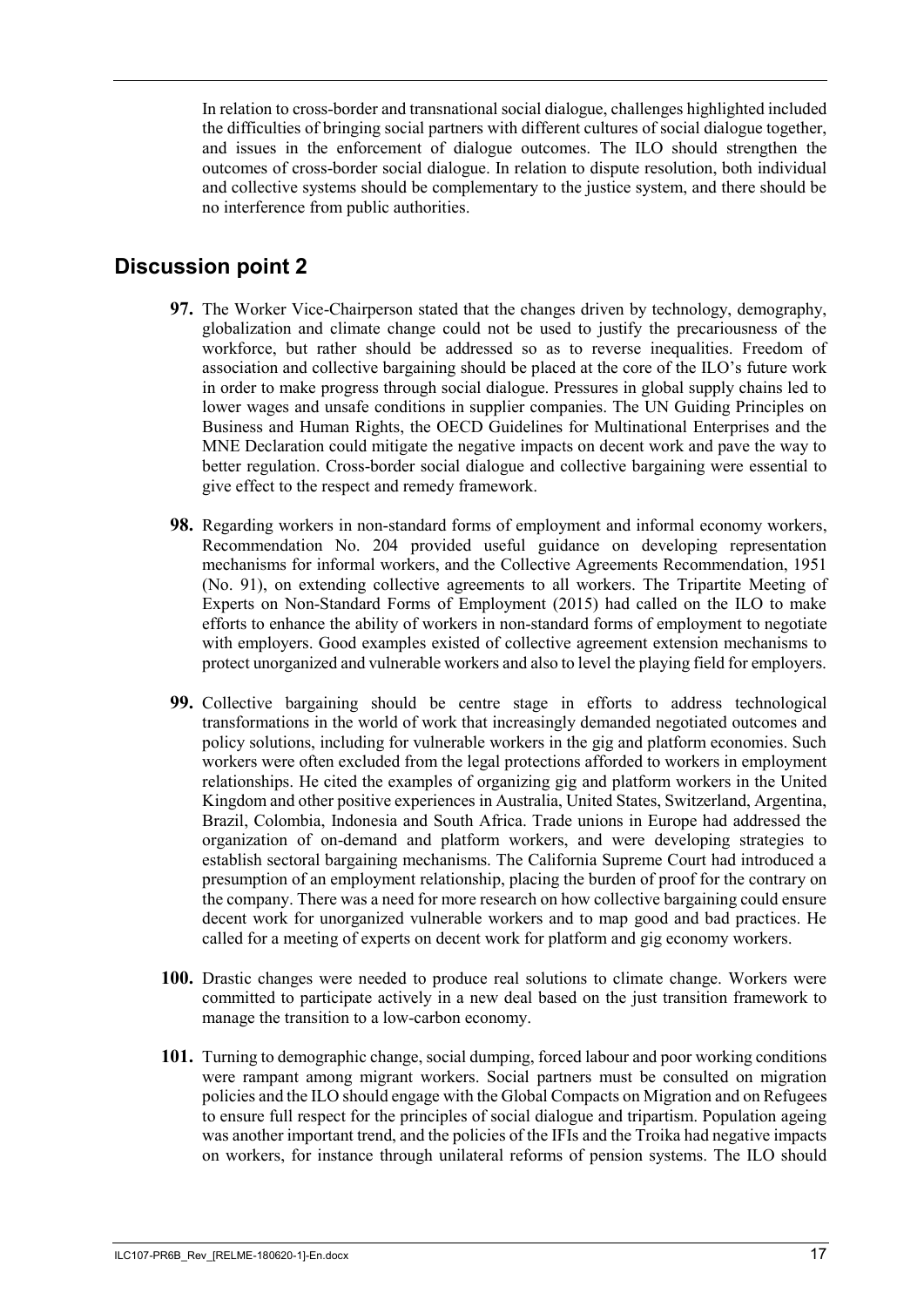In relation to cross-border and transnational social dialogue, challenges highlighted included the difficulties of bringing social partners with different cultures of social dialogue together, and issues in the enforcement of dialogue outcomes. The ILO should strengthen the outcomes of cross-border social dialogue. In relation to dispute resolution, both individual and collective systems should be complementary to the justice system, and there should be no interference from public authorities.

## Discussion point 2

**97.** The Worker Vice-Chairperson stated that the changes driven by technology, demography, globalization and climate change could not be used to justify the precariousness of the workforce, but rather should be addressed so as to reverse inequalities. Freedom of association and collective bargaining should be placed at the core of the ILO's future work in order to make progress through social dialogue. Pressures in global supply chains led to lower wages and unsafe conditions in supplier companies. The UN Guiding Principles on Business and Human Rights, the OECD Guidelines for Multinational Enterprises and the MNE Declaration could mitigate the negative impacts on decent work and pave the way to better regulation. Cross-border social dialogue and collective bargaining were essential to give effect to the respect and remedy framework.

**98.** Regarding workers in non-standard forms of employment and informal economy workers, Recommendation No. 204 provided useful guidance on developing representation mechanisms for informal workers, and the Collective Agreements Recommendation, 1951 (No. 91), on extending collective agreements to all workers. The Tripartite Meeting of Experts on Non-Standard Forms of Employment (2015) had called on the ILO to make efforts to enhance the ability of workers in non-standard forms of employment to negotiate with employers. Good examples existed of collective agreement extension mechanisms to protect unorganized and vulnerable workers and also to level the playing field for employers.

**99.** Collective bargaining should be centre stage in efforts to address technological transformations in the world of work that increasingly demanded negotiated outcomes and policy solutions, including for vulnerable workers in the gig and platform economies. Such workers were often excluded from the legal protections afforded to workers in employment relationships. He cited the examples of organizing gig and platform workers in the United Kingdom and other positive experiences in Australia, United States, Switzerland, Argentina, Brazil, Colombia, Indonesia and South Africa. Trade unions in Europe had addressed the organization of on-demand and platform workers, and were developing strategies to establish sectoral bargaining mechanisms. The California Supreme Court had introduced a presumption of an employment relationship, placing the burden of proof for the contrary on the company. There was a need for more research on how collective bargaining could ensure decent work for unorganized vulnerable workers and to map good and bad practices. He called for a meeting of experts on decent work for platform and gig economy workers.

**100.** Drastic changes were needed to produce real solutions to climate change. Workers were committed to participate actively in a new deal based on the just transition framework to manage the transition to a low-carbon economy.

**101.** Turning to demographic change, social dumping, forced labour and poor working conditions were rampant among migrant workers. Social partners must be consulted on migration policies and the ILO should engage with the Global Compacts on Migration and on Refugees to ensure full respect for the principles of social dialogue and tripartism. Population ageing was another important trend, and the policies of the IFIs and the Troika had negative impacts on workers, for instance through unilateral reforms of pension systems. The ILO should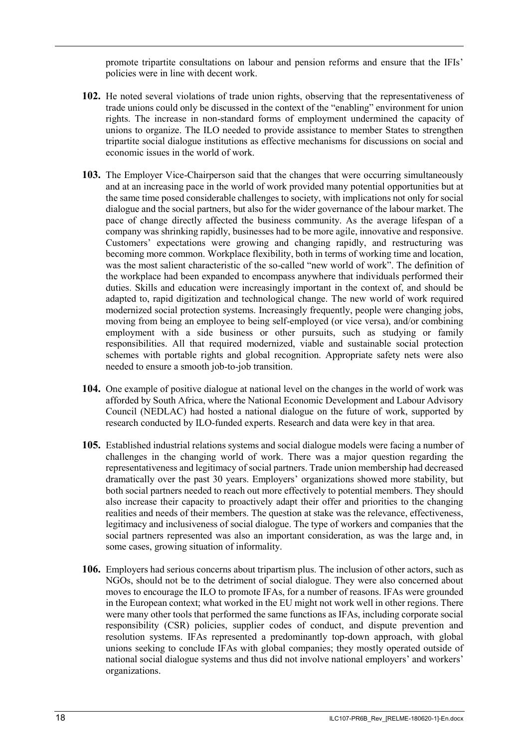promote tripartite consultations on labour and pension reforms and ensure that the IFIs' policies were in line with decent work.

**102.** He noted several violations of trade union rights, observing that the representativeness of trade unions could only be discussed in the context of the "enabling" environment for union rights. The increase in non-standard forms of employment undermined the capacity of unions to organize. The ILO needed to provide assistance to member States to strengthen tripartite social dialogue institutions as effective mechanisms for discussions on social and economic issues in the world of work.

**103.** The Employer Vice-Chairperson said that the changes that were occurring simultaneously and at an increasing pace in the world of work provided many potential opportunities but at the same time posed considerable challenges to society, with implications not only for social dialogue and the social partners, but also for the wider governance of the labour market. The pace of change directly affected the business community. As the average lifespan of a company was shrinking rapidly, businesses had to be more agile, innovative and responsive. Customers' expectations were growing and changing rapidly, and restructuring was becoming more common. Workplace flexibility, both in terms of working time and location, was the most salient characteristic of the so-called "new world of work". The definition of the workplace had been expanded to encompass anywhere that individuals performed their duties. Skills and education were increasingly important in the context of, and should be adapted to, rapid digitization and technological change. The new world of work required modernized social protection systems. Increasingly frequently, people were changing jobs, moving from being an employee to being self-employed (or vice versa), and/or combining employment with a side business or other pursuits, such as studying or family responsibilities. All that required modernized, viable and sustainable social protection schemes with portable rights and global recognition. Appropriate safety nets were also needed to ensure a smooth job-to-job transition.

**104.** One example of positive dialogue at national level on the changes in the world of work was afforded by South Africa, where the National Economic Development and Labour Advisory Council (NEDLAC) had hosted a national dialogue on the future of work, supported by research conducted by ILO-funded experts. Research and data were key in that area.

**105.** Established industrial relations systems and social dialogue models were facing a number of challenges in the changing world of work. There was a major question regarding the representativeness and legitimacy of social partners. Trade union membership had decreased dramatically over the past 30 years. Employers' organizations showed more stability, but both social partners needed to reach out more effectively to potential members. They should also increase their capacity to proactively adapt their offer and priorities to the changing realities and needs of their members. The question at stake was the relevance, effectiveness, legitimacy and inclusiveness of social dialogue. The type of workers and companies that the social partners represented was also an important consideration, as was the large and, in some cases, growing situation of informality.

**106.** Employers had serious concerns about tripartism plus. The inclusion of other actors, such as NGOs, should not be to the detriment of social dialogue. They were also concerned about moves to encourage the ILO to promote IFAs, for a number of reasons. IFAs were grounded in the European context; what worked in the EU might not work well in other regions. There were many other tools that performed the same functions as IFAs, including corporate social responsibility (CSR) policies, supplier codes of conduct, and dispute prevention and resolution systems. IFAs represented a predominantly top-down approach, with global unions seeking to conclude IFAs with global companies; they mostly operated outside of national social dialogue systems and thus did not involve national employers' and workers' organizations.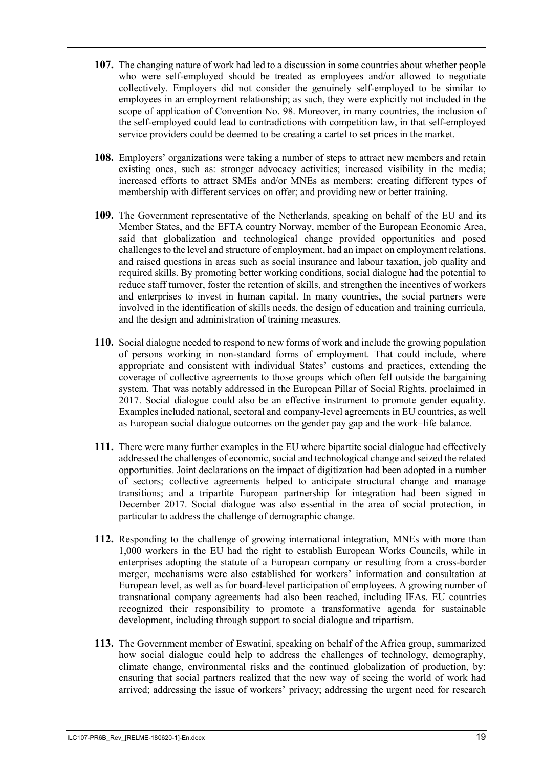**107.** The changing nature of work had led to a discussion in some countries about whether people who were self-employed should be treated as employees and/or allowed to negotiate collectively. Employers did not consider the genuinely self-employed to be similar to employees in an employment relationship; as such, they were explicitly not included in the scope of application of Convention No. 98. Moreover, in many countries, the inclusion of the self-employed could lead to contradictions with competition law, in that self-employed service providers could be deemed to be creating a cartel to set prices in the market.

**108.** Employers' organizations were taking a number of steps to attract new members and retain existing ones, such as: stronger advocacy activities; increased visibility in the media; increased efforts to attract SMEs and/or MNEs as members; creating different types of membership with different services on offer; and providing new or better training.

**109.** The Government representative of the Netherlands, speaking on behalf of the EU and its Member States, and the EFTA country Norway, member of the European Economic Area, said that globalization and technological change provided opportunities and posed challenges to the level and structure of employment, had an impact on employment relations, and raised questions in areas such as social insurance and labour taxation, job quality and required skills. By promoting better working conditions, social dialogue had the potential to reduce staff turnover, foster the retention of skills, and strengthen the incentives of workers and enterprises to invest in human capital. In many countries, the social partners were involved in the identification of skills needs, the design of education and training curricula, and the design and administration of training measures.

**110.** Social dialogue needed to respond to new forms of work and include the growing population of persons working in non-standard forms of employment. That could include, where appropriate and consistent with individual States' customs and practices, extending the coverage of collective agreements to those groups which often fell outside the bargaining system. That was notably addressed in the European Pillar of Social Rights, proclaimed in 2017. Social dialogue could also be an effective instrument to promote gender equality. Examples included national, sectoral and company-level agreements in EU countries, as well as European social dialogue outcomes on the gender pay gap and the work–life balance.

**111.** There were many further examples in the EU where bipartite social dialogue had effectively addressed the challenges of economic, social and technological change and seized the related opportunities. Joint declarations on the impact of digitization had been adopted in a number of sectors; collective agreements helped to anticipate structural change and manage transitions; and a tripartite European partnership for integration had been signed in December 2017. Social dialogue was also essential in the area of social protection, in particular to address the challenge of demographic change.

**112.** Responding to the challenge of growing international integration, MNEs with more than 1,000 workers in the EU had the right to establish European Works Councils, while in enterprises adopting the statute of a European company or resulting from a cross-border merger, mechanisms were also established for workers' information and consultation at European level, as well as for board-level participation of employees. A growing number of transnational company agreements had also been reached, including IFAs. EU countries recognized their responsibility to promote a transformative agenda for sustainable development, including through support to social dialogue and tripartism.

**113.** The Government member of Eswatini, speaking on behalf of the Africa group, summarized how social dialogue could help to address the challenges of technology, demography, climate change, environmental risks and the continued globalization of production, by: ensuring that social partners realized that the new way of seeing the world of work had arrived; addressing the issue of workers' privacy; addressing the urgent need for research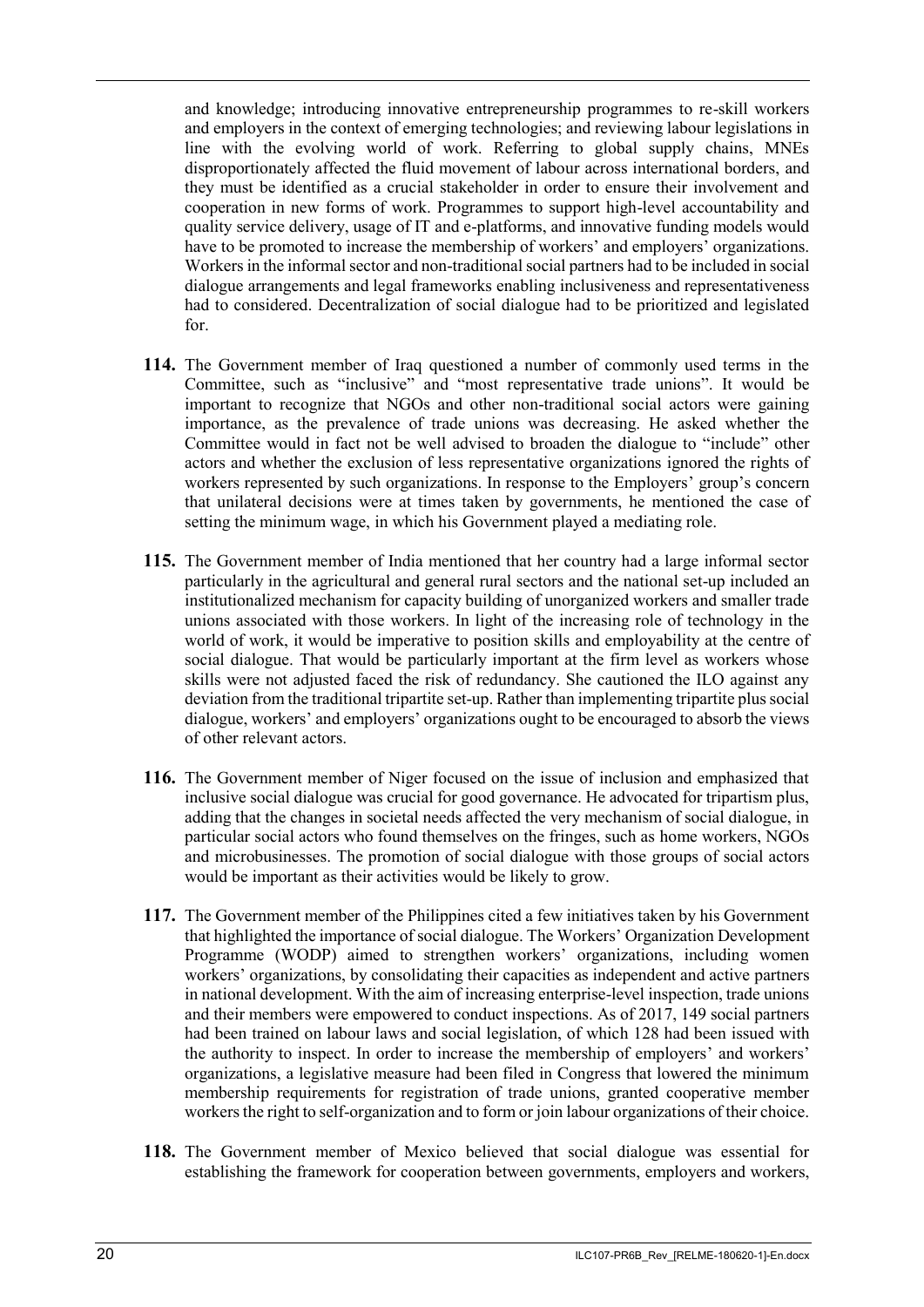and knowledge; introducing innovative entrepreneurship programmes to re-skill workers and employers in the context of emerging technologies; and reviewing labour legislations in line with the evolving world of work. Referring to global supply chains, MNEs disproportionately affected the fluid movement of labour across international borders, and they must be identified as a crucial stakeholder in order to ensure their involvement and cooperation in new forms of work. Programmes to support high-level accountability and quality service delivery, usage of IT and e-platforms, and innovative funding models would have to be promoted to increase the membership of workers' and employers' organizations. Workers in the informal sector and non-traditional social partners had to be included in social dialogue arrangements and legal frameworks enabling inclusiveness and representativeness had to considered. Decentralization of social dialogue had to be prioritized and legislated for.

**114.** The Government member of Iraq questioned a number of commonly used terms in the Committee, such as "inclusive" and "most representative trade unions". It would be important to recognize that NGOs and other non-traditional social actors were gaining importance, as the prevalence of trade unions was decreasing. He asked whether the Committee would in fact not be well advised to broaden the dialogue to "include" other actors and whether the exclusion of less representative organizations ignored the rights of workers represented by such organizations. In response to the Employers' group's concern that unilateral decisions were at times taken by governments, he mentioned the case of setting the minimum wage, in which his Government played a mediating role.

**115.** The Government member of India mentioned that her country had a large informal sector particularly in the agricultural and general rural sectors and the national set-up included an institutionalized mechanism for capacity building of unorganized workers and smaller trade unions associated with those workers. In light of the increasing role of technology in the world of work, it would be imperative to position skills and employability at the centre of social dialogue. That would be particularly important at the firm level as workers whose skills were not adjusted faced the risk of redundancy. She cautioned the ILO against any deviation from the traditional tripartite set-up. Rather than implementing tripartite plus social dialogue, workers' and employers' organizations ought to be encouraged to absorb the views of other relevant actors.

**116.** The Government member of Niger focused on the issue of inclusion and emphasized that inclusive social dialogue was crucial for good governance. He advocated for tripartism plus, adding that the changes in societal needs affected the very mechanism of social dialogue, in particular social actors who found themselves on the fringes, such as home workers, NGOs and microbusinesses. The promotion of social dialogue with those groups of social actors would be important as their activities would be likely to grow.

**117.** The Government member of the Philippines cited a few initiatives taken by his Government that highlighted the importance of social dialogue. The Workers' Organization Development Programme (WODP) aimed to strengthen workers' organizations, including women workers' organizations, by consolidating their capacities as independent and active partners in national development. With the aim of increasing enterprise-level inspection, trade unions and their members were empowered to conduct inspections. As of 2017, 149 social partners had been trained on labour laws and social legislation, of which 128 had been issued with the authority to inspect. In order to increase the membership of employers' and workers' organizations, a legislative measure had been filed in Congress that lowered the minimum membership requirements for registration of trade unions, granted cooperative member workers the right to self-organization and to form or join labour organizations of their choice.

**118.** The Government member of Mexico believed that social dialogue was essential for establishing the framework for cooperation between governments, employers and workers,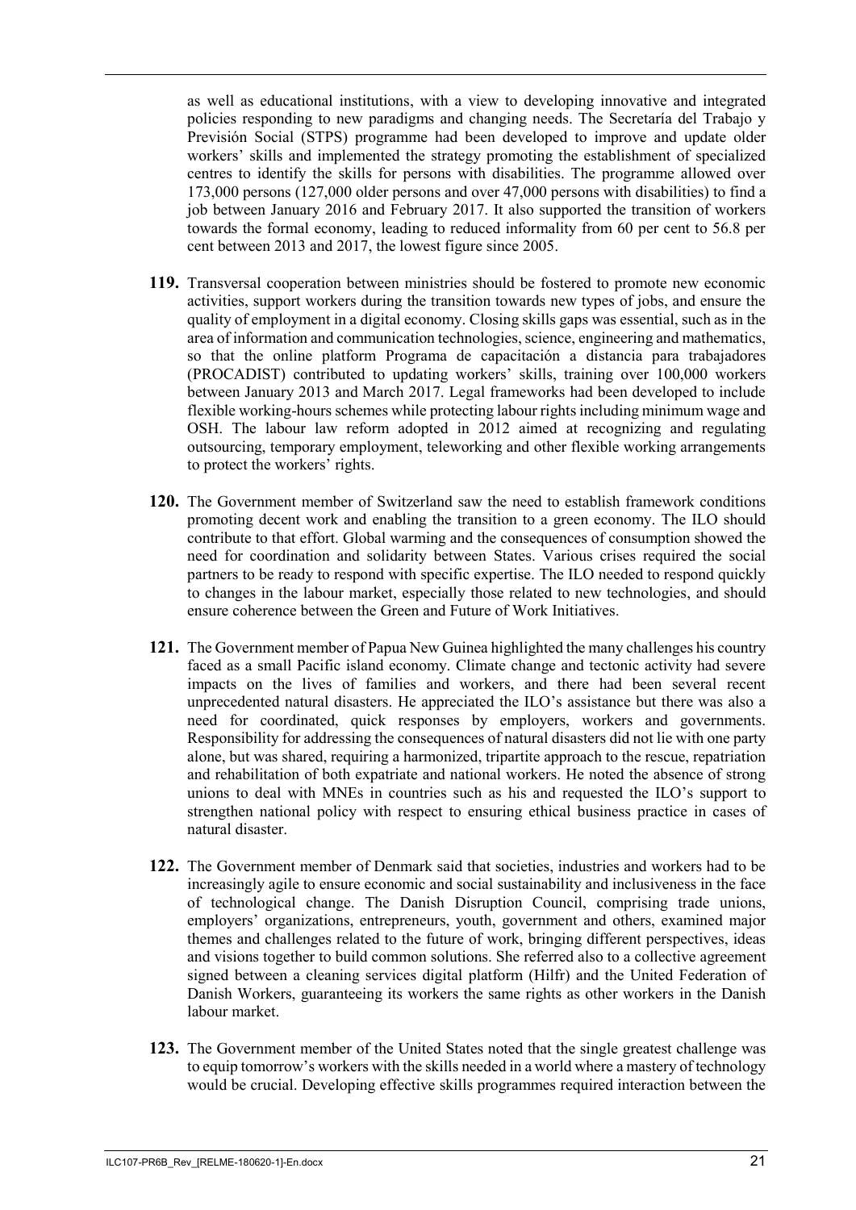as well as educational institutions, with a view to developing innovative and integrated policies responding to new paradigms and changing needs. The Secretaría del Trabajo y Previsión Social (STPS) programme had been developed to improve and update older workers' skills and implemented the strategy promoting the establishment of specialized centres to identify the skills for persons with disabilities. The programme allowed over 173,000 persons (127,000 older persons and over 47,000 persons with disabilities) to find a job between January 2016 and February 2017. It also supported the transition of workers towards the formal economy, leading to reduced informality from 60 per cent to 56.8 per cent between 2013 and 2017, the lowest figure since 2005.

**119.** Transversal cooperation between ministries should be fostered to promote new economic activities, support workers during the transition towards new types of jobs, and ensure the quality of employment in a digital economy. Closing skills gaps was essential, such as in the area of information and communication technologies, science, engineering and mathematics, so that the online platform Programa de capacitación a distancia para trabajadores (PROCADIST) contributed to updating workers' skills, training over 100,000 workers between January 2013 and March 2017. Legal frameworks had been developed to include flexible working-hours schemes while protecting labour rights including minimum wage and OSH. The labour law reform adopted in 2012 aimed at recognizing and regulating outsourcing, temporary employment, teleworking and other flexible working arrangements to protect the workers' rights.

**120.** The Government member of Switzerland saw the need to establish framework conditions promoting decent work and enabling the transition to a green economy. The ILO should contribute to that effort. Global warming and the consequences of consumption showed the need for coordination and solidarity between States. Various crises required the social partners to be ready to respond with specific expertise. The ILO needed to respond quickly to changes in the labour market, especially those related to new technologies, and should ensure coherence between the Green and Future of Work Initiatives.

**121.** The Government member of Papua New Guinea highlighted the many challenges his country faced as a small Pacific island economy. Climate change and tectonic activity had severe impacts on the lives of families and workers, and there had been several recent unprecedented natural disasters. He appreciated the ILO's assistance but there was also a need for coordinated, quick responses by employers, workers and governments. Responsibility for addressing the consequences of natural disasters did not lie with one party alone, but was shared, requiring a harmonized, tripartite approach to the rescue, repatriation and rehabilitation of both expatriate and national workers. He noted the absence of strong unions to deal with MNEs in countries such as his and requested the ILO's support to strengthen national policy with respect to ensuring ethical business practice in cases of natural disaster.

**122.** The Government member of Denmark said that societies, industries and workers had to be increasingly agile to ensure economic and social sustainability and inclusiveness in the face of technological change. The Danish Disruption Council, comprising trade unions, employers' organizations, entrepreneurs, youth, government and others, examined major themes and challenges related to the future of work, bringing different perspectives, ideas and visions together to build common solutions. She referred also to a collective agreement signed between a cleaning services digital platform (Hilfr) and the United Federation of Danish Workers, guaranteeing its workers the same rights as other workers in the Danish labour market.

**123.** The Government member of the United States noted that the single greatest challenge was to equip tomorrow's workers with the skills needed in a world where a mastery of technology would be crucial. Developing effective skills programmes required interaction between the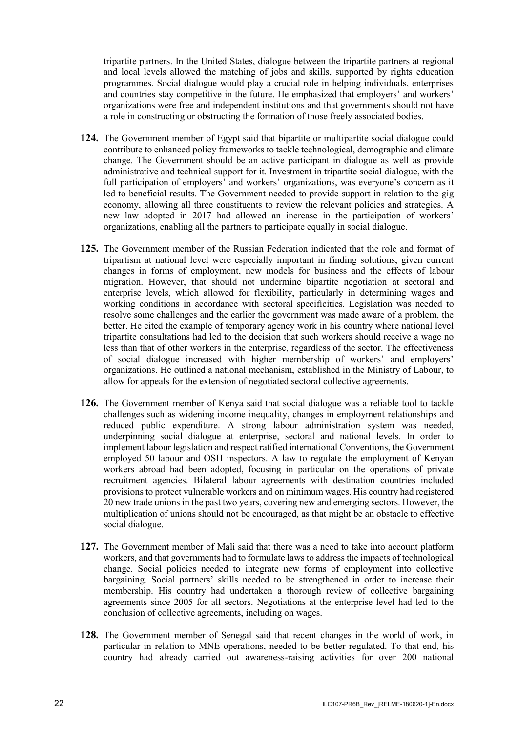tripartite partners. In the United States, dialogue between the tripartite partners at regional and local levels allowed the matching of jobs and skills, supported by rights education programmes. Social dialogue would play a crucial role in helping individuals, enterprises and countries stay competitive in the future. He emphasized that employers' and workers' organizations were free and independent institutions and that governments should not have a role in constructing or obstructing the formation of those freely associated bodies.

**124.** The Government member of Egypt said that bipartite or multipartite social dialogue could contribute to enhanced policy frameworks to tackle technological, demographic and climate change. The Government should be an active participant in dialogue as well as provide administrative and technical support for it. Investment in tripartite social dialogue, with the full participation of employers' and workers' organizations, was everyone's concern as it led to beneficial results. The Government needed to provide support in relation to the gig economy, allowing all three constituents to review the relevant policies and strategies. A new law adopted in 2017 had allowed an increase in the participation of workers' organizations, enabling all the partners to participate equally in social dialogue.

**125.** The Government member of the Russian Federation indicated that the role and format of tripartism at national level were especially important in finding solutions, given current changes in forms of employment, new models for business and the effects of labour migration. However, that should not undermine bipartite negotiation at sectoral and enterprise levels, which allowed for flexibility, particularly in determining wages and working conditions in accordance with sectoral specificities. Legislation was needed to resolve some challenges and the earlier the government was made aware of a problem, the better. He cited the example of temporary agency work in his country where national level tripartite consultations had led to the decision that such workers should receive a wage no less than that of other workers in the enterprise, regardless of the sector. The effectiveness of social dialogue increased with higher membership of workers' and employers' organizations. He outlined a national mechanism, established in the Ministry of Labour, to allow for appeals for the extension of negotiated sectoral collective agreements.

**126.** The Government member of Kenya said that social dialogue was a reliable tool to tackle challenges such as widening income inequality, changes in employment relationships and reduced public expenditure. A strong labour administration system was needed, underpinning social dialogue at enterprise, sectoral and national levels. In order to implement labour legislation and respect ratified international Conventions, the Government employed 50 labour and OSH inspectors. A law to regulate the employment of Kenyan workers abroad had been adopted, focusing in particular on the operations of private recruitment agencies. Bilateral labour agreements with destination countries included provisions to protect vulnerable workers and on minimum wages. His country had registered 20 new trade unions in the past two years, covering new and emerging sectors. However, the multiplication of unions should not be encouraged, as that might be an obstacle to effective social dialogue.

**127.** The Government member of Mali said that there was a need to take into account platform workers, and that governments had to formulate laws to address the impacts of technological change. Social policies needed to integrate new forms of employment into collective bargaining. Social partners' skills needed to be strengthened in order to increase their membership. His country had undertaken a thorough review of collective bargaining agreements since 2005 for all sectors. Negotiations at the enterprise level had led to the conclusion of collective agreements, including on wages.

**128.** The Government member of Senegal said that recent changes in the world of work, in particular in relation to MNE operations, needed to be better regulated. To that end, his country had already carried out awareness-raising activities for over 200 national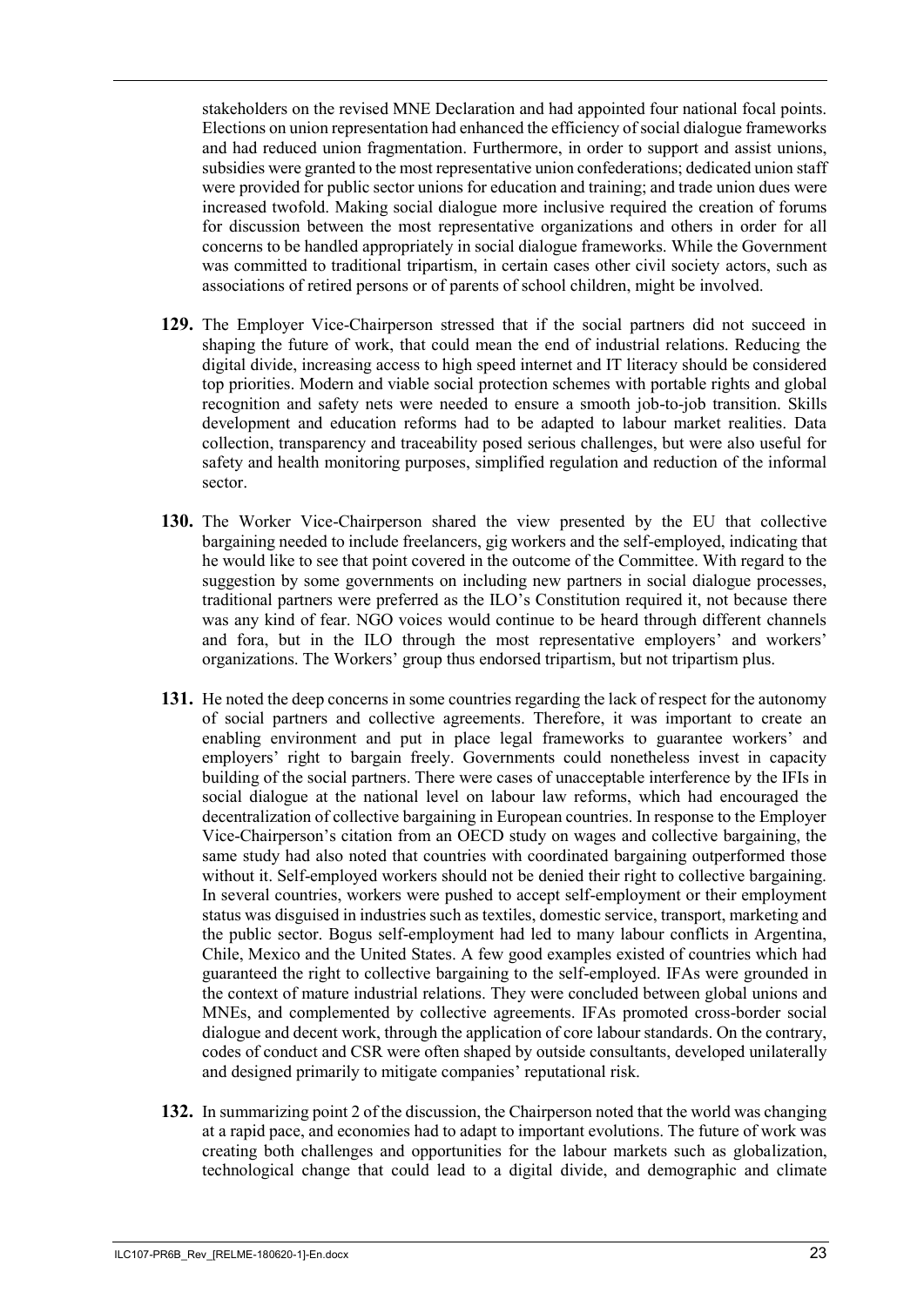stakeholders on the revised MNE Declaration and had appointed four national focal points. Elections on union representation had enhanced the efficiency of social dialogue frameworks and had reduced union fragmentation. Furthermore, in order to support and assist unions, subsidies were granted to the most representative union confederations; dedicated union staff were provided for public sector unions for education and training; and trade union dues were increased twofold. Making social dialogue more inclusive required the creation of forums for discussion between the most representative organizations and others in order for all concerns to be handled appropriately in social dialogue frameworks. While the Government was committed to traditional tripartism, in certain cases other civil society actors, such as associations of retired persons or of parents of school children, might be involved.

**129.** The Employer Vice-Chairperson stressed that if the social partners did not succeed in shaping the future of work, that could mean the end of industrial relations. Reducing the digital divide, increasing access to high speed internet and IT literacy should be considered top priorities. Modern and viable social protection schemes with portable rights and global recognition and safety nets were needed to ensure a smooth job-to-job transition. Skills development and education reforms had to be adapted to labour market realities. Data collection, transparency and traceability posed serious challenges, but were also useful for safety and health monitoring purposes, simplified regulation and reduction of the informal sector.

**130.** The Worker Vice-Chairperson shared the view presented by the EU that collective bargaining needed to include freelancers, gig workers and the self-employed, indicating that he would like to see that point covered in the outcome of the Committee. With regard to the suggestion by some governments on including new partners in social dialogue processes, traditional partners were preferred as the ILO's Constitution required it, not because there was any kind of fear. NGO voices would continue to be heard through different channels and fora, but in the ILO through the most representative employers' and workers' organizations. The Workers' group thus endorsed tripartism, but not tripartism plus.

**131.** He noted the deep concerns in some countries regarding the lack of respect for the autonomy of social partners and collective agreements. Therefore, it was important to create an enabling environment and put in place legal frameworks to guarantee workers' and employers' right to bargain freely. Governments could nonetheless invest in capacity building of the social partners. There were cases of unacceptable interference by the IFIs in social dialogue at the national level on labour law reforms, which had encouraged the decentralization of collective bargaining in European countries. In response to the Employer Vice-Chairperson's citation from an OECD study on wages and collective bargaining, the same study had also noted that countries with coordinated bargaining outperformed those without it. Self-employed workers should not be denied their right to collective bargaining. In several countries, workers were pushed to accept self-employment or their employment status was disguised in industries such as textiles, domestic service, transport, marketing and the public sector. Bogus self-employment had led to many labour conflicts in Argentina, Chile, Mexico and the United States. A few good examples existed of countries which had guaranteed the right to collective bargaining to the self-employed. IFAs were grounded in the context of mature industrial relations. They were concluded between global unions and MNEs, and complemented by collective agreements. IFAs promoted cross-border social dialogue and decent work, through the application of core labour standards. On the contrary, codes of conduct and CSR were often shaped by outside consultants, developed unilaterally and designed primarily to mitigate companies' reputational risk.

**132.** In summarizing point 2 of the discussion, the Chairperson noted that the world was changing at a rapid pace, and economies had to adapt to important evolutions. The future of work was creating both challenges and opportunities for the labour markets such as globalization, technological change that could lead to a digital divide, and demographic and climate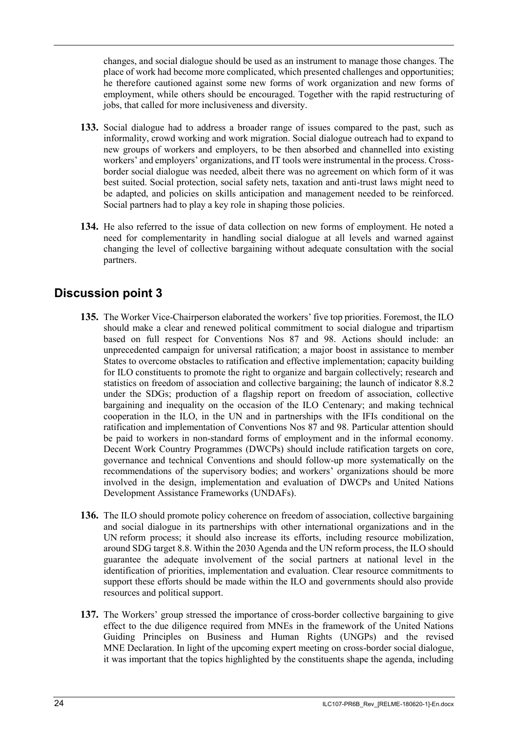changes, and social dialogue should be used as an instrument to manage those changes. The place of work had become more complicated, which presented challenges and opportunities; he therefore cautioned against some new forms of work organization and new forms of employment, while others should be encouraged. Together with the rapid restructuring of jobs, that called for more inclusiveness and diversity.

**133.** Social dialogue had to address a broader range of issues compared to the past, such as informality, crowd working and work migration. Social dialogue outreach had to expand to new groups of workers and employers, to be then absorbed and channelled into existing workers' and employers' organizations, and IT tools were instrumental in the process. Cross-border social dialogue was needed, albeit there was no agreement on which form of it was best suited. Social protection, social safety nets, taxation and anti-trust laws might need to be adapted, and policies on skills anticipation and management needed to be reinforced. Social partners had to play a key role in shaping those policies.

**134.** He also referred to the issue of data collection on new forms of employment. He noted a need for complementarity in handling social dialogue at all levels and warned against changing the level of collective bargaining without adequate consultation with the social partners.

## Discussion point 3

**135.** The Worker Vice-Chairperson elaborated the workers' five top priorities. Foremost, the ILO should make a clear and renewed political commitment to social dialogue and tripartism based on full respect for Conventions Nos 87 and 98. Actions should include: an unprecedented campaign for universal ratification; a major boost in assistance to member States to overcome obstacles to ratification and effective implementation; capacity building for ILO constituents to promote the right to organize and bargain collectively; research and statistics on freedom of association and collective bargaining; the launch of indicator 8.8.2 under the SDGs; production of a flagship report on freedom of association, collective bargaining and inequality on the occasion of the ILO Centenary; and making technical cooperation in the ILO, in the UN and in partnerships with the IFIs conditional on the ratification and implementation of Conventions Nos 87 and 98. Particular attention should be paid to workers in non-standard forms of employment and in the informal economy. Decent Work Country Programmes (DWCPs) should include ratification targets on core, governance and technical Conventions and should follow-up more systematically on the recommendations of the supervisory bodies; and workers' organizations should be more involved in the design, implementation and evaluation of DWCPs and United Nations Development Assistance Frameworks (UNDAFs).

**136.** The ILO should promote policy coherence on freedom of association, collective bargaining and social dialogue in its partnerships with other international organizations and in the UN reform process; it should also increase its efforts, including resource mobilization, around SDG target 8.8. Within the 2030 Agenda and the UN reform process, the ILO should guarantee the adequate involvement of the social partners at national level in the identification of priorities, implementation and evaluation. Clear resource commitments to support these efforts should be made within the ILO and governments should also provide resources and political support.

**137.** The Workers' group stressed the importance of cross-border collective bargaining to give effect to the due diligence required from MNEs in the framework of the United Nations Guiding Principles on Business and Human Rights (UNGPs) and the revised MNE Declaration. In light of the upcoming expert meeting on cross-border social dialogue, it was important that the topics highlighted by the constituents shape the agenda, including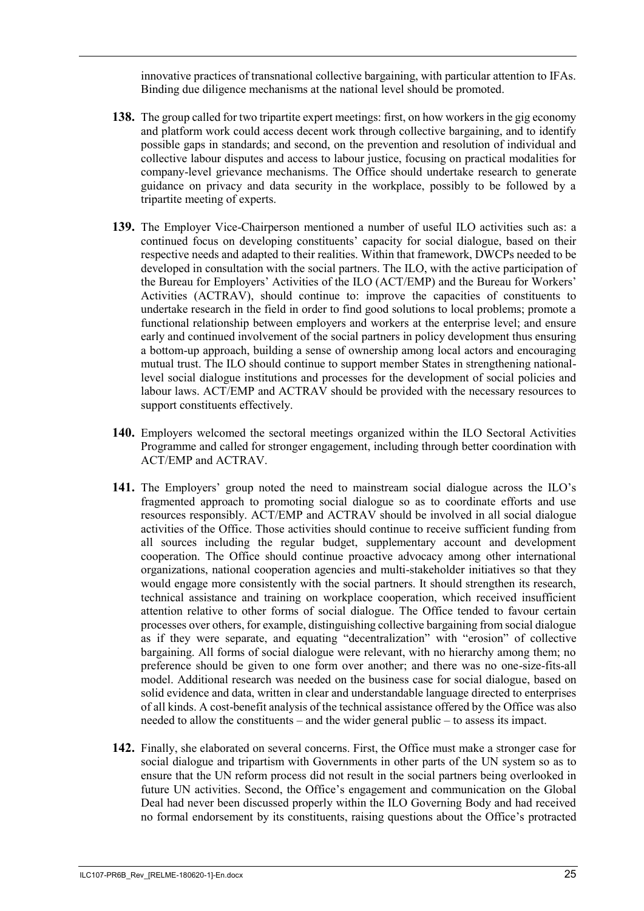innovative practices of transnational collective bargaining, with particular attention to IFAs. Binding due diligence mechanisms at the national level should be promoted.

**138.** The group called for two tripartite expert meetings: first, on how workers in the gig economy and platform work could access decent work through collective bargaining, and to identify possible gaps in standards; and second, on the prevention and resolution of individual and collective labour disputes and access to labour justice, focusing on practical modalities for company-level grievance mechanisms. The Office should undertake research to generate guidance on privacy and data security in the workplace, possibly to be followed by a tripartite meeting of experts.

**139.** The Employer Vice-Chairperson mentioned a number of useful ILO activities such as: a continued focus on developing constituents' capacity for social dialogue, based on their respective needs and adapted to their realities. Within that framework, DWCPs needed to be developed in consultation with the social partners. The ILO, with the active participation of the Bureau for Employers' Activities of the ILO (ACT/EMP) and the Bureau for Workers' Activities (ACTRAV), should continue to: improve the capacities of constituents to undertake research in the field in order to find good solutions to local problems; promote a functional relationship between employers and workers at the enterprise level; and ensure early and continued involvement of the social partners in policy development thus ensuring a bottom-up approach, building a sense of ownership among local actors and encouraging mutual trust. The ILO should continue to support member States in strengthening national-level social dialogue institutions and processes for the development of social policies and labour laws. ACT/EMP and ACTRAV should be provided with the necessary resources to support constituents effectively.

**140.** Employers welcomed the sectoral meetings organized within the ILO Sectoral Activities Programme and called for stronger engagement, including through better coordination with ACT/EMP and ACTRAV.

**141.** The Employers' group noted the need to mainstream social dialogue across the ILO's fragmented approach to promoting social dialogue so as to coordinate efforts and use resources responsibly. ACT/EMP and ACTRAV should be involved in all social dialogue activities of the Office. Those activities should continue to receive sufficient funding from all sources including the regular budget, supplementary account and development cooperation. The Office should continue proactive advocacy among other international organizations, national cooperation agencies and multi-stakeholder initiatives so that they would engage more consistently with the social partners. It should strengthen its research, technical assistance and training on workplace cooperation, which received insufficient attention relative to other forms of social dialogue. The Office tended to favour certain processes over others, for example, distinguishing collective bargaining from social dialogue as if they were separate, and equating "decentralization" with "erosion" of collective bargaining. All forms of social dialogue were relevant, with no hierarchy among them; no preference should be given to one form over another; and there was no one-size-fits-all model. Additional research was needed on the business case for social dialogue, based on solid evidence and data, written in clear and understandable language directed to enterprises of all kinds. A cost-benefit analysis of the technical assistance offered by the Office was also needed to allow the constituents – and the wider general public – to assess its impact.

**142.** Finally, she elaborated on several concerns. First, the Office must make a stronger case for social dialogue and tripartism with Governments in other parts of the UN system so as to ensure that the UN reform process did not result in the social partners being overlooked in future UN activities. Second, the Office's engagement and communication on the Global Deal had never been discussed properly within the ILO Governing Body and had received no formal endorsement by its constituents, raising questions about the Office's protracted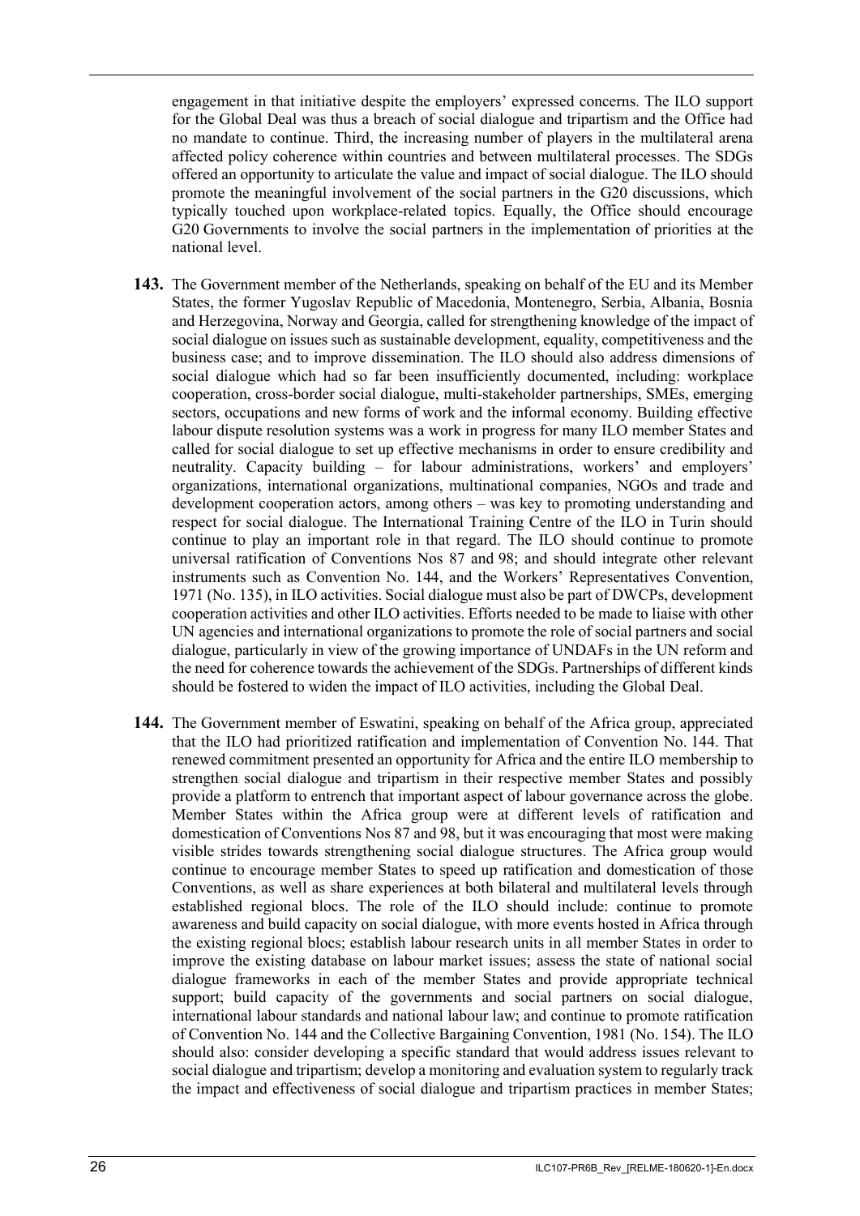engagement in that initiative despite the employers' expressed concerns. The ILO support for the Global Deal was thus a breach of social dialogue and tripartism and the Office had no mandate to continue. Third, the increasing number of players in the multilateral arena affected policy coherence within countries and between multilateral processes. The SDGs offered an opportunity to articulate the value and impact of social dialogue. The ILO should promote the meaningful involvement of the social partners in the G20 discussions, which typically touched upon workplace-related topics. Equally, the Office should encourage G20 Governments to involve the social partners in the implementation of priorities at the national level.

**143.** The Government member of the Netherlands, speaking on behalf of the EU and its Member States, the former Yugoslav Republic of Macedonia, Montenegro, Serbia, Albania, Bosnia and Herzegovina, Norway and Georgia, called for strengthening knowledge of the impact of social dialogue on issues such as sustainable development, equality, competitiveness and the business case; and to improve dissemination. The ILO should also address dimensions of social dialogue which had so far been insufficiently documented, including: workplace cooperation, cross-border social dialogue, multi-stakeholder partnerships, SMEs, emerging sectors, occupations and new forms of work and the informal economy. Building effective labour dispute resolution systems was a work in progress for many ILO member States and called for social dialogue to set up effective mechanisms in order to ensure credibility and neutrality. Capacity building – for labour administrations, workers' and employers' organizations, international organizations, multinational companies, NGOs and trade and development cooperation actors, among others – was key to promoting understanding and respect for social dialogue. The International Training Centre of the ILO in Turin should continue to play an important role in that regard. The ILO should continue to promote universal ratification of Conventions Nos 87 and 98; and should integrate other relevant instruments such as Convention No. 144, and the Workers' Representatives Convention, 1971 (No. 135), in ILO activities. Social dialogue must also be part of DWCPs, development cooperation activities and other ILO activities. Efforts needed to be made to liaise with other UN agencies and international organizations to promote the role of social partners and social dialogue, particularly in view of the growing importance of UNDAFs in the UN reform and the need for coherence towards the achievement of the SDGs. Partnerships of different kinds should be fostered to widen the impact of ILO activities, including the Global Deal.

**144.** The Government member of Eswatini, speaking on behalf of the Africa group, appreciated that the ILO had prioritized ratification and implementation of Convention No. 144. That renewed commitment presented an opportunity for Africa and the entire ILO membership to strengthen social dialogue and tripartism in their respective member States and possibly provide a platform to entrench that important aspect of labour governance across the globe. Member States within the Africa group were at different levels of ratification and domestication of Conventions Nos 87 and 98, but it was encouraging that most were making visible strides towards strengthening social dialogue structures. The Africa group would continue to encourage member States to speed up ratification and domestication of those Conventions, as well as share experiences at both bilateral and multilateral levels through established regional blocs. The role of the ILO should include: continue to promote awareness and build capacity on social dialogue, with more events hosted in Africa through the existing regional blocs; establish labour research units in all member States in order to improve the existing database on labour market issues; assess the state of national social dialogue frameworks in each of the member States and provide appropriate technical support; build capacity of the governments and social partners on social dialogue, international labour standards and national labour law; and continue to promote ratification of Convention No. 144 and the Collective Bargaining Convention, 1981 (No. 154). The ILO should also: consider developing a specific standard that would address issues relevant to social dialogue and tripartism; develop a monitoring and evaluation system to regularly track the impact and effectiveness of social dialogue and tripartism practices in member States;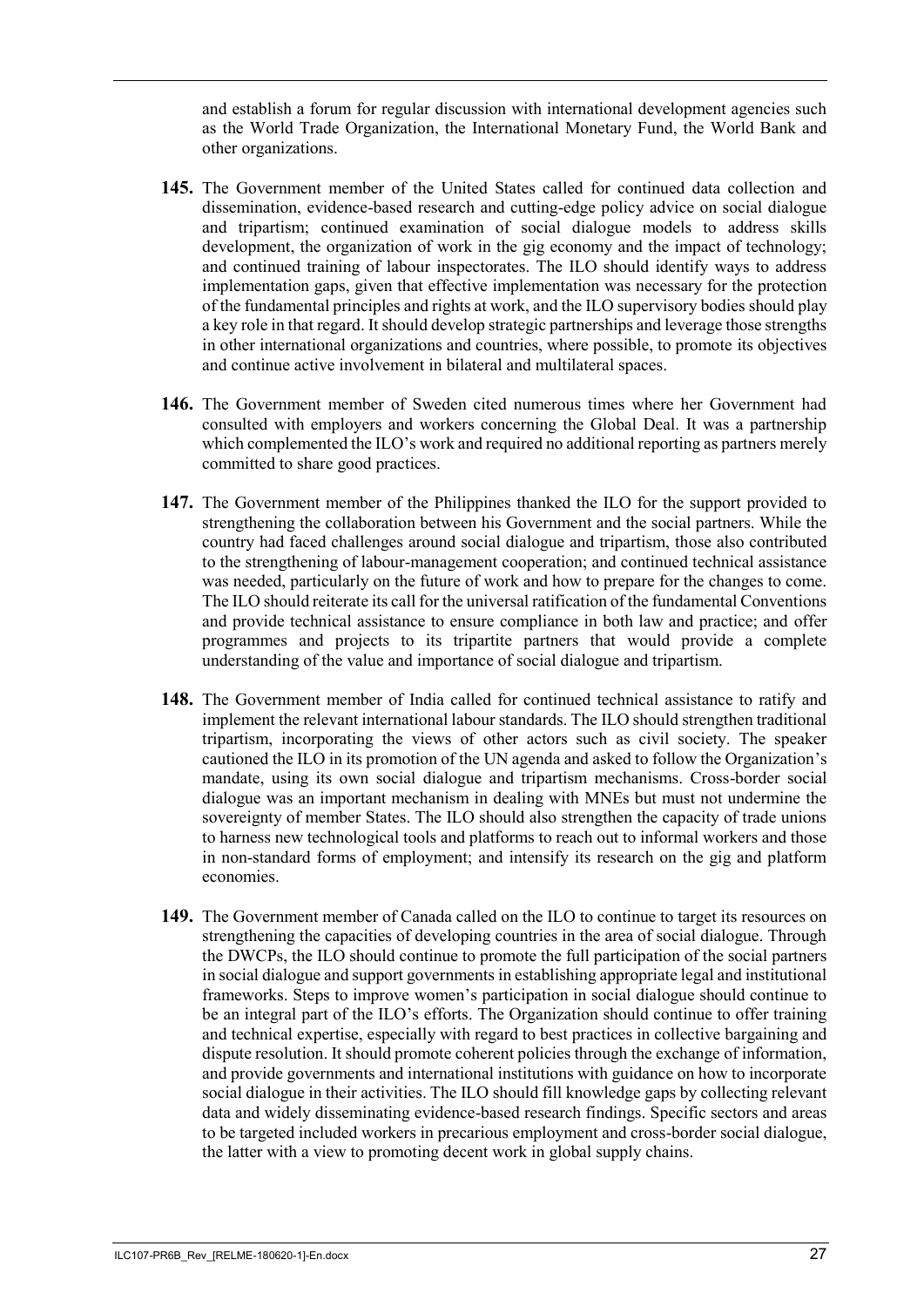and establish a forum for regular discussion with international development agencies such as the World Trade Organization, the International Monetary Fund, the World Bank and other organizations.

**145.** The Government member of the United States called for continued data collection and dissemination, evidence-based research and cutting-edge policy advice on social dialogue and tripartism; continued examination of social dialogue models to address skills development, the organization of work in the gig economy and the impact of technology; and continued training of labour inspectorates. The ILO should identify ways to address implementation gaps, given that effective implementation was necessary for the protection of the fundamental principles and rights at work, and the ILO supervisory bodies should play a key role in that regard. It should develop strategic partnerships and leverage those strengths in other international organizations and countries, where possible, to promote its objectives and continue active involvement in bilateral and multilateral spaces.

**146.** The Government member of Sweden cited numerous times where her Government had consulted with employers and workers concerning the Global Deal. It was a partnership which complemented the ILO's work and required no additional reporting as partners merely committed to share good practices.

**147.** The Government member of the Philippines thanked the ILO for the support provided to strengthening the collaboration between his Government and the social partners. While the country had faced challenges around social dialogue and tripartism, those also contributed to the strengthening of labour-management cooperation; and continued technical assistance was needed, particularly on the future of work and how to prepare for the changes to come. The ILO should reiterate its call for the universal ratification of the fundamental Conventions and provide technical assistance to ensure compliance in both law and practice; and offer programmes and projects to its tripartite partners that would provide a complete understanding of the value and importance of social dialogue and tripartism.

**148.** The Government member of India called for continued technical assistance to ratify and implement the relevant international labour standards. The ILO should strengthen traditional tripartism, incorporating the views of other actors such as civil society. The speaker cautioned the ILO in its promotion of the UN agenda and asked to follow the Organization's mandate, using its own social dialogue and tripartism mechanisms. Cross-border social dialogue was an important mechanism in dealing with MNEs but must not undermine the sovereignty of member States. The ILO should also strengthen the capacity of trade unions to harness new technological tools and platforms to reach out to informal workers and those in non-standard forms of employment; and intensify its research on the gig and platform economies.

**149.** The Government member of Canada called on the ILO to continue to target its resources on strengthening the capacities of developing countries in the area of social dialogue. Through the DWCPs, the ILO should continue to promote the full participation of the social partners in social dialogue and support governments in establishing appropriate legal and institutional frameworks. Steps to improve women's participation in social dialogue should continue to be an integral part of the ILO's efforts. The Organization should continue to offer training and technical expertise, especially with regard to best practices in collective bargaining and dispute resolution. It should promote coherent policies through the exchange of information, and provide governments and international institutions with guidance on how to incorporate social dialogue in their activities. The ILO should fill knowledge gaps by collecting relevant data and widely disseminating evidence-based research findings. Specific sectors and areas to be targeted included workers in precarious employment and cross-border social dialogue, the latter with a view to promoting decent work in global supply chains.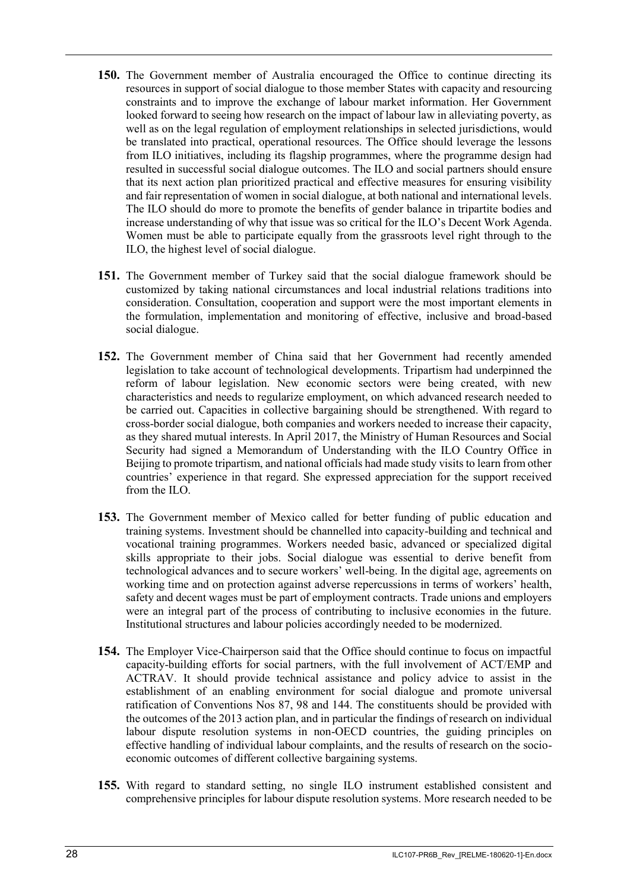**150.** The Government member of Australia encouraged the Office to continue directing its resources in support of social dialogue to those member States with capacity and resourcing constraints and to improve the exchange of labour market information. Her Government looked forward to seeing how research on the impact of labour law in alleviating poverty, as well as on the legal regulation of employment relationships in selected jurisdictions, would be translated into practical, operational resources. The Office should leverage the lessons from ILO initiatives, including its flagship programmes, where the programme design had resulted in successful social dialogue outcomes. The ILO and social partners should ensure that its next action plan prioritized practical and effective measures for ensuring visibility and fair representation of women in social dialogue, at both national and international levels. The ILO should do more to promote the benefits of gender balance in tripartite bodies and increase understanding of why that issue was so critical for the ILO's Decent Work Agenda. Women must be able to participate equally from the grassroots level right through to the ILO, the highest level of social dialogue.

**151.** The Government member of Turkey said that the social dialogue framework should be customized by taking national circumstances and local industrial relations traditions into consideration. Consultation, cooperation and support were the most important elements in the formulation, implementation and monitoring of effective, inclusive and broad-based social dialogue.

**152.** The Government member of China said that her Government had recently amended legislation to take account of technological developments. Tripartism had underpinned the reform of labour legislation. New economic sectors were being created, with new characteristics and needs to regularize employment, on which advanced research needed to be carried out. Capacities in collective bargaining should be strengthened. With regard to cross-border social dialogue, both companies and workers needed to increase their capacity, as they shared mutual interests. In April 2017, the Ministry of Human Resources and Social Security had signed a Memorandum of Understanding with the ILO Country Office in Beijing to promote tripartism, and national officials had made study visits to learn from other countries' experience in that regard. She expressed appreciation for the support received from the ILO.

**153.** The Government member of Mexico called for better funding of public education and training systems. Investment should be channelled into capacity-building and technical and vocational training programmes. Workers needed basic, advanced or specialized digital skills appropriate to their jobs. Social dialogue was essential to derive benefit from technological advances and to secure workers' well-being. In the digital age, agreements on working time and on protection against adverse repercussions in terms of workers' health, safety and decent wages must be part of employment contracts. Trade unions and employers were an integral part of the process of contributing to inclusive economies in the future. Institutional structures and labour policies accordingly needed to be modernized.

**154.** The Employer Vice-Chairperson said that the Office should continue to focus on impactful capacity-building efforts for social partners, with the full involvement of ACT/EMP and ACTRAV. It should provide technical assistance and policy advice to assist in the establishment of an enabling environment for social dialogue and promote universal ratification of Conventions Nos 87, 98 and 144. The constituents should be provided with the outcomes of the 2013 action plan, and in particular the findings of research on individual labour dispute resolution systems in non-OECD countries, the guiding principles on effective handling of individual labour complaints, and the results of research on the socio-economic outcomes of different collective bargaining systems.

**155.** With regard to standard setting, no single ILO instrument established consistent and comprehensive principles for labour dispute resolution systems. More research needed to be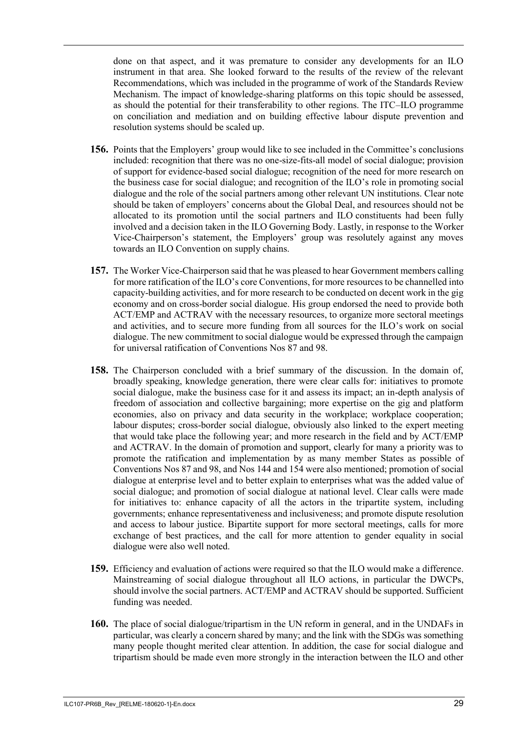done on that aspect, and it was premature to consider any developments for an ILO instrument in that area. She looked forward to the results of the review of the relevant Recommendations, which was included in the programme of work of the Standards Review Mechanism. The impact of knowledge-sharing platforms on this topic should be assessed, as should the potential for their transferability to other regions. The ITC–ILO programme on conciliation and mediation and on building effective labour dispute prevention and resolution systems should be scaled up.

**156.** Points that the Employers' group would like to see included in the Committee's conclusions included: recognition that there was no one-size-fits-all model of social dialogue; provision of support for evidence-based social dialogue; recognition of the need for more research on the business case for social dialogue; and recognition of the ILO's role in promoting social dialogue and the role of the social partners among other relevant UN institutions. Clear note should be taken of employers' concerns about the Global Deal, and resources should not be allocated to its promotion until the social partners and ILO constituents had been fully involved and a decision taken in the ILO Governing Body. Lastly, in response to the Worker Vice-Chairperson's statement, the Employers' group was resolutely against any moves towards an ILO Convention on supply chains.

**157.** The Worker Vice-Chairperson said that he was pleased to hear Government members calling for more ratification of the ILO's core Conventions, for more resources to be channelled into capacity-building activities, and for more research to be conducted on decent work in the gig economy and on cross-border social dialogue. His group endorsed the need to provide both ACT/EMP and ACTRAV with the necessary resources, to organize more sectoral meetings and activities, and to secure more funding from all sources for the ILO's work on social dialogue. The new commitment to social dialogue would be expressed through the campaign for universal ratification of Conventions Nos 87 and 98.

**158.** The Chairperson concluded with a brief summary of the discussion. In the domain of, broadly speaking, knowledge generation, there were clear calls for: initiatives to promote social dialogue, make the business case for it and assess its impact; an in-depth analysis of freedom of association and collective bargaining; more expertise on the gig and platform economies, also on privacy and data security in the workplace; workplace cooperation; labour disputes; cross-border social dialogue, obviously also linked to the expert meeting that would take place the following year; and more research in the field and by ACT/EMP and ACTRAV. In the domain of promotion and support, clearly for many a priority was to promote the ratification and implementation by as many member States as possible of Conventions Nos 87 and 98, and Nos 144 and 154 were also mentioned; promotion of social dialogue at enterprise level and to better explain to enterprises what was the added value of social dialogue; and promotion of social dialogue at national level. Clear calls were made for initiatives to: enhance capacity of all the actors in the tripartite system, including governments; enhance representativeness and inclusiveness; and promote dispute resolution and access to labour justice. Bipartite support for more sectoral meetings, calls for more exchange of best practices, and the call for more attention to gender equality in social dialogue were also well noted.

**159.** Efficiency and evaluation of actions were required so that the ILO would make a difference. Mainstreaming of social dialogue throughout all ILO actions, in particular the DWCPs, should involve the social partners. ACT/EMP and ACTRAV should be supported. Sufficient funding was needed.

**160.** The place of social dialogue/tripartism in the UN reform in general, and in the UNDAFs in particular, was clearly a concern shared by many; and the link with the SDGs was something many people thought merited clear attention. In addition, the case for social dialogue and tripartism should be made even more strongly in the interaction between the ILO and other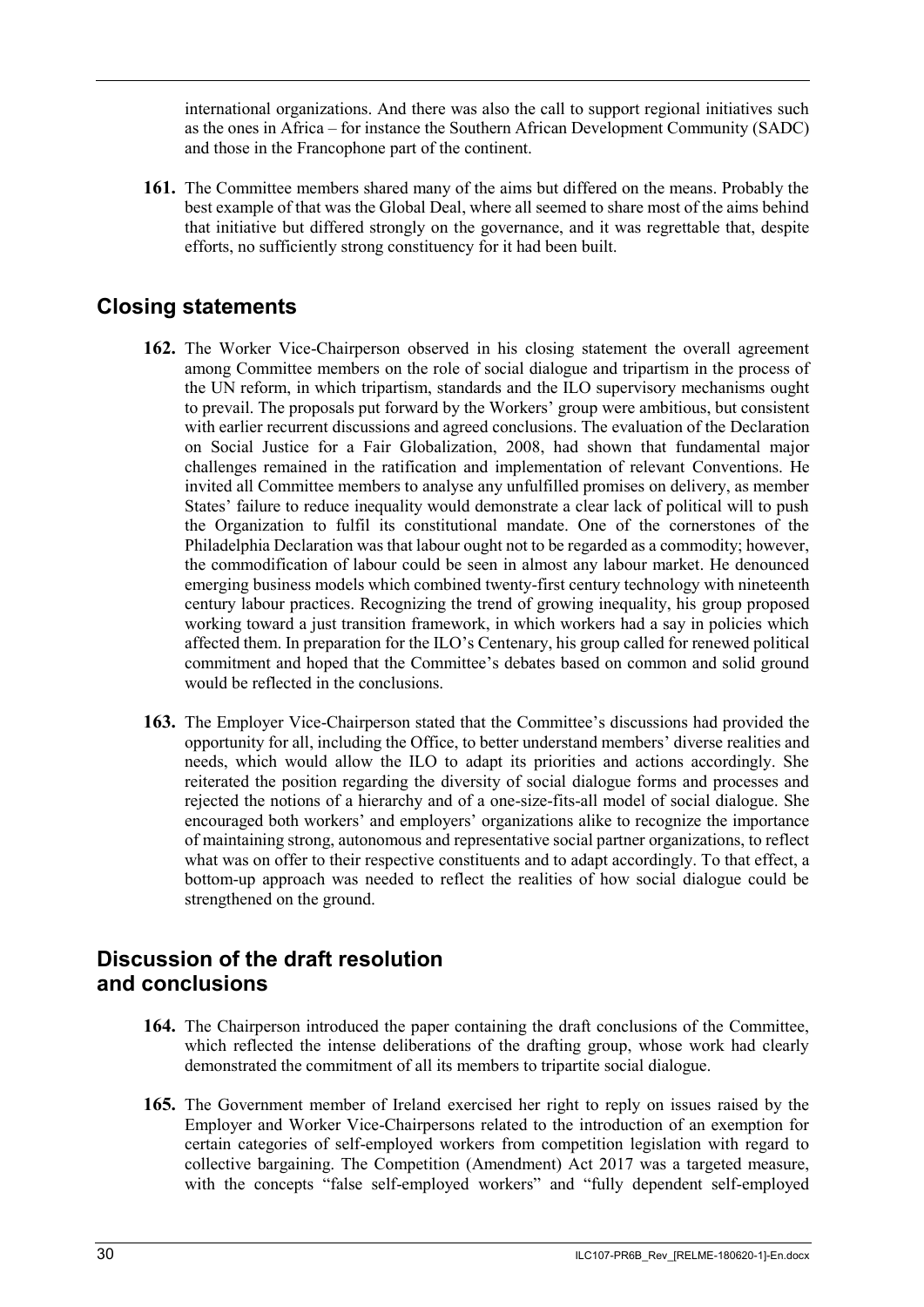international organizations. And there was also the call to support regional initiatives such as the ones in Africa – for instance the Southern African Development Community (SADC) and those in the Francophone part of the continent.

**161.** The Committee members shared many of the aims but differed on the means. Probably the best example of that was the Global Deal, where all seemed to share most of the aims behind that initiative but differed strongly on the governance, and it was regrettable that, despite efforts, no sufficiently strong constituency for it had been built.

## Closing statements

**162.** The Worker Vice-Chairperson observed in his closing statement the overall agreement among Committee members on the role of social dialogue and tripartism in the process of the UN reform, in which tripartism, standards and the ILO supervisory mechanisms ought to prevail. The proposals put forward by the Workers' group were ambitious, but consistent with earlier recurrent discussions and agreed conclusions. The evaluation of the Declaration on Social Justice for a Fair Globalization, 2008, had shown that fundamental major challenges remained in the ratification and implementation of relevant Conventions. He invited all Committee members to analyse any unfulfilled promises on delivery, as member States' failure to reduce inequality would demonstrate a clear lack of political will to push the Organization to fulfil its constitutional mandate. One of the cornerstones of the Philadelphia Declaration was that labour ought not to be regarded as a commodity; however, the commodification of labour could be seen in almost any labour market. He denounced emerging business models which combined twenty-first century technology with nineteenth century labour practices. Recognizing the trend of growing inequality, his group proposed working toward a just transition framework, in which workers had a say in policies which affected them. In preparation for the ILO's Centenary, his group called for renewed political commitment and hoped that the Committee's debates based on common and solid ground would be reflected in the conclusions.

**163.** The Employer Vice-Chairperson stated that the Committee's discussions had provided the opportunity for all, including the Office, to better understand members' diverse realities and needs, which would allow the ILO to adapt its priorities and actions accordingly. She reiterated the position regarding the diversity of social dialogue forms and processes and rejected the notions of a hierarchy and of a one-size-fits-all model of social dialogue. She encouraged both workers' and employers' organizations alike to recognize the importance of maintaining strong, autonomous and representative social partner organizations, to reflect what was on offer to their respective constituents and to adapt accordingly. To that effect, a bottom-up approach was needed to reflect the realities of how social dialogue could be strengthened on the ground.

## Discussion of the draft resolution and conclusions

**164.** The Chairperson introduced the paper containing the draft conclusions of the Committee, which reflected the intense deliberations of the drafting group, whose work had clearly demonstrated the commitment of all its members to tripartite social dialogue.

**165.** The Government member of Ireland exercised her right to reply on issues raised by the Employer and Worker Vice-Chairpersons related to the introduction of an exemption for certain categories of self-employed workers from competition legislation with regard to collective bargaining. The Competition (Amendment) Act 2017 was a targeted measure, with the concepts "false self-employed workers" and "fully dependent self-employed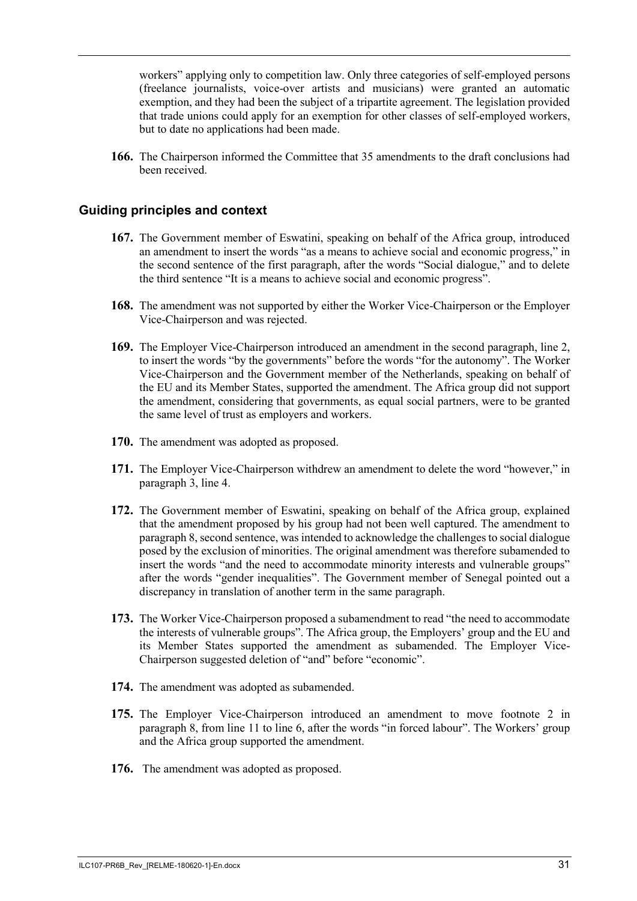workers" applying only to competition law. Only three categories of self-employed persons (freelance journalists, voice-over artists and musicians) were granted an automatic exemption, and they had been the subject of a tripartite agreement. The legislation provided that trade unions could apply for an exemption for other classes of self-employed workers, but to date no applications had been made.

**166.** The Chairperson informed the Committee that 35 amendments to the draft conclusions had been received.

## Guiding principles and context

**167.** The Government member of Eswatini, speaking on behalf of the Africa group, introduced an amendment to insert the words "as a means to achieve social and economic progress," in the second sentence of the first paragraph, after the words "Social dialogue," and to delete the third sentence "It is a means to achieve social and economic progress".

**168.** The amendment was not supported by either the Worker Vice-Chairperson or the Employer Vice-Chairperson and was rejected.

**169.** The Employer Vice-Chairperson introduced an amendment in the second paragraph, line 2, to insert the words "by the governments" before the words "for the autonomy". The Worker Vice-Chairperson and the Government member of the Netherlands, speaking on behalf of the EU and its Member States, supported the amendment. The Africa group did not support the amendment, considering that governments, as equal social partners, were to be granted the same level of trust as employers and workers.

**170.** The amendment was adopted as proposed.

**171.** The Employer Vice-Chairperson withdrew an amendment to delete the word "however," in paragraph 3, line 4.

**172.** The Government member of Eswatini, speaking on behalf of the Africa group, explained that the amendment proposed by his group had not been well captured. The amendment to paragraph 8, second sentence, was intended to acknowledge the challenges to social dialogue posed by the exclusion of minorities. The original amendment was therefore subamended to insert the words "and the need to accommodate minority interests and vulnerable groups" after the words "gender inequalities". The Government member of Senegal pointed out a discrepancy in translation of another term in the same paragraph.

**173.** The Worker Vice-Chairperson proposed a subamendment to read "the need to accommodate the interests of vulnerable groups". The Africa group, the Employers' group and the EU and its Member States supported the amendment as subamended. The Employer Vice-Chairperson suggested deletion of "and" before "economic".

**174.** The amendment was adopted as subamended.

**175.** The Employer Vice-Chairperson introduced an amendment to move footnote 2 in paragraph 8, from line 11 to line 6, after the words "in forced labour". The Workers' group and the Africa group supported the amendment.

**176.** The amendment was adopted as proposed.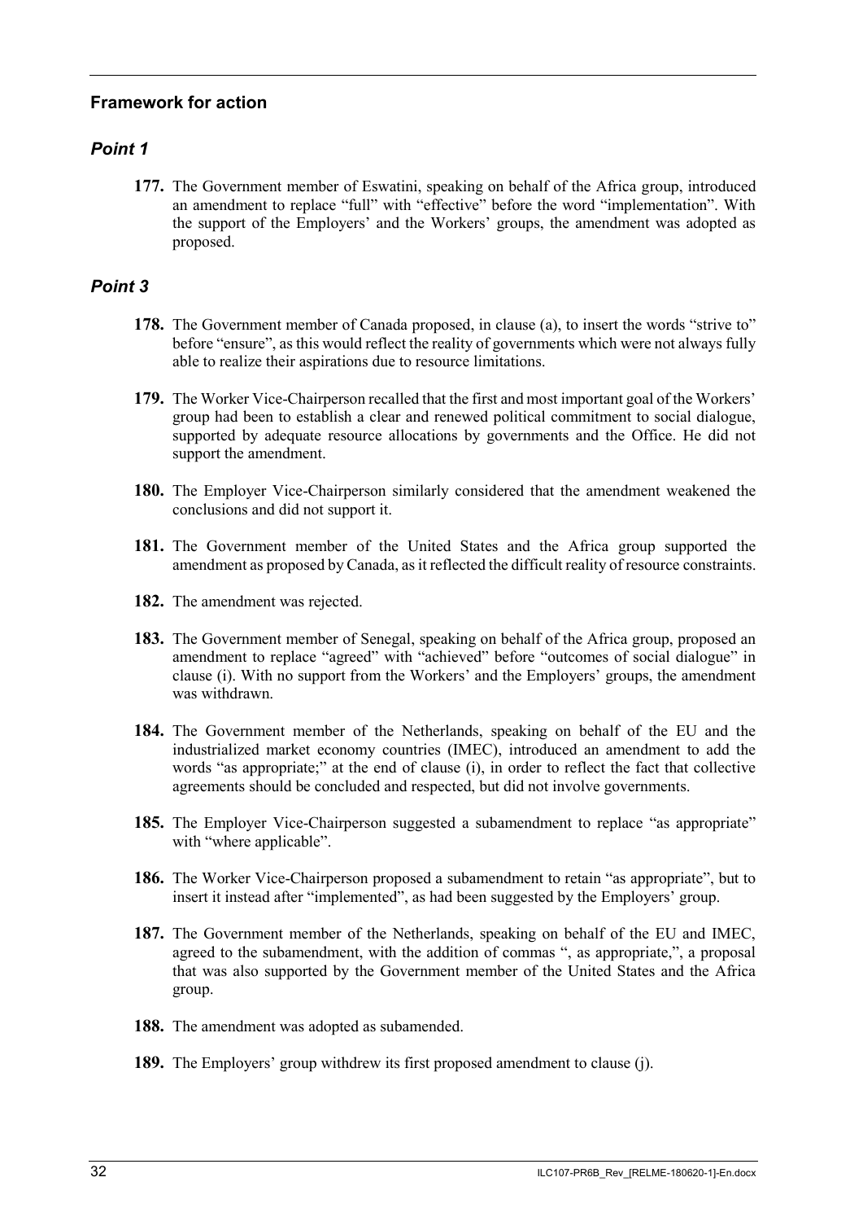## Framework for action

### *Point 1*

**177.** The Government member of Eswatini, speaking on behalf of the Africa group, introduced an amendment to replace "full" with "effective" before the word "implementation". With the support of the Employers' and the Workers' groups, the amendment was adopted as proposed.

### *Point 3*

**178.** The Government member of Canada proposed, in clause (a), to insert the words "strive to" before "ensure", as this would reflect the reality of governments which were not always fully able to realize their aspirations due to resource limitations.

**179.** The Worker Vice-Chairperson recalled that the first and most important goal of the Workers' group had been to establish a clear and renewed political commitment to social dialogue, supported by adequate resource allocations by governments and the Office. He did not support the amendment.

**180.** The Employer Vice-Chairperson similarly considered that the amendment weakened the conclusions and did not support it.

**181.** The Government member of the United States and the Africa group supported the amendment as proposed by Canada, as it reflected the difficult reality of resource constraints.

**182.** The amendment was rejected.

**183.** The Government member of Senegal, speaking on behalf of the Africa group, proposed an amendment to replace "agreed" with "achieved" before "outcomes of social dialogue" in clause (i). With no support from the Workers' and the Employers' groups, the amendment was withdrawn.

**184.** The Government member of the Netherlands, speaking on behalf of the EU and the industrialized market economy countries (IMEC), introduced an amendment to add the words "as appropriate;" at the end of clause (i), in order to reflect the fact that collective agreements should be concluded and respected, but did not involve governments.

**185.** The Employer Vice-Chairperson suggested a subamendment to replace "as appropriate" with "where applicable".

**186.** The Worker Vice-Chairperson proposed a subamendment to retain "as appropriate", but to insert it instead after "implemented", as had been suggested by the Employers' group.

**187.** The Government member of the Netherlands, speaking on behalf of the EU and IMEC, agreed to the subamendment, with the addition of commas ", as appropriate,", a proposal that was also supported by the Government member of the United States and the Africa group.

**188.** The amendment was adopted as subamended.

**189.** The Employers' group withdrew its first proposed amendment to clause (j).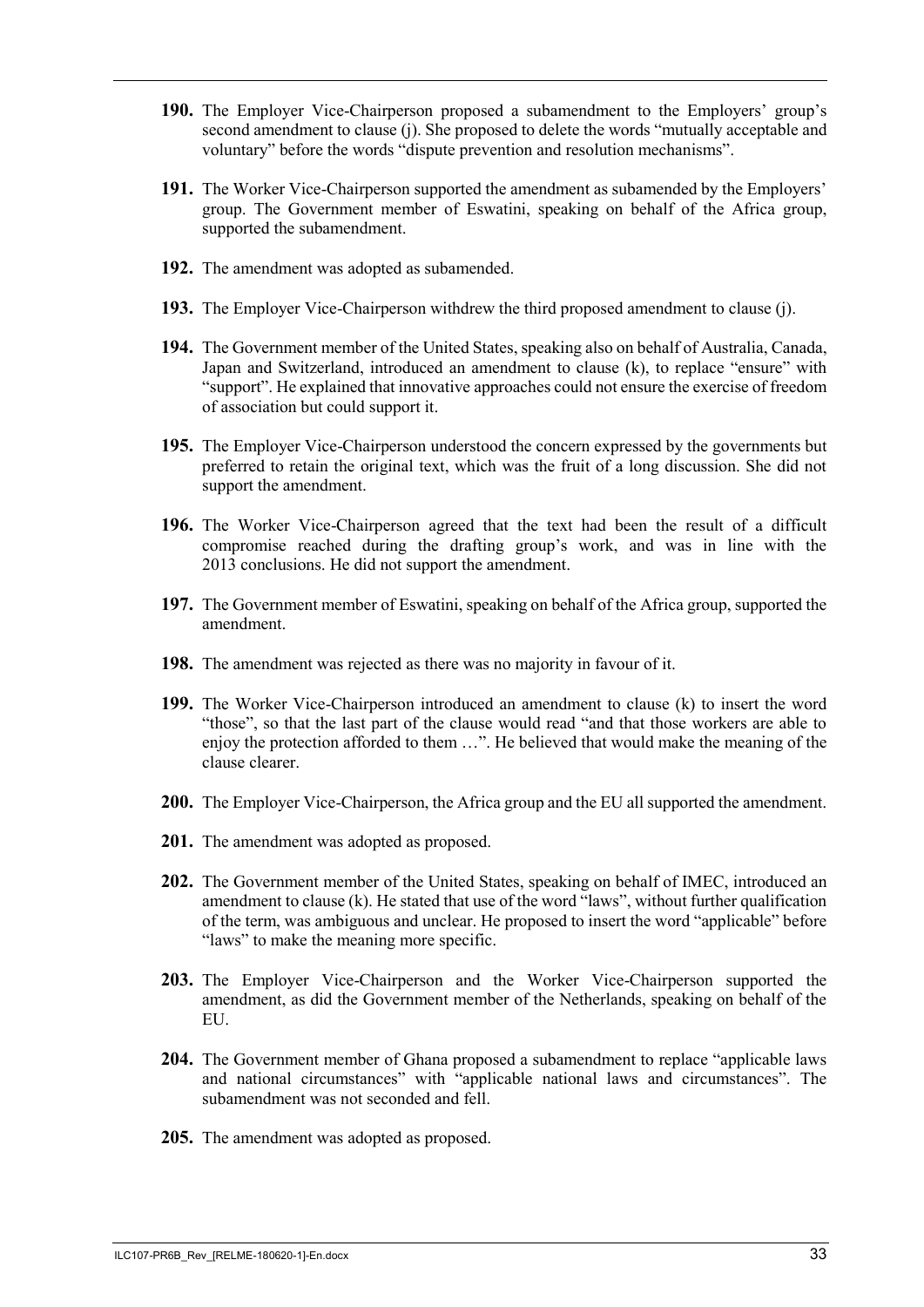**190.** The Employer Vice-Chairperson proposed a subamendment to the Employers' group's second amendment to clause (j). She proposed to delete the words "mutually acceptable and voluntary" before the words "dispute prevention and resolution mechanisms".

**191.** The Worker Vice-Chairperson supported the amendment as subamended by the Employers' group. The Government member of Eswatini, speaking on behalf of the Africa group, supported the subamendment.

**192.** The amendment was adopted as subamended.

**193.** The Employer Vice-Chairperson withdrew the third proposed amendment to clause (j).

**194.** The Government member of the United States, speaking also on behalf of Australia, Canada, Japan and Switzerland, introduced an amendment to clause (k), to replace "ensure" with "support". He explained that innovative approaches could not ensure the exercise of freedom of association but could support it.

**195.** The Employer Vice-Chairperson understood the concern expressed by the governments but preferred to retain the original text, which was the fruit of a long discussion. She did not support the amendment.

**196.** The Worker Vice-Chairperson agreed that the text had been the result of a difficult compromise reached during the drafting group's work, and was in line with the 2013 conclusions. He did not support the amendment.

**197.** The Government member of Eswatini, speaking on behalf of the Africa group, supported the amendment.

**198.** The amendment was rejected as there was no majority in favour of it.

**199.** The Worker Vice-Chairperson introduced an amendment to clause (k) to insert the word "those", so that the last part of the clause would read "and that those workers are able to enjoy the protection afforded to them …". He believed that would make the meaning of the clause clearer.

**200.** The Employer Vice-Chairperson, the Africa group and the EU all supported the amendment.

**201.** The amendment was adopted as proposed.

**202.** The Government member of the United States, speaking on behalf of IMEC, introduced an amendment to clause (k). He stated that use of the word "laws", without further qualification of the term, was ambiguous and unclear. He proposed to insert the word "applicable" before "laws" to make the meaning more specific.

**203.** The Employer Vice-Chairperson and the Worker Vice-Chairperson supported the amendment, as did the Government member of the Netherlands, speaking on behalf of the EU.

**204.** The Government member of Ghana proposed a subamendment to replace "applicable laws and national circumstances" with "applicable national laws and circumstances". The subamendment was not seconded and fell.

**205.** The amendment was adopted as proposed.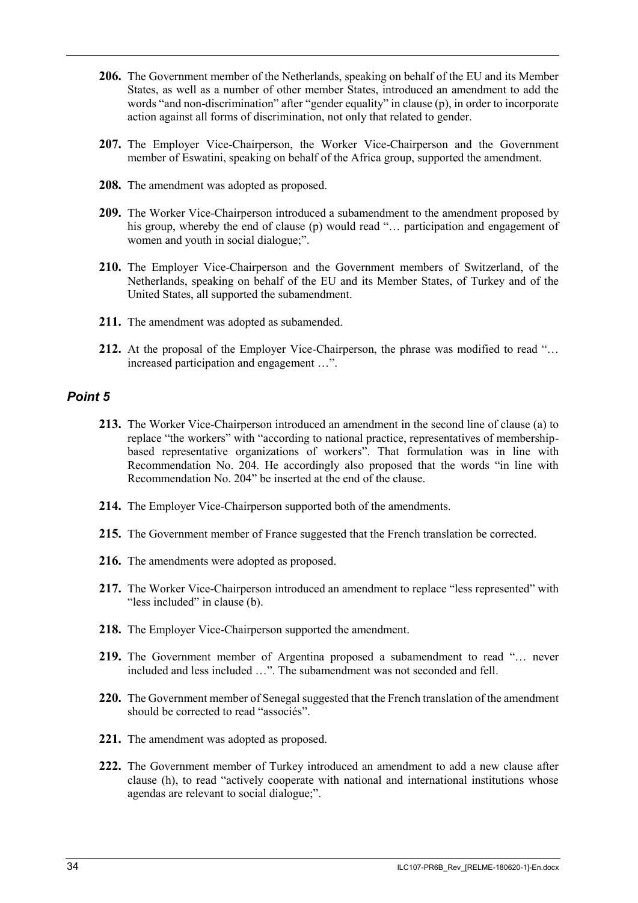**206.** The Government member of the Netherlands, speaking on behalf of the EU and its Member States, as well as a number of other member States, introduced an amendment to add the words "and non-discrimination" after "gender equality" in clause (p), in order to incorporate action against all forms of discrimination, not only that related to gender.

**207.** The Employer Vice-Chairperson, the Worker Vice-Chairperson and the Government member of Eswatini, speaking on behalf of the Africa group, supported the amendment.

**208.** The amendment was adopted as proposed.

**209.** The Worker Vice-Chairperson introduced a subamendment to the amendment proposed by his group, whereby the end of clause (p) would read "… participation and engagement of women and youth in social dialogue;".

**210.** The Employer Vice-Chairperson and the Government members of Switzerland, of the Netherlands, speaking on behalf of the EU and its Member States, of Turkey and of the United States, all supported the subamendment.

**211.** The amendment was adopted as subamended.

**212.** At the proposal of the Employer Vice-Chairperson, the phrase was modified to read "… increased participation and engagement …".

### *Point 5*

**213.** The Worker Vice-Chairperson introduced an amendment in the second line of clause (a) to replace "the workers" with "according to national practice, representatives of membership-based representative organizations of workers". That formulation was in line with Recommendation No. 204. He accordingly also proposed that the words "in line with Recommendation No. 204" be inserted at the end of the clause.

**214.** The Employer Vice-Chairperson supported both of the amendments.

**215.** The Government member of France suggested that the French translation be corrected.

**216.** The amendments were adopted as proposed.

**217.** The Worker Vice-Chairperson introduced an amendment to replace "less represented" with "less included" in clause (b).

**218.** The Employer Vice-Chairperson supported the amendment.

**219.** The Government member of Argentina proposed a subamendment to read "… never included and less included …". The subamendment was not seconded and fell.

**220.** The Government member of Senegal suggested that the French translation of the amendment should be corrected to read "associés".

**221.** The amendment was adopted as proposed.

**222.** The Government member of Turkey introduced an amendment to add a new clause after clause (h), to read "actively cooperate with national and international institutions whose agendas are relevant to social dialogue;".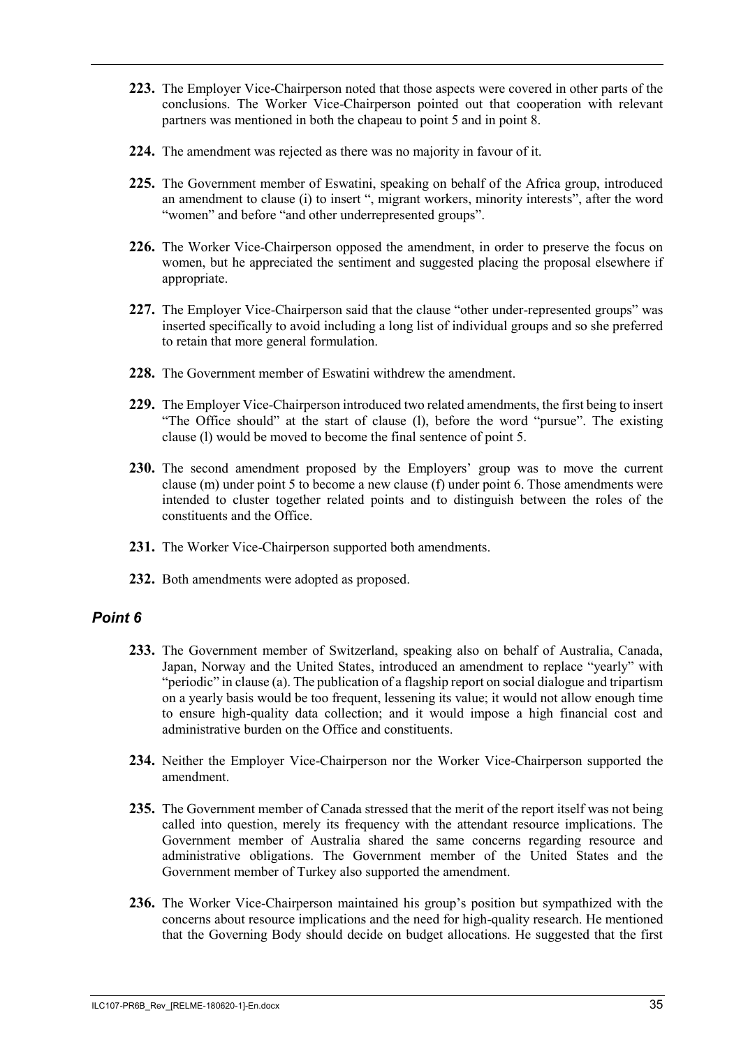**223.** The Employer Vice-Chairperson noted that those aspects were covered in other parts of the conclusions. The Worker Vice-Chairperson pointed out that cooperation with relevant partners was mentioned in both the chapeau to point 5 and in point 8.

**224.** The amendment was rejected as there was no majority in favour of it.

**225.** The Government member of Eswatini, speaking on behalf of the Africa group, introduced an amendment to clause (i) to insert ", migrant workers, minority interests", after the word "women" and before "and other underrepresented groups".

**226.** The Worker Vice-Chairperson opposed the amendment, in order to preserve the focus on women, but he appreciated the sentiment and suggested placing the proposal elsewhere if appropriate.

**227.** The Employer Vice-Chairperson said that the clause "other under-represented groups" was inserted specifically to avoid including a long list of individual groups and so she preferred to retain that more general formulation.

**228.** The Government member of Eswatini withdrew the amendment.

**229.** The Employer Vice-Chairperson introduced two related amendments, the first being to insert "The Office should" at the start of clause (l), before the word "pursue". The existing clause (l) would be moved to become the final sentence of point 5.

**230.** The second amendment proposed by the Employers' group was to move the current clause (m) under point 5 to become a new clause (f) under point 6. Those amendments were intended to cluster together related points and to distinguish between the roles of the constituents and the Office.

**231.** The Worker Vice-Chairperson supported both amendments.

**232.** Both amendments were adopted as proposed.

### *Point 6*

**233.** The Government member of Switzerland, speaking also on behalf of Australia, Canada, Japan, Norway and the United States, introduced an amendment to replace "yearly" with "periodic" in clause (a). The publication of a flagship report on social dialogue and tripartism on a yearly basis would be too frequent, lessening its value; it would not allow enough time to ensure high-quality data collection; and it would impose a high financial cost and administrative burden on the Office and constituents.

**234.** Neither the Employer Vice-Chairperson nor the Worker Vice-Chairperson supported the amendment.

**235.** The Government member of Canada stressed that the merit of the report itself was not being called into question, merely its frequency with the attendant resource implications. The Government member of Australia shared the same concerns regarding resource and administrative obligations. The Government member of the United States and the Government member of Turkey also supported the amendment.

**236.** The Worker Vice-Chairperson maintained his group's position but sympathized with the concerns about resource implications and the need for high-quality research. He mentioned that the Governing Body should decide on budget allocations. He suggested that the first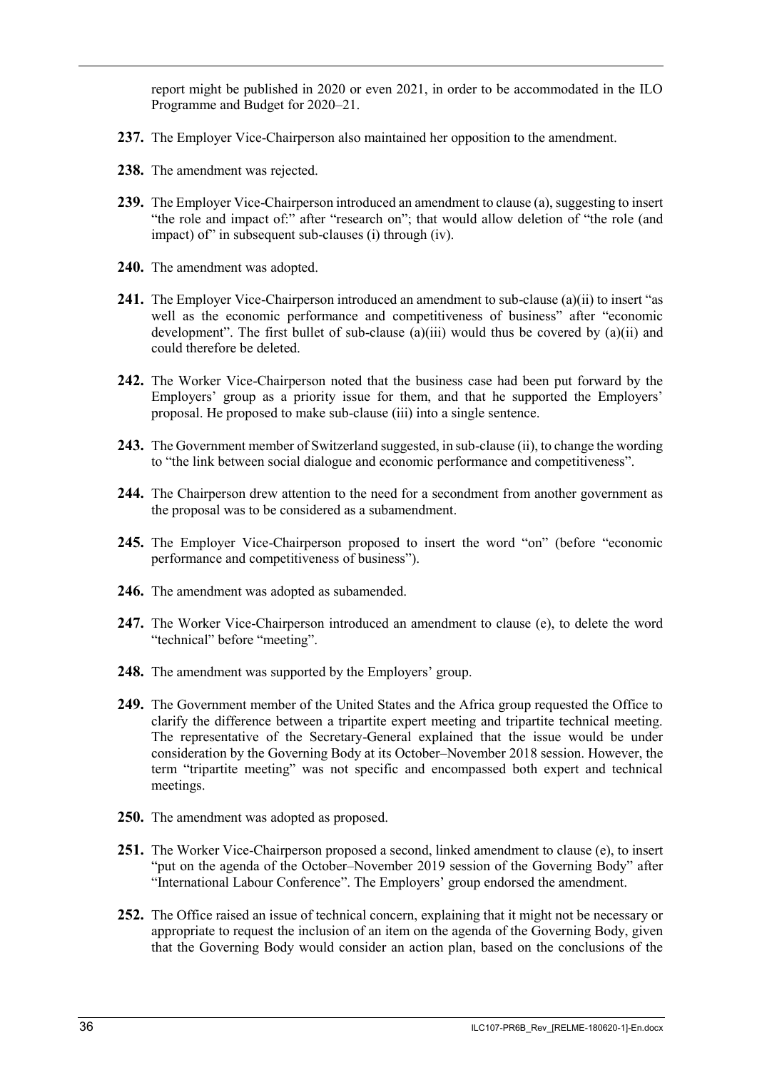report might be published in 2020 or even 2021, in order to be accommodated in the ILO Programme and Budget for 2020–21.

**237.** The Employer Vice-Chairperson also maintained her opposition to the amendment.

**238.** The amendment was rejected.

**239.** The Employer Vice-Chairperson introduced an amendment to clause (a), suggesting to insert "the role and impact of:" after "research on"; that would allow deletion of "the role (and impact) of" in subsequent sub-clauses (i) through (iv).

**240.** The amendment was adopted.

**241.** The Employer Vice-Chairperson introduced an amendment to sub-clause (a)(ii) to insert "as well as the economic performance and competitiveness of business" after "economic development". The first bullet of sub-clause (a)(iii) would thus be covered by (a)(ii) and could therefore be deleted.

**242.** The Worker Vice-Chairperson noted that the business case had been put forward by the Employers' group as a priority issue for them, and that he supported the Employers' proposal. He proposed to make sub-clause (iii) into a single sentence.

**243.** The Government member of Switzerland suggested, in sub-clause (ii), to change the wording to "the link between social dialogue and economic performance and competitiveness".

**244.** The Chairperson drew attention to the need for a secondment from another government as the proposal was to be considered as a subamendment.

**245.** The Employer Vice-Chairperson proposed to insert the word "on" (before "economic performance and competitiveness of business").

**246.** The amendment was adopted as subamended.

**247.** The Worker Vice-Chairperson introduced an amendment to clause (e), to delete the word "technical" before "meeting".

**248.** The amendment was supported by the Employers' group.

**249.** The Government member of the United States and the Africa group requested the Office to clarify the difference between a tripartite expert meeting and tripartite technical meeting. The representative of the Secretary-General explained that the issue would be under consideration by the Governing Body at its October–November 2018 session. However, the term "tripartite meeting" was not specific and encompassed both expert and technical meetings.

**250.** The amendment was adopted as proposed.

**251.** The Worker Vice-Chairperson proposed a second, linked amendment to clause (e), to insert "put on the agenda of the October–November 2019 session of the Governing Body" after "International Labour Conference". The Employers' group endorsed the amendment.

**252.** The Office raised an issue of technical concern, explaining that it might not be necessary or appropriate to request the inclusion of an item on the agenda of the Governing Body, given that the Governing Body would consider an action plan, based on the conclusions of the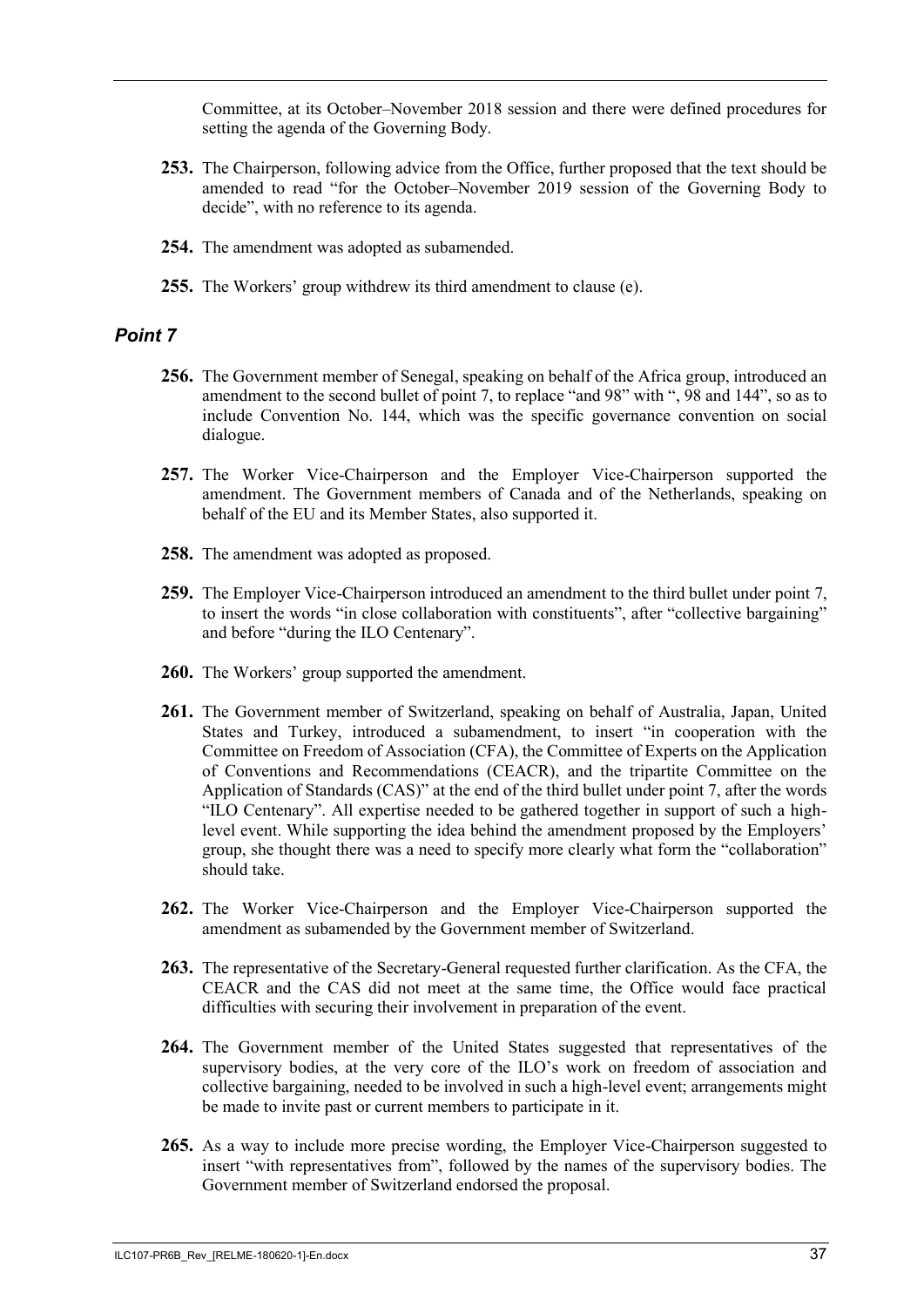Committee, at its October–November 2018 session and there were defined procedures for setting the agenda of the Governing Body.

**253.** The Chairperson, following advice from the Office, further proposed that the text should be amended to read "for the October–November 2019 session of the Governing Body to decide", with no reference to its agenda.

**254.** The amendment was adopted as subamended.

**255.** The Workers' group withdrew its third amendment to clause (e).

### *Point 7*

**256.** The Government member of Senegal, speaking on behalf of the Africa group, introduced an amendment to the second bullet of point 7, to replace "and 98" with ", 98 and 144", so as to include Convention No. 144, which was the specific governance convention on social dialogue.

**257.** The Worker Vice-Chairperson and the Employer Vice-Chairperson supported the amendment. The Government members of Canada and of the Netherlands, speaking on behalf of the EU and its Member States, also supported it.

**258.** The amendment was adopted as proposed.

**259.** The Employer Vice-Chairperson introduced an amendment to the third bullet under point 7, to insert the words "in close collaboration with constituents", after "collective bargaining" and before "during the ILO Centenary".

**260.** The Workers' group supported the amendment.

**261.** The Government member of Switzerland, speaking on behalf of Australia, Japan, United States and Turkey, introduced a subamendment, to insert "in cooperation with the Committee on Freedom of Association (CFA), the Committee of Experts on the Application of Conventions and Recommendations (CEACR), and the tripartite Committee on the Application of Standards (CAS)" at the end of the third bullet under point 7, after the words "ILO Centenary". All expertise needed to be gathered together in support of such a high-level event. While supporting the idea behind the amendment proposed by the Employers' group, she thought there was a need to specify more clearly what form the "collaboration" should take.

**262.** The Worker Vice-Chairperson and the Employer Vice-Chairperson supported the amendment as subamended by the Government member of Switzerland.

**263.** The representative of the Secretary-General requested further clarification. As the CFA, the CEACR and the CAS did not meet at the same time, the Office would face practical difficulties with securing their involvement in preparation of the event.

**264.** The Government member of the United States suggested that representatives of the supervisory bodies, at the very core of the ILO's work on freedom of association and collective bargaining, needed to be involved in such a high-level event; arrangements might be made to invite past or current members to participate in it.

**265.** As a way to include more precise wording, the Employer Vice-Chairperson suggested to insert "with representatives from", followed by the names of the supervisory bodies. The Government member of Switzerland endorsed the proposal.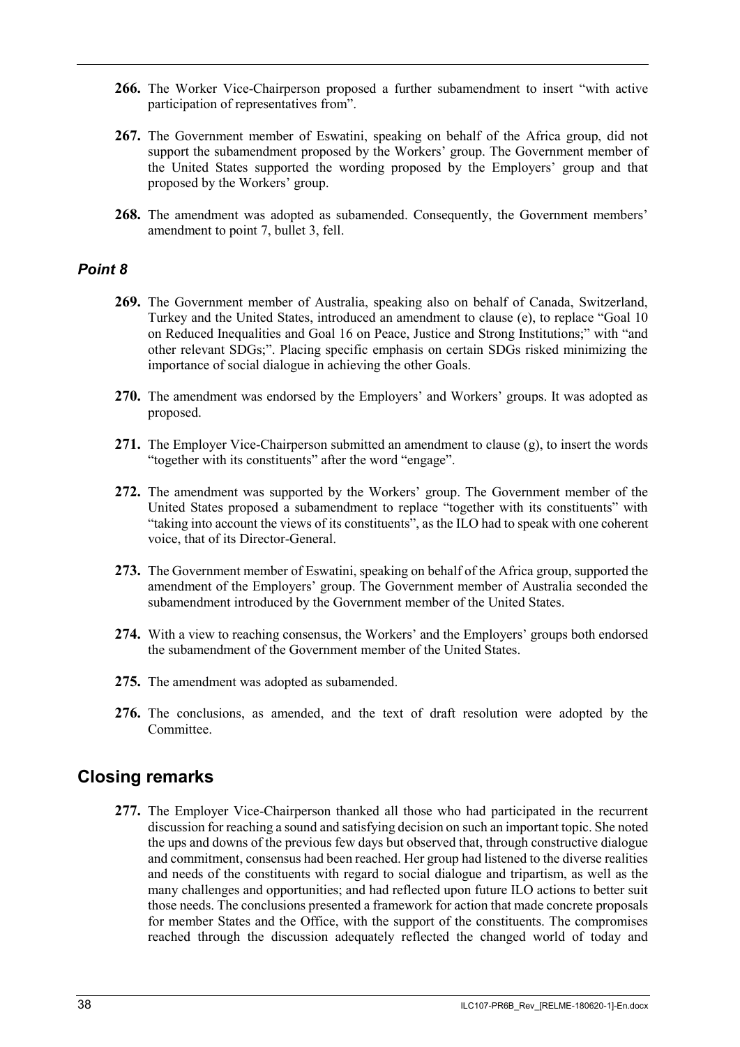**266.** The Worker Vice-Chairperson proposed a further subamendment to insert "with active participation of representatives from".

**267.** The Government member of Eswatini, speaking on behalf of the Africa group, did not support the subamendment proposed by the Workers' group. The Government member of the United States supported the wording proposed by the Employers' group and that proposed by the Workers' group.

**268.** The amendment was adopted as subamended. Consequently, the Government members' amendment to point 7, bullet 3, fell.

### *Point 8*

**269.** The Government member of Australia, speaking also on behalf of Canada, Switzerland, Turkey and the United States, introduced an amendment to clause (e), to replace "Goal 10 on Reduced Inequalities and Goal 16 on Peace, Justice and Strong Institutions;" with "and other relevant SDGs;". Placing specific emphasis on certain SDGs risked minimizing the importance of social dialogue in achieving the other Goals.

**270.** The amendment was endorsed by the Employers' and Workers' groups. It was adopted as proposed.

**271.** The Employer Vice-Chairperson submitted an amendment to clause (g), to insert the words "together with its constituents" after the word "engage".

**272.** The amendment was supported by the Workers' group. The Government member of the United States proposed a subamendment to replace "together with its constituents" with "taking into account the views of its constituents", as the ILO had to speak with one coherent voice, that of its Director-General.

**273.** The Government member of Eswatini, speaking on behalf of the Africa group, supported the amendment of the Employers' group. The Government member of Australia seconded the subamendment introduced by the Government member of the United States.

**274.** With a view to reaching consensus, the Workers' and the Employers' groups both endorsed the subamendment of the Government member of the United States.

**275.** The amendment was adopted as subamended.

**276.** The conclusions, as amended, and the text of draft resolution were adopted by the Committee.

## Closing remarks

**277.** The Employer Vice-Chairperson thanked all those who had participated in the recurrent discussion for reaching a sound and satisfying decision on such an important topic. She noted the ups and downs of the previous few days but observed that, through constructive dialogue and commitment, consensus had been reached. Her group had listened to the diverse realities and needs of the constituents with regard to social dialogue and tripartism, as well as the many challenges and opportunities; and had reflected upon future ILO actions to better suit those needs. The conclusions presented a framework for action that made concrete proposals for member States and the Office, with the support of the constituents. The compromises reached through the discussion adequately reflected the changed world of today and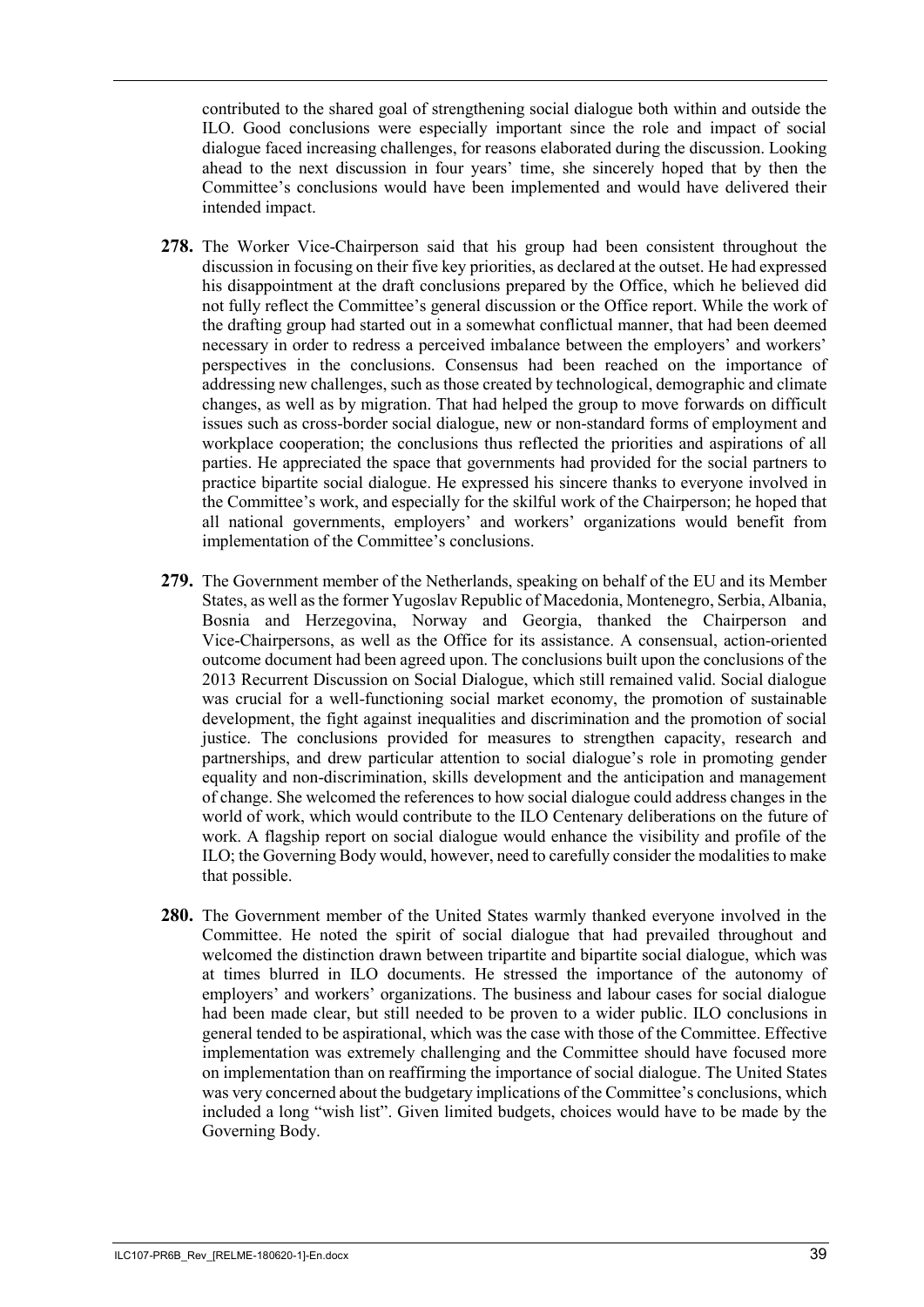contributed to the shared goal of strengthening social dialogue both within and outside the ILO. Good conclusions were especially important since the role and impact of social dialogue faced increasing challenges, for reasons elaborated during the discussion. Looking ahead to the next discussion in four years' time, she sincerely hoped that by then the Committee's conclusions would have been implemented and would have delivered their intended impact.

**278.** The Worker Vice-Chairperson said that his group had been consistent throughout the discussion in focusing on their five key priorities, as declared at the outset. He had expressed his disappointment at the draft conclusions prepared by the Office, which he believed did not fully reflect the Committee's general discussion or the Office report. While the work of the drafting group had started out in a somewhat conflictual manner, that had been deemed necessary in order to redress a perceived imbalance between the employers' and workers' perspectives in the conclusions. Consensus had been reached on the importance of addressing new challenges, such as those created by technological, demographic and climate changes, as well as by migration. That had helped the group to move forwards on difficult issues such as cross-border social dialogue, new or non-standard forms of employment and workplace cooperation; the conclusions thus reflected the priorities and aspirations of all parties. He appreciated the space that governments had provided for the social partners to practice bipartite social dialogue. He expressed his sincere thanks to everyone involved in the Committee's work, and especially for the skilful work of the Chairperson; he hoped that all national governments, employers' and workers' organizations would benefit from implementation of the Committee's conclusions.

**279.** The Government member of the Netherlands, speaking on behalf of the EU and its Member States, as well as the former Yugoslav Republic of Macedonia, Montenegro, Serbia, Albania, Bosnia and Herzegovina, Norway and Georgia, thanked the Chairperson and Vice-Chairpersons, as well as the Office for its assistance. A consensual, action-oriented outcome document had been agreed upon. The conclusions built upon the conclusions of the 2013 Recurrent Discussion on Social Dialogue, which still remained valid. Social dialogue was crucial for a well-functioning social market economy, the promotion of sustainable development, the fight against inequalities and discrimination and the promotion of social justice. The conclusions provided for measures to strengthen capacity, research and partnerships, and drew particular attention to social dialogue's role in promoting gender equality and non-discrimination, skills development and the anticipation and management of change. She welcomed the references to how social dialogue could address changes in the world of work, which would contribute to the ILO Centenary deliberations on the future of work. A flagship report on social dialogue would enhance the visibility and profile of the ILO; the Governing Body would, however, need to carefully consider the modalities to make that possible.

**280.** The Government member of the United States warmly thanked everyone involved in the Committee. He noted the spirit of social dialogue that had prevailed throughout and welcomed the distinction drawn between tripartite and bipartite social dialogue, which was at times blurred in ILO documents. He stressed the importance of the autonomy of employers' and workers' organizations. The business and labour cases for social dialogue had been made clear, but still needed to be proven to a wider public. ILO conclusions in general tended to be aspirational, which was the case with those of the Committee. Effective implementation was extremely challenging and the Committee should have focused more on implementation than on reaffirming the importance of social dialogue. The United States was very concerned about the budgetary implications of the Committee's conclusions, which included a long "wish list". Given limited budgets, choices would have to be made by the Governing Body.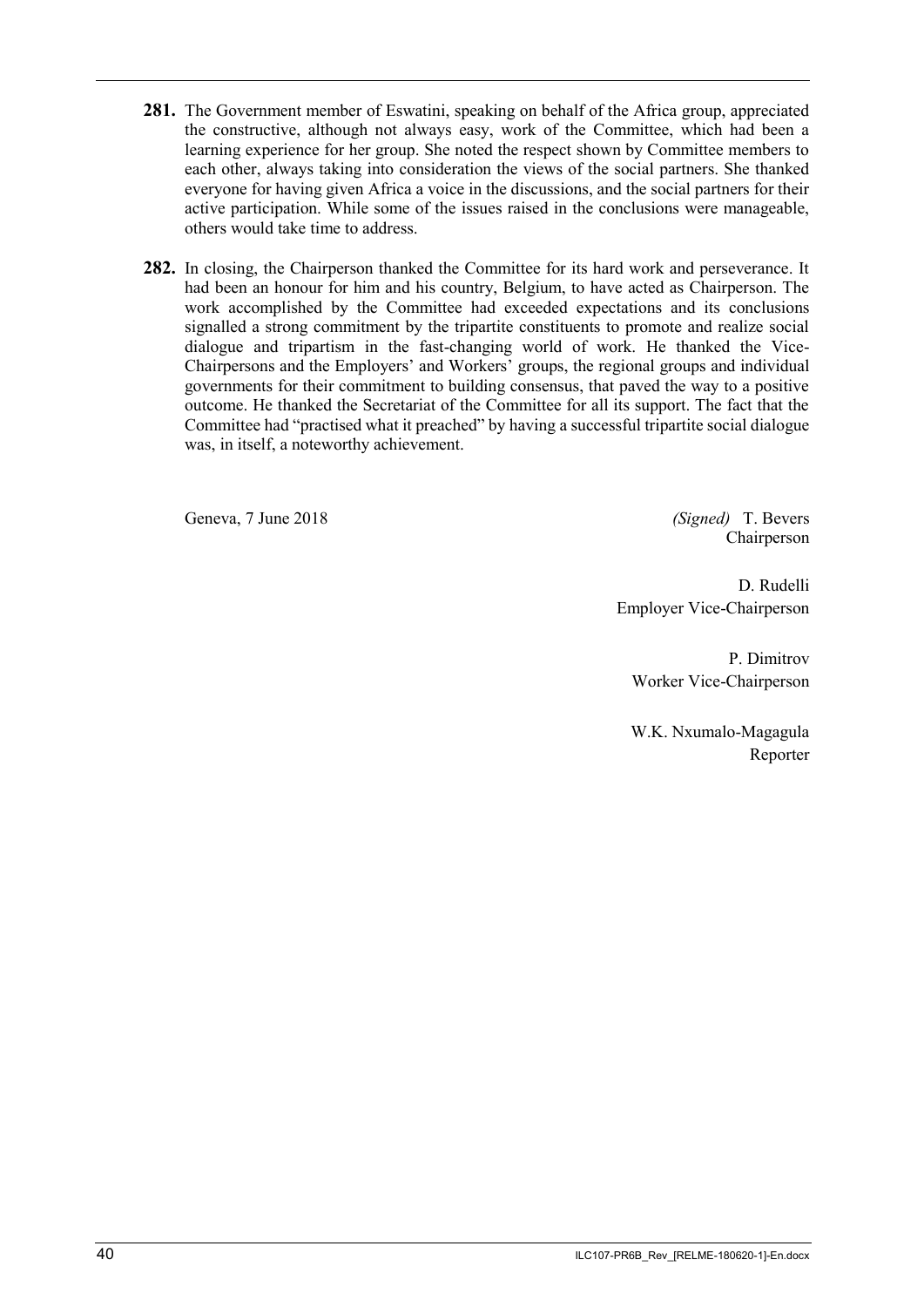**281.** The Government member of Eswatini, speaking on behalf of the Africa group, appreciated the constructive, although not always easy, work of the Committee, which had been a learning experience for her group. She noted the respect shown by Committee members to each other, always taking into consideration the views of the social partners. She thanked everyone for having given Africa a voice in the discussions, and the social partners for their active participation. While some of the issues raised in the conclusions were manageable, others would take time to address.

**282.** In closing, the Chairperson thanked the Committee for its hard work and perseverance. It had been an honour for him and his country, Belgium, to have acted as Chairperson. The work accomplished by the Committee had exceeded expectations and its conclusions signalled a strong commitment by the tripartite constituents to promote and realize social dialogue and tripartism in the fast-changing world of work. He thanked the Vice-Chairpersons and the Employers' and Workers' groups, the regional groups and individual governments for their commitment to building consensus, that paved the way to a positive outcome. He thanked the Secretariat of the Committee for all its support. The fact that the Committee had "practised what it preached" by having a successful tripartite social dialogue was, in itself, a noteworthy achievement.

Geneva, 7 June 2018

*(Signed)* T. Bevers
Chairperson

D. Rudelli
Employer Vice-Chairperson

P. Dimitrov
Worker Vice-Chairperson

W.K. Nxumalo-Magagula
Reporter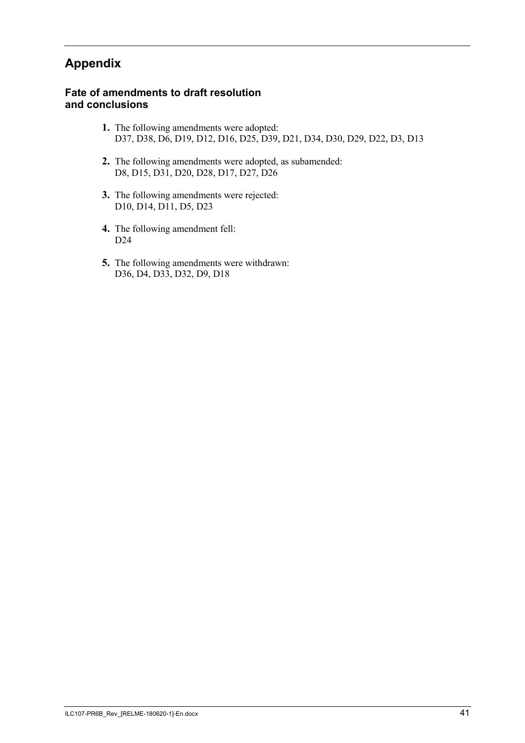# Appendix

## Fate of amendments to draft resolution and conclusions

**1.** The following amendments were adopted:
D37, D38, D6, D19, D12, D16, D25, D39, D21, D34, D30, D29, D22, D3, D13

**2.** The following amendments were adopted, as subamended:
D8, D15, D31, D20, D28, D17, D27, D26

**3.** The following amendments were rejected:
D10, D14, D11, D5, D23

**4.** The following amendment fell:
D24

**5.** The following amendments were withdrawn:
D36, D4, D33, D32, D9, D18